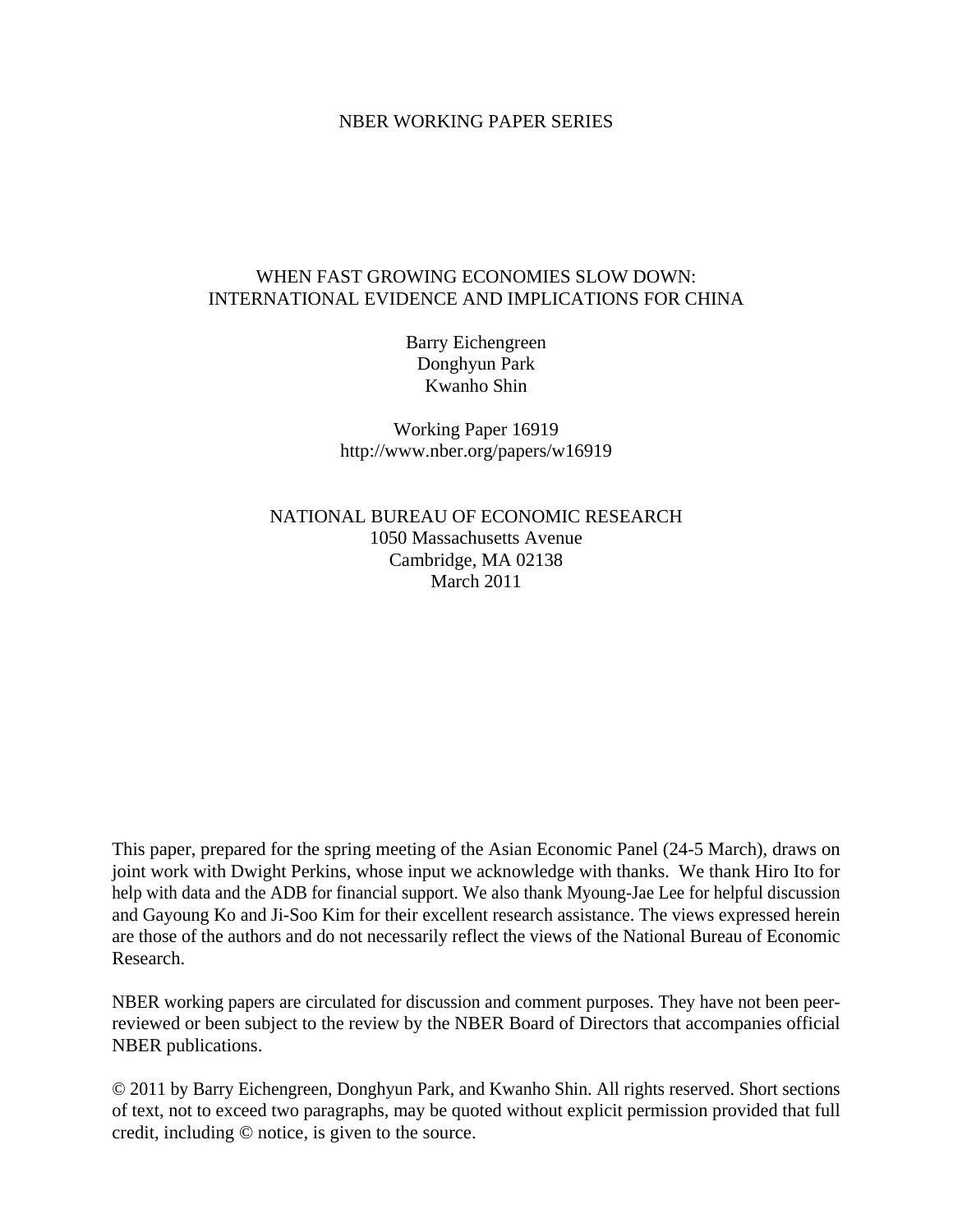NBER WORKING PAPER SERIES

# WHEN FAST GROWING ECONOMIES SLOW DOWN: INTERNATIONAL EVIDENCE AND IMPLICATIONS FOR CHINA

Barry Eichengreen  
Donghyun Park  
Kwanho Shin

Working Paper 16919  
http://www.nber.org/papers/w16919

NATIONAL BUREAU OF ECONOMIC RESEARCH  
1050 Massachusetts Avenue  
Cambridge, MA 02138  
March 2011

This paper, prepared for the spring meeting of the Asian Economic Panel (24-5 March), draws on joint work with Dwight Perkins, whose input we acknowledge with thanks. We thank Hiro Ito for help with data and the ADB for financial support. We also thank Myoung-Jae Lee for helpful discussion and Gayoung Ko and Ji-Soo Kim for their excellent research assistance. The views expressed herein are those of the authors and do not necessarily reflect the views of the National Bureau of Economic Research.

NBER working papers are circulated for discussion and comment purposes. They have not been peer-reviewed or been subject to the review by the NBER Board of Directors that accompanies official NBER publications.

© 2011 by Barry Eichengreen, Donghyun Park, and Kwanho Shin. All rights reserved. Short sections of text, not to exceed two paragraphs, may be quoted without explicit permission provided that full credit, including © notice, is given to the source.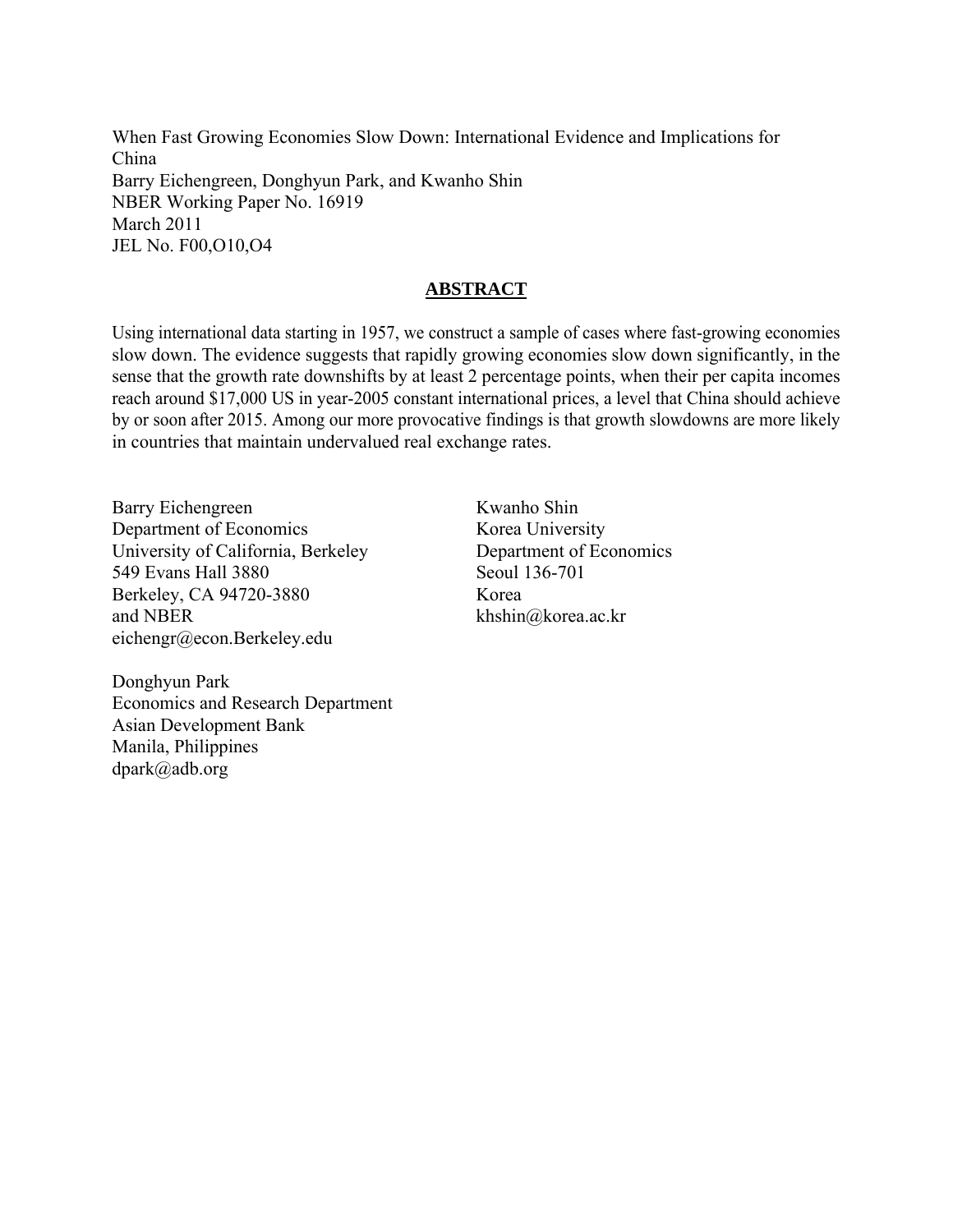When Fast Growing Economies Slow Down: International Evidence and Implications for China
Barry Eichengreen, Donghyun Park, and Kwanho Shin
NBER Working Paper No. 16919
March 2011
JEL No. F00,O10,O4

## ABSTRACT

Using international data starting in 1957, we construct a sample of cases where fast-growing economies slow down. The evidence suggests that rapidly growing economies slow down significantly, in the sense that the growth rate downshifts by at least 2 percentage points, when their per capita incomes reach around $17,000 US in year-2005 constant international prices, a level that China should achieve by or soon after 2015. Among our more provocative findings is that growth slowdowns are more likely in countries that maintain undervalued real exchange rates.

Barry Eichengreen
Department of Economics
University of California, Berkeley
549 Evans Hall 3880
Berkeley, CA 94720-3880
and NBER
eichengr@econ.Berkeley.edu

Kwanho Shin
Korea University
Department of Economics
Seoul 136-701
Korea
khshin@korea.ac.kr

Donghyun Park
Economics and Research Department
Asian Development Bank
Manila, Philippines
dpark@adb.org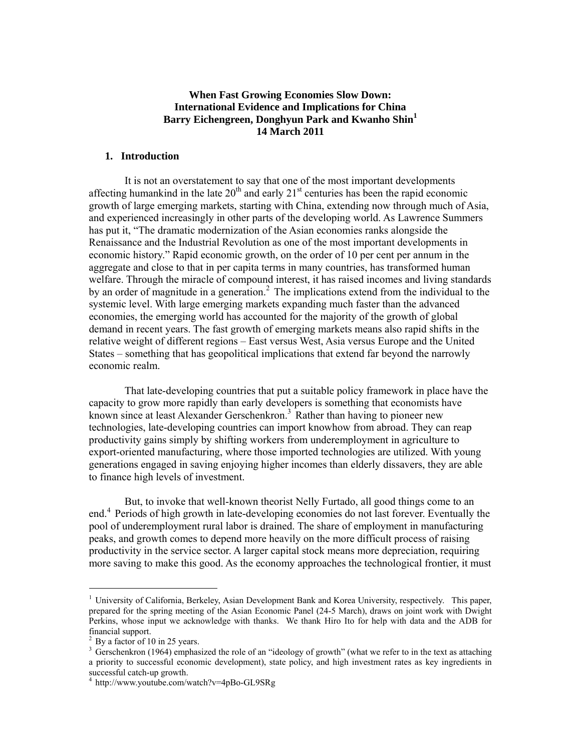**When Fast Growing Economies Slow Down:**
**International Evidence and Implications for China**
**Barry Eichengreen, Donghyun Park and Kwanho Shin[1]**
**14 March 2011**

## 1. Introduction

It is not an overstatement to say that one of the most important developments affecting humankind in the late 20th and early 21st centuries has been the rapid economic growth of large emerging markets, starting with China, extending now through much of Asia, and experienced increasingly in other parts of the developing world. As Lawrence Summers has put it, "The dramatic modernization of the Asian economies ranks alongside the Renaissance and the Industrial Revolution as one of the most important developments in economic history." Rapid economic growth, on the order of 10 per cent per annum in the aggregate and close to that in per capita terms in many countries, has transformed human welfare. Through the miracle of compound interest, it has raised incomes and living standards by an order of magnitude in a generation.[2] The implications extend from the individual to the systemic level. With large emerging markets expanding much faster than the advanced economies, the emerging world has accounted for the majority of the growth of global demand in recent years. The fast growth of emerging markets means also rapid shifts in the relative weight of different regions – East versus West, Asia versus Europe and the United States – something that has geopolitical implications that extend far beyond the narrowly economic realm.

That late-developing countries that put a suitable policy framework in place have the capacity to grow more rapidly than early developers is something that economists have known since at least Alexander Gerschenkron.[3] Rather than having to pioneer new technologies, late-developing countries can import knowhow from abroad. They can reap productivity gains simply by shifting workers from underemployment in agriculture to export-oriented manufacturing, where those imported technologies are utilized. With young generations engaged in saving enjoying higher incomes than elderly dissavers, they are able to finance high levels of investment.

But, to invoke that well-known theorist Nelly Furtado, all good things come to an end.[4] Periods of high growth in late-developing economies do not last forever. Eventually the pool of underemployment rural labor is drained. The share of employment in manufacturing peaks, and growth comes to depend more heavily on the more difficult process of raising productivity in the service sector. A larger capital stock means more depreciation, requiring more saving to make this good. As the economy approaches the technological frontier, it must

---

[1] University of California, Berkeley, Asian Development Bank and Korea University, respectively. This paper, prepared for the spring meeting of the Asian Economic Panel (24-5 March), draws on joint work with Dwight Perkins, whose input we acknowledge with thanks. We thank Hiro Ito for help with data and the ADB for financial support.

[2] By a factor of 10 in 25 years.

[3] Gerschenkron (1964) emphasized the role of an "ideology of growth" (what we refer to in the text as attaching a priority to successful economic development), state policy, and high investment rates as key ingredients in successful catch-up growth.

[4] http://www.youtube.com/watch?v=4pBo-GL9SRg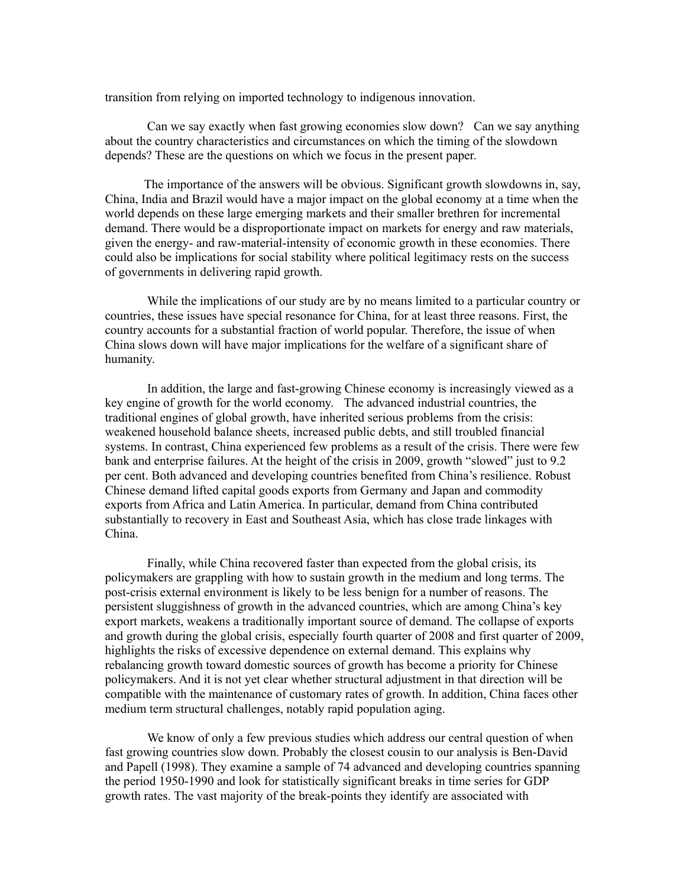transition from relying on imported technology to indigenous innovation.

Can we say exactly when fast growing economies slow down? Can we say anything about the country characteristics and circumstances on which the timing of the slowdown depends? These are the questions on which we focus in the present paper.

The importance of the answers will be obvious. Significant growth slowdowns in, say, China, India and Brazil would have a major impact on the global economy at a time when the world depends on these large emerging markets and their smaller brethren for incremental demand. There would be a disproportionate impact on markets for energy and raw materials, given the energy- and raw-material-intensity of economic growth in these economies. There could also be implications for social stability where political legitimacy rests on the success of governments in delivering rapid growth.

While the implications of our study are by no means limited to a particular country or countries, these issues have special resonance for China, for at least three reasons. First, the country accounts for a substantial fraction of world popular. Therefore, the issue of when China slows down will have major implications for the welfare of a significant share of humanity.

In addition, the large and fast-growing Chinese economy is increasingly viewed as a key engine of growth for the world economy. The advanced industrial countries, the traditional engines of global growth, have inherited serious problems from the crisis: weakened household balance sheets, increased public debts, and still troubled financial systems. In contrast, China experienced few problems as a result of the crisis. There were few bank and enterprise failures. At the height of the crisis in 2009, growth "slowed" just to 9.2 per cent. Both advanced and developing countries benefited from China's resilience. Robust Chinese demand lifted capital goods exports from Germany and Japan and commodity exports from Africa and Latin America. In particular, demand from China contributed substantially to recovery in East and Southeast Asia, which has close trade linkages with China.

Finally, while China recovered faster than expected from the global crisis, its policymakers are grappling with how to sustain growth in the medium and long terms. The post-crisis external environment is likely to be less benign for a number of reasons. The persistent sluggishness of growth in the advanced countries, which are among China's key export markets, weakens a traditionally important source of demand. The collapse of exports and growth during the global crisis, especially fourth quarter of 2008 and first quarter of 2009, highlights the risks of excessive dependence on external demand. This explains why rebalancing growth toward domestic sources of growth has become a priority for Chinese policymakers. And it is not yet clear whether structural adjustment in that direction will be compatible with the maintenance of customary rates of growth. In addition, China faces other medium term structural challenges, notably rapid population aging.

We know of only a few previous studies which address our central question of when fast growing countries slow down. Probably the closest cousin to our analysis is Ben-David and Papell (1998). They examine a sample of 74 advanced and developing countries spanning the period 1950-1990 and look for statistically significant breaks in time series for GDP growth rates. The vast majority of the break-points they identify are associated with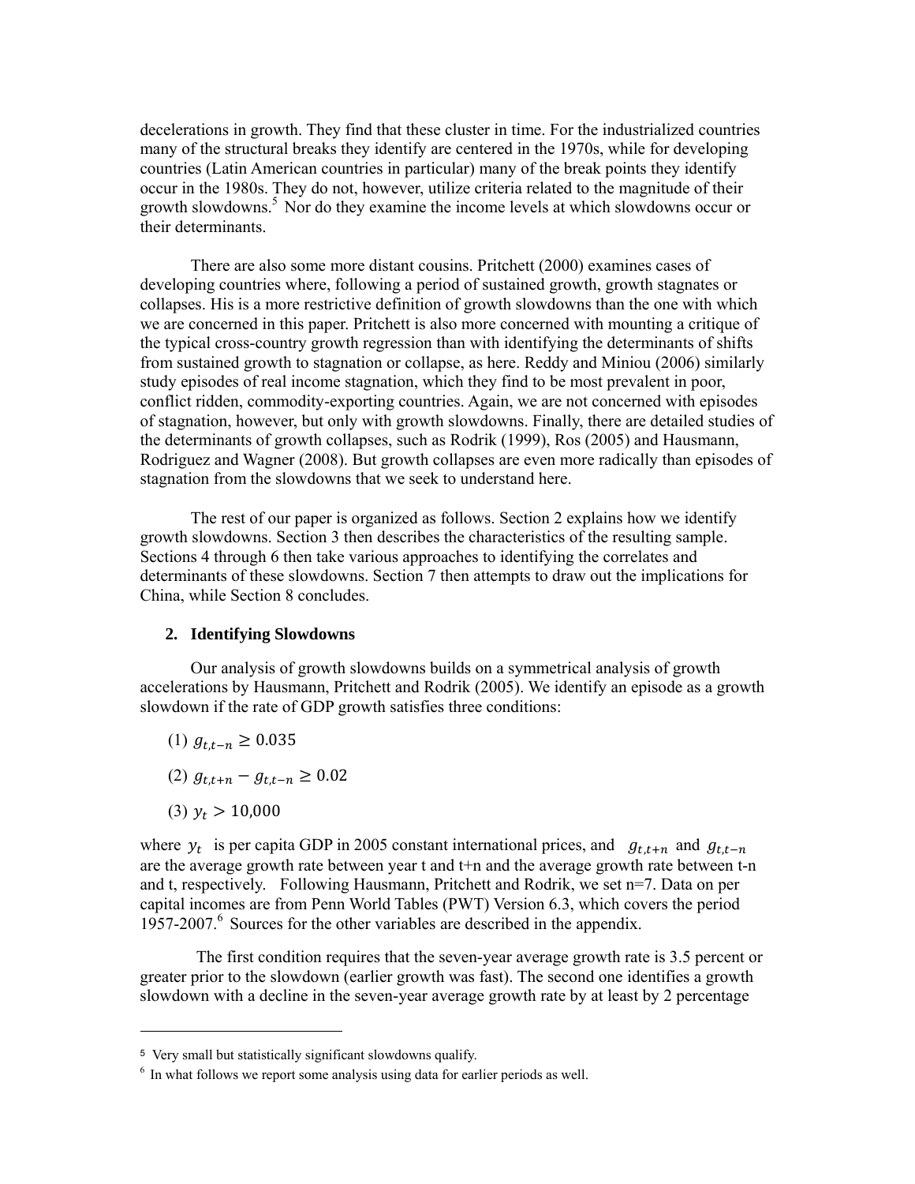decelerations in growth. They find that these cluster in time. For the industrialized countries many of the structural breaks they identify are centered in the 1970s, while for developing countries (Latin American countries in particular) many of the break points they identify occur in the 1980s. They do not, however, utilize criteria related to the magnitude of their growth slowdowns.[5] Nor do they examine the income levels at which slowdowns occur or their determinants.

There are also some more distant cousins. Pritchett (2000) examines cases of developing countries where, following a period of sustained growth, growth stagnates or collapses. His is a more restrictive definition of growth slowdowns than the one with which we are concerned in this paper. Pritchett is also more concerned with mounting a critique of the typical cross-country growth regression than with identifying the determinants of shifts from sustained growth to stagnation or collapse, as here. Reddy and Miniou (2006) similarly study episodes of real income stagnation, which they find to be most prevalent in poor, conflict ridden, commodity-exporting countries. Again, we are not concerned with episodes of stagnation, however, but only with growth slowdowns. Finally, there are detailed studies of the determinants of growth collapses, such as Rodrik (1999), Ros (2005) and Hausmann, Rodriguez and Wagner (2008). But growth collapses are even more radically than episodes of stagnation from the slowdowns that we seek to understand here.

The rest of our paper is organized as follows. Section 2 explains how we identify growth slowdowns. Section 3 then describes the characteristics of the resulting sample. Sections 4 through 6 then take various approaches to identifying the correlates and determinants of these slowdowns. Section 7 then attempts to draw out the implications for China, while Section 8 concludes.

## 2. Identifying Slowdowns

Our analysis of growth slowdowns builds on a symmetrical analysis of growth accelerations by Hausmann, Pritchett and Rodrik (2005). We identify an episode as a growth slowdown if the rate of GDP growth satisfies three conditions:

(1) $g_{t,t-n} \geq 0.035$

(2) $g_{t,t+n} - g_{t,t-n} \geq 0.02$

(3) $y_t > 10{,}000$

where $y_t$ is per capita GDP in 2005 constant international prices, and $g_{t,t+n}$ and $g_{t,t-n}$ are the average growth rate between year t and t+n and the average growth rate between t-n and t, respectively. Following Hausmann, Pritchett and Rodrik, we set n=7. Data on per capital incomes are from Penn World Tables (PWT) Version 6.3, which covers the period 1957-2007.[6] Sources for the other variables are described in the appendix.

The first condition requires that the seven-year average growth rate is 3.5 percent or greater prior to the slowdown (earlier growth was fast). The second one identifies a growth slowdown with a decline in the seven-year average growth rate by at least by 2 percentage

[5] Very small but statistically significant slowdowns qualify.

[6] In what follows we report some analysis using data for earlier periods as well.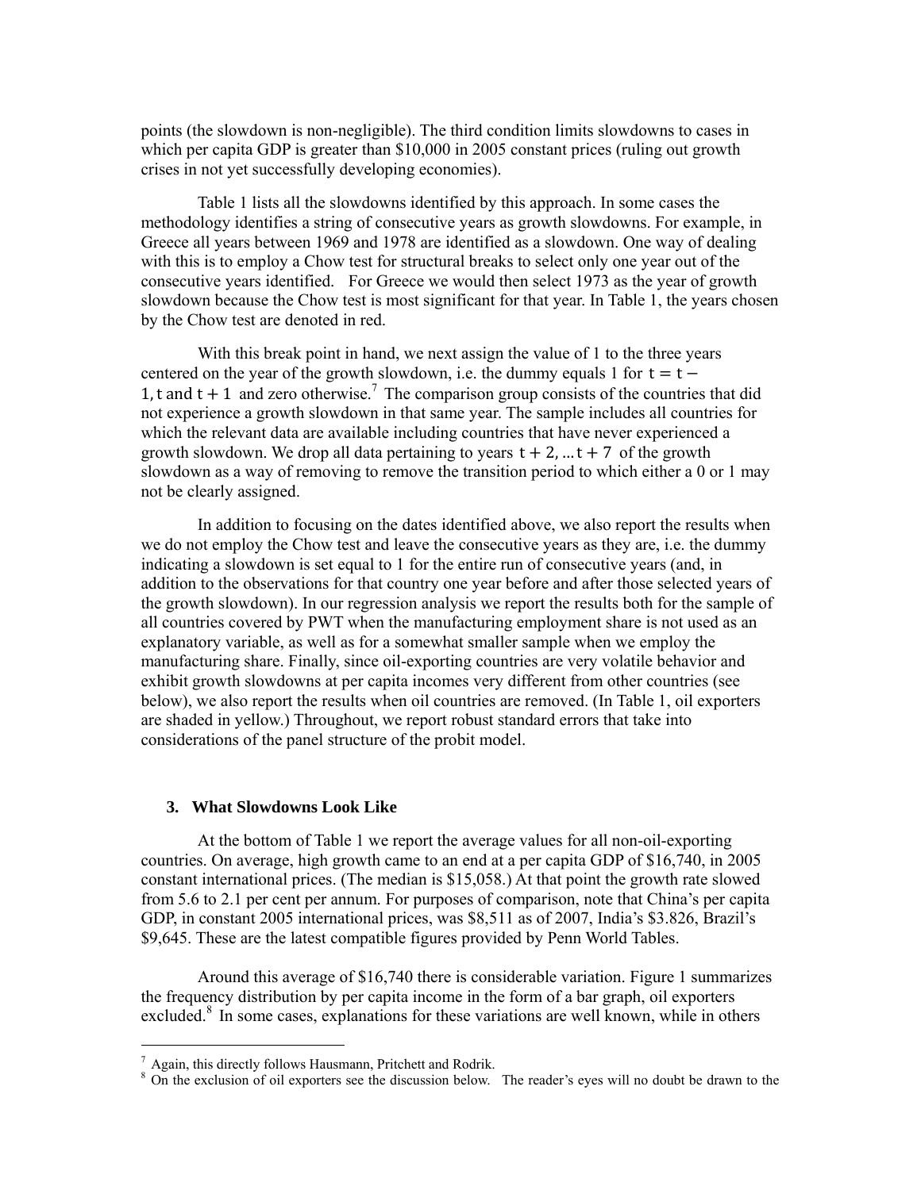points (the slowdown is non-negligible). The third condition limits slowdowns to cases in which per capita GDP is greater than $10,000 in 2005 constant prices (ruling out growth crises in not yet successfully developing economies).

Table 1 lists all the slowdowns identified by this approach. In some cases the methodology identifies a string of consecutive years as growth slowdowns. For example, in Greece all years between 1969 and 1978 are identified as a slowdown. One way of dealing with this is to employ a Chow test for structural breaks to select only one year out of the consecutive years identified. For Greece we would then select 1973 as the year of growth slowdown because the Chow test is most significant for that year. In Table 1, the years chosen by the Chow test are denoted in red.

With this break point in hand, we next assign the value of 1 to the three years centered on the year of the growth slowdown, i.e. the dummy equals 1 for $t = t - 1, t$ and $t + 1$ and zero otherwise.[7] The comparison group consists of the countries that did not experience a growth slowdown in that same year. The sample includes all countries for which the relevant data are available including countries that have never experienced a growth slowdown. We drop all data pertaining to years $t + 2, \ldots t + 7$ of the growth slowdown as a way of removing to remove the transition period to which either a 0 or 1 may not be clearly assigned.

In addition to focusing on the dates identified above, we also report the results when we do not employ the Chow test and leave the consecutive years as they are, i.e. the dummy indicating a slowdown is set equal to 1 for the entire run of consecutive years (and, in addition to the observations for that country one year before and after those selected years of the growth slowdown). In our regression analysis we report the results both for the sample of all countries covered by PWT when the manufacturing employment share is not used as an explanatory variable, as well as for a somewhat smaller sample when we employ the manufacturing share. Finally, since oil-exporting countries are very volatile behavior and exhibit growth slowdowns at per capita incomes very different from other countries (see below), we also report the results when oil countries are removed. (In Table 1, oil exporters are shaded in yellow.) Throughout, we report robust standard errors that take into considerations of the panel structure of the probit model.

## 3. What Slowdowns Look Like

At the bottom of Table 1 we report the average values for all non-oil-exporting countries. On average, high growth came to an end at a per capita GDP of $16,740, in 2005 constant international prices. (The median is $15,058.) At that point the growth rate slowed from 5.6 to 2.1 per cent per annum. For purposes of comparison, note that China's per capita GDP, in constant 2005 international prices, was $8,511 as of 2007, India's $3.826, Brazil's $9,645. These are the latest compatible figures provided by Penn World Tables.

Around this average of $16,740 there is considerable variation. Figure 1 summarizes the frequency distribution by per capita income in the form of a bar graph, oil exporters excluded.[8] In some cases, explanations for these variations are well known, while in others

---

[7] Again, this directly follows Hausmann, Pritchett and Rodrik.

[8] On the exclusion of oil exporters see the discussion below. The reader's eyes will no doubt be drawn to the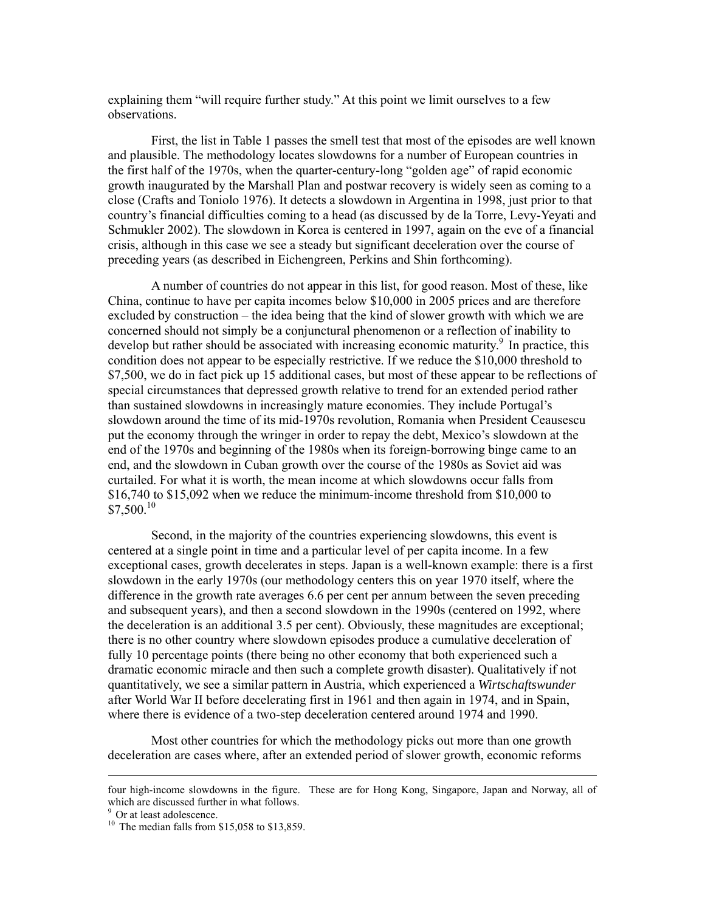explaining them "will require further study." At this point we limit ourselves to a few observations.

First, the list in Table 1 passes the smell test that most of the episodes are well known and plausible. The methodology locates slowdowns for a number of European countries in the first half of the 1970s, when the quarter-century-long "golden age" of rapid economic growth inaugurated by the Marshall Plan and postwar recovery is widely seen as coming to a close (Crafts and Toniolo 1976). It detects a slowdown in Argentina in 1998, just prior to that country's financial difficulties coming to a head (as discussed by de la Torre, Levy-Yeyati and Schmukler 2002). The slowdown in Korea is centered in 1997, again on the eve of a financial crisis, although in this case we see a steady but significant deceleration over the course of preceding years (as described in Eichengreen, Perkins and Shin forthcoming).

A number of countries do not appear in this list, for good reason. Most of these, like China, continue to have per capita incomes below \$10,000 in 2005 prices and are therefore excluded by construction – the idea being that the kind of slower growth with which we are concerned should not simply be a conjunctural phenomenon or a reflection of inability to develop but rather should be associated with increasing economic maturity.[9] In practice, this condition does not appear to be especially restrictive. If we reduce the \$10,000 threshold to \$7,500, we do in fact pick up 15 additional cases, but most of these appear to be reflections of special circumstances that depressed growth relative to trend for an extended period rather than sustained slowdowns in increasingly mature economies. They include Portugal's slowdown around the time of its mid-1970s revolution, Romania when President Ceausescu put the economy through the wringer in order to repay the debt, Mexico's slowdown at the end of the 1970s and beginning of the 1980s when its foreign-borrowing binge came to an end, and the slowdown in Cuban growth over the course of the 1980s as Soviet aid was curtailed. For what it is worth, the mean income at which slowdowns occur falls from \$16,740 to \$15,092 when we reduce the minimum-income threshold from \$10,000 to \$7,500.[10]

Second, in the majority of the countries experiencing slowdowns, this event is centered at a single point in time and a particular level of per capita income. In a few exceptional cases, growth decelerates in steps. Japan is a well-known example: there is a first slowdown in the early 1970s (our methodology centers this on year 1970 itself, where the difference in the growth rate averages 6.6 per cent per annum between the seven preceding and subsequent years), and then a second slowdown in the 1990s (centered on 1992, where the deceleration is an additional 3.5 per cent). Obviously, these magnitudes are exceptional; there is no other country where slowdown episodes produce a cumulative deceleration of fully 10 percentage points (there being no other economy that both experienced such a dramatic economic miracle and then such a complete growth disaster). Qualitatively if not quantitatively, we see a similar pattern in Austria, which experienced a *Wirtschaftswunder* after World War II before decelerating first in 1961 and then again in 1974, and in Spain, where there is evidence of a two-step deceleration centered around 1974 and 1990.

Most other countries for which the methodology picks out more than one growth deceleration are cases where, after an extended period of slower growth, economic reforms

---

four high-income slowdowns in the figure. These are for Hong Kong, Singapore, Japan and Norway, all of which are discussed further in what follows.

[9] Or at least adolescence.

[10] The median falls from \$15,058 to \$13,859.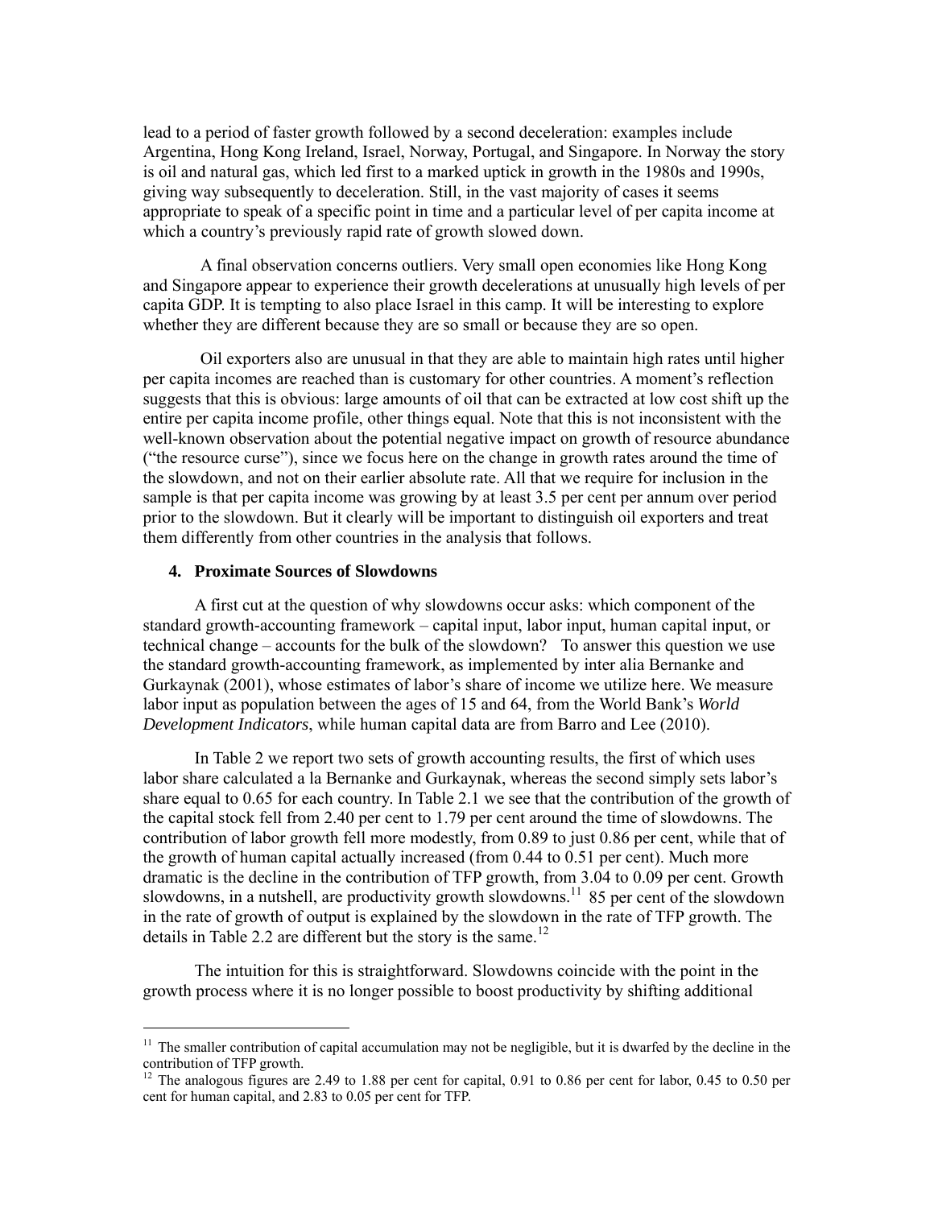lead to a period of faster growth followed by a second deceleration: examples include Argentina, Hong Kong Ireland, Israel, Norway, Portugal, and Singapore. In Norway the story is oil and natural gas, which led first to a marked uptick in growth in the 1980s and 1990s, giving way subsequently to deceleration. Still, in the vast majority of cases it seems appropriate to speak of a specific point in time and a particular level of per capita income at which a country's previously rapid rate of growth slowed down.

A final observation concerns outliers. Very small open economies like Hong Kong and Singapore appear to experience their growth decelerations at unusually high levels of per capita GDP. It is tempting to also place Israel in this camp. It will be interesting to explore whether they are different because they are so small or because they are so open.

Oil exporters also are unusual in that they are able to maintain high rates until higher per capita incomes are reached than is customary for other countries. A moment's reflection suggests that this is obvious: large amounts of oil that can be extracted at low cost shift up the entire per capita income profile, other things equal. Note that this is not inconsistent with the well-known observation about the potential negative impact on growth of resource abundance ("the resource curse"), since we focus here on the change in growth rates around the time of the slowdown, and not on their earlier absolute rate. All that we require for inclusion in the sample is that per capita income was growing by at least 3.5 per cent per annum over period prior to the slowdown. But it clearly will be important to distinguish oil exporters and treat them differently from other countries in the analysis that follows.

## 4. Proximate Sources of Slowdowns

A first cut at the question of why slowdowns occur asks: which component of the standard growth-accounting framework – capital input, labor input, human capital input, or technical change – accounts for the bulk of the slowdown? To answer this question we use the standard growth-accounting framework, as implemented by inter alia Bernanke and Gurkaynak (2001), whose estimates of labor's share of income we utilize here. We measure labor input as population between the ages of 15 and 64, from the World Bank's *World Development Indicators*, while human capital data are from Barro and Lee (2010).

In Table 2 we report two sets of growth accounting results, the first of which uses labor share calculated a la Bernanke and Gurkaynak, whereas the second simply sets labor's share equal to 0.65 for each country. In Table 2.1 we see that the contribution of the growth of the capital stock fell from 2.40 per cent to 1.79 per cent around the time of slowdowns. The contribution of labor growth fell more modestly, from 0.89 to just 0.86 per cent, while that of the growth of human capital actually increased (from 0.44 to 0.51 per cent). Much more dramatic is the decline in the contribution of TFP growth, from 3.04 to 0.09 per cent. Growth slowdowns, in a nutshell, are productivity growth slowdowns.[11] 85 per cent of the slowdown in the rate of growth of output is explained by the slowdown in the rate of TFP growth. The details in Table 2.2 are different but the story is the same.[12]

The intuition for this is straightforward. Slowdowns coincide with the point in the growth process where it is no longer possible to boost productivity by shifting additional

---

[11] The smaller contribution of capital accumulation may not be negligible, but it is dwarfed by the decline in the contribution of TFP growth.

[12] The analogous figures are 2.49 to 1.88 per cent for capital, 0.91 to 0.86 per cent for labor, 0.45 to 0.50 per cent for human capital, and 2.83 to 0.05 per cent for TFP.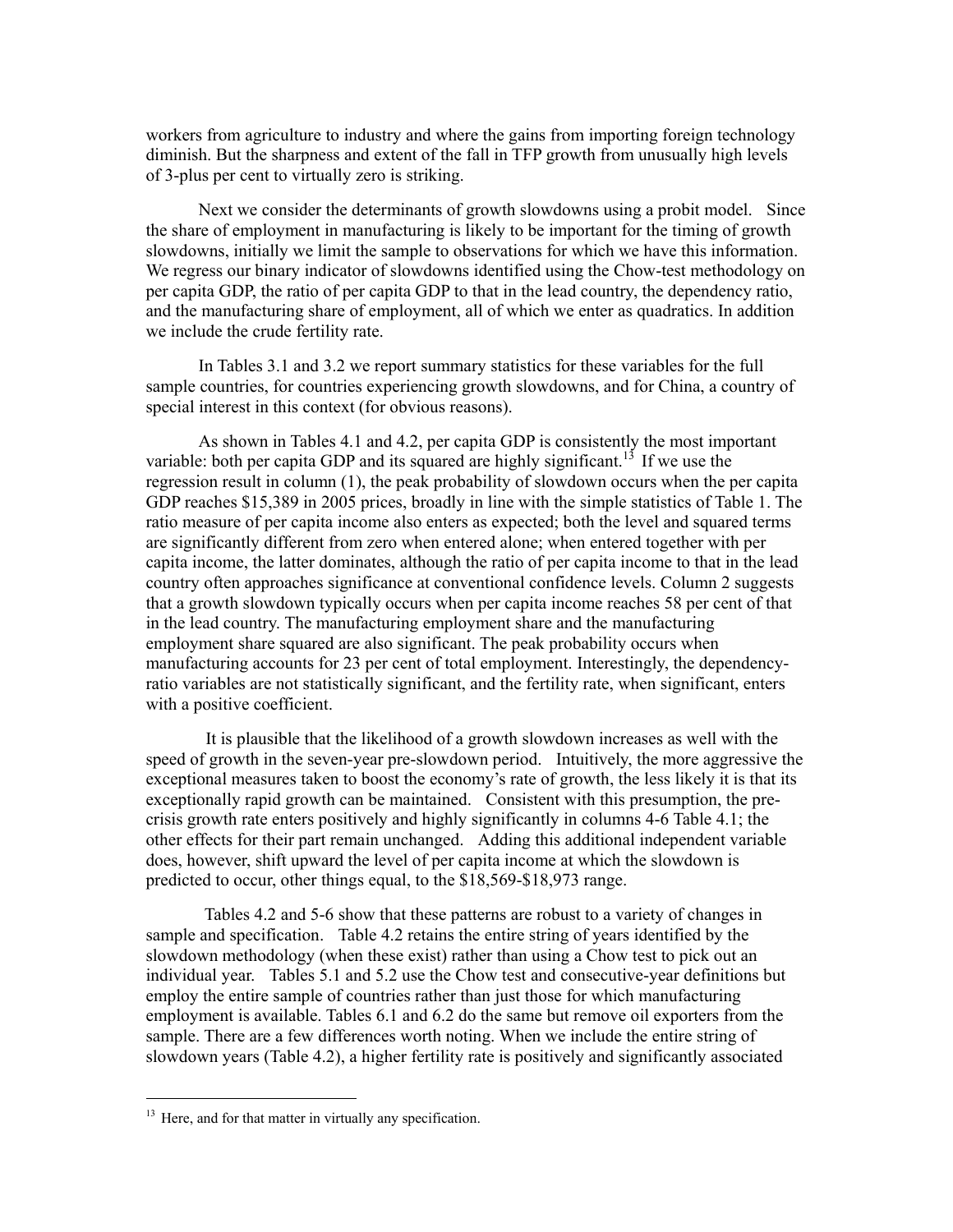workers from agriculture to industry and where the gains from importing foreign technology diminish. But the sharpness and extent of the fall in TFP growth from unusually high levels of 3-plus per cent to virtually zero is striking.

Next we consider the determinants of growth slowdowns using a probit model. Since the share of employment in manufacturing is likely to be important for the timing of growth slowdowns, initially we limit the sample to observations for which we have this information. We regress our binary indicator of slowdowns identified using the Chow-test methodology on per capita GDP, the ratio of per capita GDP to that in the lead country, the dependency ratio, and the manufacturing share of employment, all of which we enter as quadratics. In addition we include the crude fertility rate.

In Tables 3.1 and 3.2 we report summary statistics for these variables for the full sample countries, for countries experiencing growth slowdowns, and for China, a country of special interest in this context (for obvious reasons).

As shown in Tables 4.1 and 4.2, per capita GDP is consistently the most important variable: both per capita GDP and its squared are highly significant.[13] If we use the regression result in column (1), the peak probability of slowdown occurs when the per capita GDP reaches $15,389 in 2005 prices, broadly in line with the simple statistics of Table 1. The ratio measure of per capita income also enters as expected; both the level and squared terms are significantly different from zero when entered alone; when entered together with per capita income, the latter dominates, although the ratio of per capita income to that in the lead country often approaches significance at conventional confidence levels. Column 2 suggests that a growth slowdown typically occurs when per capita income reaches 58 per cent of that in the lead country. The manufacturing employment share and the manufacturing employment share squared are also significant. The peak probability occurs when manufacturing accounts for 23 per cent of total employment. Interestingly, the dependency-ratio variables are not statistically significant, and the fertility rate, when significant, enters with a positive coefficient.

It is plausible that the likelihood of a growth slowdown increases as well with the speed of growth in the seven-year pre-slowdown period. Intuitively, the more aggressive the exceptional measures taken to boost the economy's rate of growth, the less likely it is that its exceptionally rapid growth can be maintained. Consistent with this presumption, the pre-crisis growth rate enters positively and highly significantly in columns 4-6 Table 4.1; the other effects for their part remain unchanged. Adding this additional independent variable does, however, shift upward the level of per capita income at which the slowdown is predicted to occur, other things equal, to the $18,569-$18,973 range.

Tables 4.2 and 5-6 show that these patterns are robust to a variety of changes in sample and specification. Table 4.2 retains the entire string of years identified by the slowdown methodology (when these exist) rather than using a Chow test to pick out an individual year. Tables 5.1 and 5.2 use the Chow test and consecutive-year definitions but employ the entire sample of countries rather than just those for which manufacturing employment is available. Tables 6.1 and 6.2 do the same but remove oil exporters from the sample. There are a few differences worth noting. When we include the entire string of slowdown years (Table 4.2), a higher fertility rate is positively and significantly associated

[13] Here, and for that matter in virtually any specification.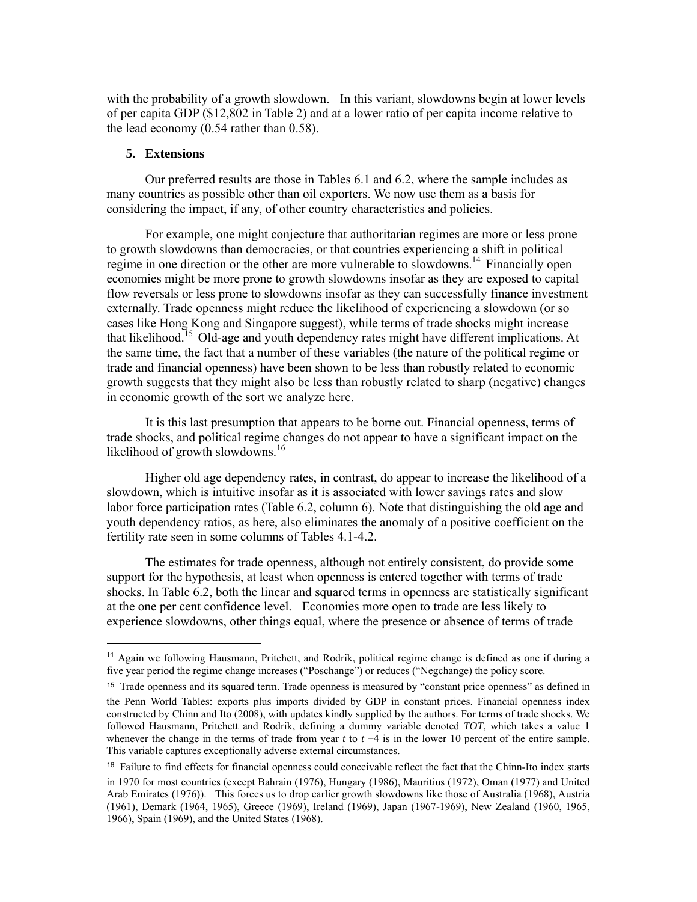with the probability of a growth slowdown. In this variant, slowdowns begin at lower levels of per capita GDP ($12,802 in Table 2) and at a lower ratio of per capita income relative to the lead economy (0.54 rather than 0.58).

## 5. Extensions

Our preferred results are those in Tables 6.1 and 6.2, where the sample includes as many countries as possible other than oil exporters. We now use them as a basis for considering the impact, if any, of other country characteristics and policies.

For example, one might conjecture that authoritarian regimes are more or less prone to growth slowdowns than democracies, or that countries experiencing a shift in political regime in one direction or the other are more vulnerable to slowdowns.[14] Financially open economies might be more prone to growth slowdowns insofar as they are exposed to capital flow reversals or less prone to slowdowns insofar as they can successfully finance investment externally. Trade openness might reduce the likelihood of experiencing a slowdown (or so cases like Hong Kong and Singapore suggest), while terms of trade shocks might increase that likelihood.[15] Old-age and youth dependency rates might have different implications. At the same time, the fact that a number of these variables (the nature of the political regime or trade and financial openness) have been shown to be less than robustly related to economic growth suggests that they might also be less than robustly related to sharp (negative) changes in economic growth of the sort we analyze here.

It is this last presumption that appears to be borne out. Financial openness, terms of trade shocks, and political regime changes do not appear to have a significant impact on the likelihood of growth slowdowns.[16]

Higher old age dependency rates, in contrast, do appear to increase the likelihood of a slowdown, which is intuitive insofar as it is associated with lower savings rates and slow labor force participation rates (Table 6.2, column 6). Note that distinguishing the old age and youth dependency ratios, as here, also eliminates the anomaly of a positive coefficient on the fertility rate seen in some columns of Tables 4.1-4.2.

The estimates for trade openness, although not entirely consistent, do provide some support for the hypothesis, at least when openness is entered together with terms of trade shocks. In Table 6.2, both the linear and squared terms in openness are statistically significant at the one per cent confidence level. Economies more open to trade are less likely to experience slowdowns, other things equal, where the presence or absence of terms of trade

---

[14] Again we following Hausmann, Pritchett, and Rodrik, political regime change is defined as one if during a five year period the regime change increases ("Poschange") or reduces ("Negchange") the policy score.

[15] Trade openness and its squared term. Trade openness is measured by "constant price openness" as defined in the Penn World Tables: exports plus imports divided by GDP in constant prices. Financial openness index constructed by Chinn and Ito (2008), with updates kindly supplied by the authors. For terms of trade shocks. We followed Hausmann, Pritchett and Rodrik, defining a dummy variable denoted *TOT*, which takes a value 1 whenever the change in the terms of trade from year $t$ to $t-4$ is in the lower 10 percent of the entire sample. This variable captures exceptionally adverse external circumstances.

[16] Failure to find effects for financial openness could conceivable reflect the fact that the Chinn-Ito index starts in 1970 for most countries (except Bahrain (1976), Hungary (1986), Mauritius (1972), Oman (1977) and United Arab Emirates (1976)). This forces us to drop earlier growth slowdowns like those of Australia (1968), Austria (1961), Demark (1964, 1965), Greece (1969), Ireland (1969), Japan (1967-1969), New Zealand (1960, 1965, 1966), Spain (1969), and the United States (1968).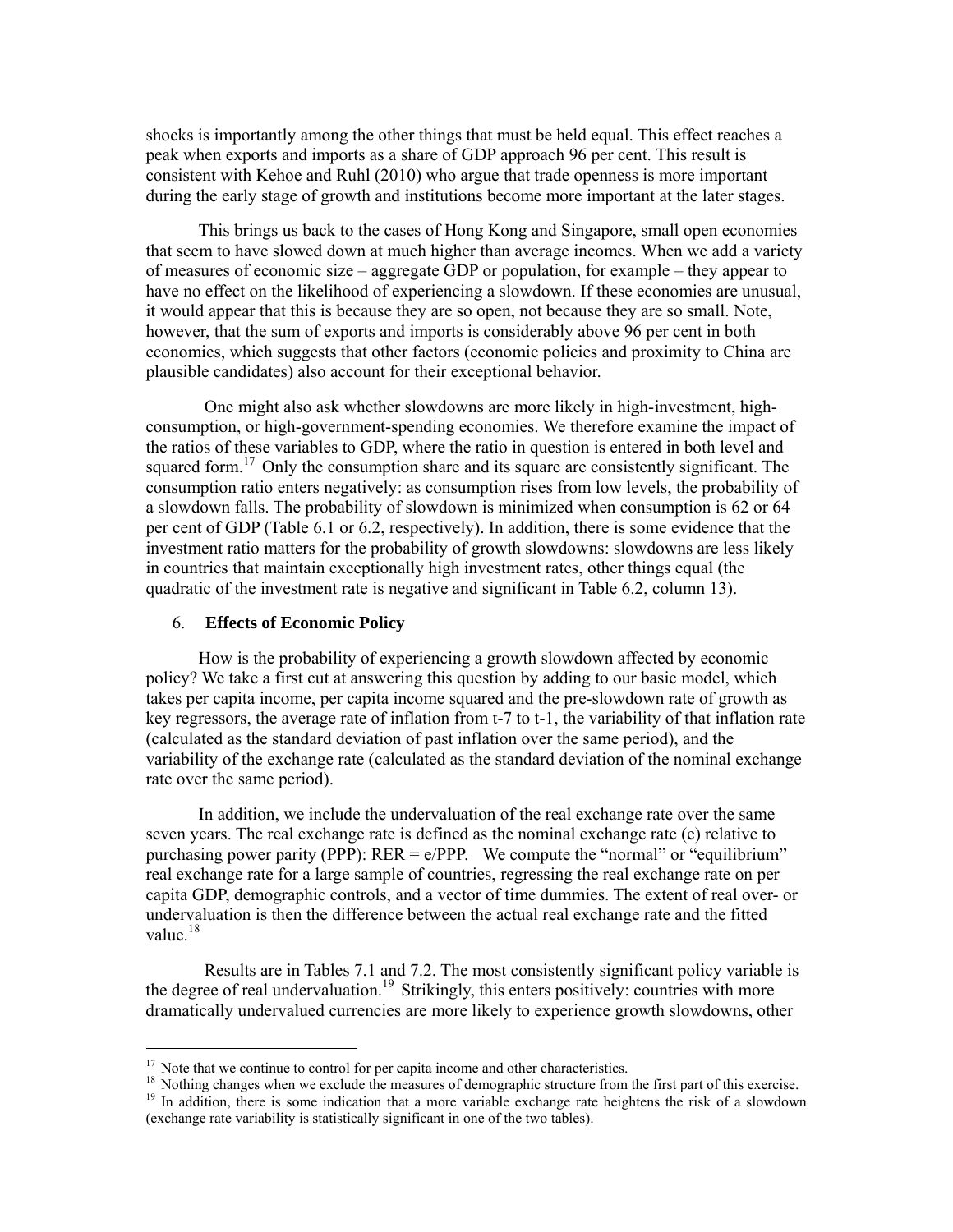shocks is importantly among the other things that must be held equal. This effect reaches a peak when exports and imports as a share of GDP approach 96 per cent. This result is consistent with Kehoe and Ruhl (2010) who argue that trade openness is more important during the early stage of growth and institutions become more important at the later stages.

This brings us back to the cases of Hong Kong and Singapore, small open economies that seem to have slowed down at much higher than average incomes. When we add a variety of measures of economic size – aggregate GDP or population, for example – they appear to have no effect on the likelihood of experiencing a slowdown. If these economies are unusual, it would appear that this is because they are so open, not because they are so small. Note, however, that the sum of exports and imports is considerably above 96 per cent in both economies, which suggests that other factors (economic policies and proximity to China are plausible candidates) also account for their exceptional behavior.

One might also ask whether slowdowns are more likely in high-investment, high-consumption, or high-government-spending economies. We therefore examine the impact of the ratios of these variables to GDP, where the ratio in question is entered in both level and squared form.[17] Only the consumption share and its square are consistently significant. The consumption ratio enters negatively: as consumption rises from low levels, the probability of a slowdown falls. The probability of slowdown is minimized when consumption is 62 or 64 per cent of GDP (Table 6.1 or 6.2, respectively). In addition, there is some evidence that the investment ratio matters for the probability of growth slowdowns: slowdowns are less likely in countries that maintain exceptionally high investment rates, other things equal (the quadratic of the investment rate is negative and significant in Table 6.2, column 13).

## 6. **Effects of Economic Policy**

How is the probability of experiencing a growth slowdown affected by economic policy? We take a first cut at answering this question by adding to our basic model, which takes per capita income, per capita income squared and the pre-slowdown rate of growth as key regressors, the average rate of inflation from t-7 to t-1, the variability of that inflation rate (calculated as the standard deviation of past inflation over the same period), and the variability of the exchange rate (calculated as the standard deviation of the nominal exchange rate over the same period).

In addition, we include the undervaluation of the real exchange rate over the same seven years. The real exchange rate is defined as the nominal exchange rate (e) relative to purchasing power parity (PPP): RER = e/PPP. We compute the "normal" or "equilibrium" real exchange rate for a large sample of countries, regressing the real exchange rate on per capita GDP, demographic controls, and a vector of time dummies. The extent of real over- or undervaluation is then the difference between the actual real exchange rate and the fitted value.[18]

Results are in Tables 7.1 and 7.2. The most consistently significant policy variable is the degree of real undervaluation.[19] Strikingly, this enters positively: countries with more dramatically undervalued currencies are more likely to experience growth slowdowns, other

---

[17] Note that we continue to control for per capita income and other characteristics.

[18] Nothing changes when we exclude the measures of demographic structure from the first part of this exercise.

[19] In addition, there is some indication that a more variable exchange rate heightens the risk of a slowdown (exchange rate variability is statistically significant in one of the two tables).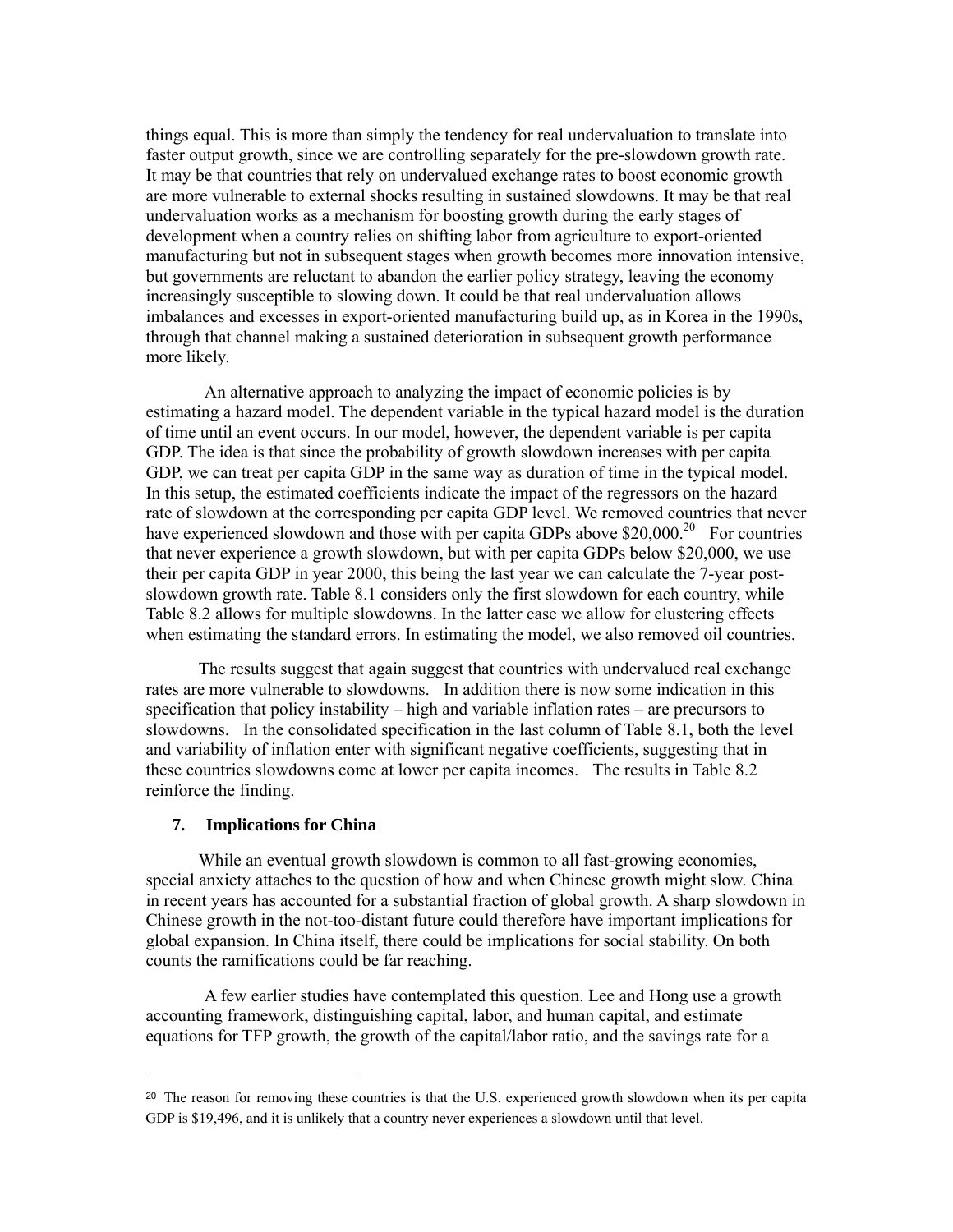things equal. This is more than simply the tendency for real undervaluation to translate into faster output growth, since we are controlling separately for the pre-slowdown growth rate. It may be that countries that rely on undervalued exchange rates to boost economic growth are more vulnerable to external shocks resulting in sustained slowdowns. It may be that real undervaluation works as a mechanism for boosting growth during the early stages of development when a country relies on shifting labor from agriculture to export-oriented manufacturing but not in subsequent stages when growth becomes more innovation intensive, but governments are reluctant to abandon the earlier policy strategy, leaving the economy increasingly susceptible to slowing down. It could be that real undervaluation allows imbalances and excesses in export-oriented manufacturing build up, as in Korea in the 1990s, through that channel making a sustained deterioration in subsequent growth performance more likely.

An alternative approach to analyzing the impact of economic policies is by estimating a hazard model. The dependent variable in the typical hazard model is the duration of time until an event occurs. In our model, however, the dependent variable is per capita GDP. The idea is that since the probability of growth slowdown increases with per capita GDP, we can treat per capita GDP in the same way as duration of time in the typical model. In this setup, the estimated coefficients indicate the impact of the regressors on the hazard rate of slowdown at the corresponding per capita GDP level. We removed countries that never have experienced slowdown and those with per capita GDPs above \$20,000.[20] For countries that never experience a growth slowdown, but with per capita GDPs below \$20,000, we use their per capita GDP in year 2000, this being the last year we can calculate the 7-year post-slowdown growth rate. Table 8.1 considers only the first slowdown for each country, while Table 8.2 allows for multiple slowdowns. In the latter case we allow for clustering effects when estimating the standard errors. In estimating the model, we also removed oil countries.

The results suggest that again suggest that countries with undervalued real exchange rates are more vulnerable to slowdowns. In addition there is now some indication in this specification that policy instability – high and variable inflation rates – are precursors to slowdowns. In the consolidated specification in the last column of Table 8.1, both the level and variability of inflation enter with significant negative coefficients, suggesting that in these countries slowdowns come at lower per capita incomes. The results in Table 8.2 reinforce the finding.

## 7. Implications for China

While an eventual growth slowdown is common to all fast-growing economies, special anxiety attaches to the question of how and when Chinese growth might slow. China in recent years has accounted for a substantial fraction of global growth. A sharp slowdown in Chinese growth in the not-too-distant future could therefore have important implications for global expansion. In China itself, there could be implications for social stability. On both counts the ramifications could be far reaching.

A few earlier studies have contemplated this question. Lee and Hong use a growth accounting framework, distinguishing capital, labor, and human capital, and estimate equations for TFP growth, the growth of the capital/labor ratio, and the savings rate for a

---

[20] The reason for removing these countries is that the U.S. experienced growth slowdown when its per capita GDP is \$19,496, and it is unlikely that a country never experiences a slowdown until that level.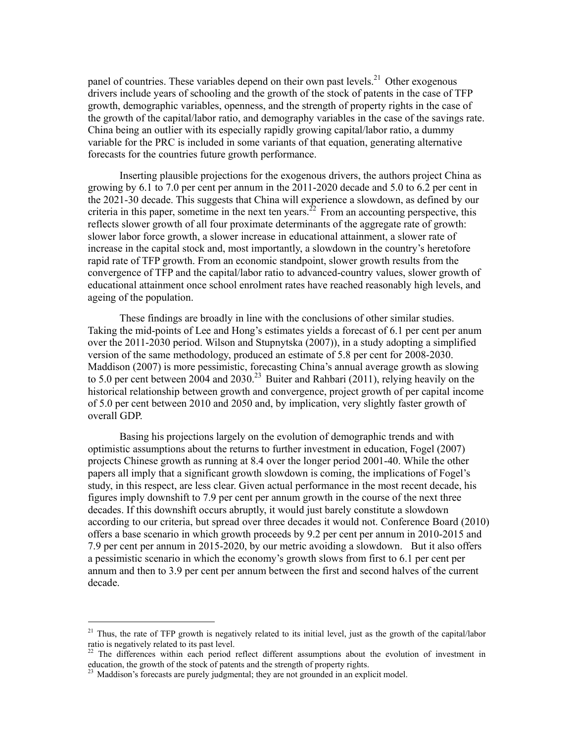panel of countries. These variables depend on their own past levels.[21] Other exogenous drivers include years of schooling and the growth of the stock of patents in the case of TFP growth, demographic variables, openness, and the strength of property rights in the case of the growth of the capital/labor ratio, and demography variables in the case of the savings rate. China being an outlier with its especially rapidly growing capital/labor ratio, a dummy variable for the PRC is included in some variants of that equation, generating alternative forecasts for the countries future growth performance.

Inserting plausible projections for the exogenous drivers, the authors project China as growing by 6.1 to 7.0 per cent per annum in the 2011-2020 decade and 5.0 to 6.2 per cent in the 2021-30 decade. This suggests that China will experience a slowdown, as defined by our criteria in this paper, sometime in the next ten years.[22] From an accounting perspective, this reflects slower growth of all four proximate determinants of the aggregate rate of growth: slower labor force growth, a slower increase in educational attainment, a slower rate of increase in the capital stock and, most importantly, a slowdown in the country's heretofore rapid rate of TFP growth. From an economic standpoint, slower growth results from the convergence of TFP and the capital/labor ratio to advanced-country values, slower growth of educational attainment once school enrolment rates have reached reasonably high levels, and ageing of the population.

These findings are broadly in line with the conclusions of other similar studies. Taking the mid-points of Lee and Hong's estimates yields a forecast of 6.1 per cent per anum over the 2011-2030 period. Wilson and Stupnytska (2007)), in a study adopting a simplified version of the same methodology, produced an estimate of 5.8 per cent for 2008-2030. Maddison (2007) is more pessimistic, forecasting China's annual average growth as slowing to 5.0 per cent between 2004 and 2030.[23] Buiter and Rahbari (2011), relying heavily on the historical relationship between growth and convergence, project growth of per capital income of 5.0 per cent between 2010 and 2050 and, by implication, very slightly faster growth of overall GDP.

Basing his projections largely on the evolution of demographic trends and with optimistic assumptions about the returns to further investment in education, Fogel (2007) projects Chinese growth as running at 8.4 over the longer period 2001-40. While the other papers all imply that a significant growth slowdown is coming, the implications of Fogel's study, in this respect, are less clear. Given actual performance in the most recent decade, his figures imply downshift to 7.9 per cent per annum growth in the course of the next three decades. If this downshift occurs abruptly, it would just barely constitute a slowdown according to our criteria, but spread over three decades it would not. Conference Board (2010) offers a base scenario in which growth proceeds by 9.2 per cent per annum in 2010-2015 and 7.9 per cent per annum in 2015-2020, by our metric avoiding a slowdown. But it also offers a pessimistic scenario in which the economy's growth slows from first to 6.1 per cent per annum and then to 3.9 per cent per annum between the first and second halves of the current decade.

---

[21] Thus, the rate of TFP growth is negatively related to its initial level, just as the growth of the capital/labor ratio is negatively related to its past level.

[22] The differences within each period reflect different assumptions about the evolution of investment in education, the growth of the stock of patents and the strength of property rights.

[23] Maddison's forecasts are purely judgmental; they are not grounded in an explicit model.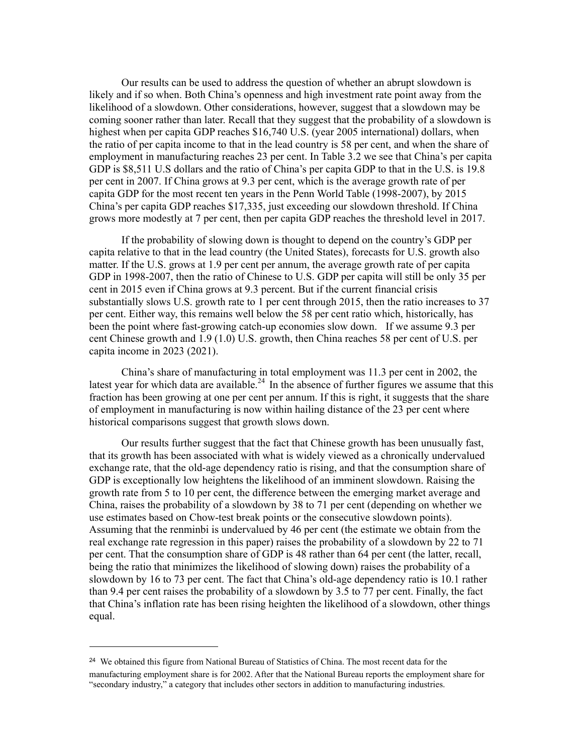Our results can be used to address the question of whether an abrupt slowdown is likely and if so when. Both China's openness and high investment rate point away from the likelihood of a slowdown. Other considerations, however, suggest that a slowdown may be coming sooner rather than later. Recall that they suggest that the probability of a slowdown is highest when per capita GDP reaches $16,740 U.S. (year 2005 international) dollars, when the ratio of per capita income to that in the lead country is 58 per cent, and when the share of employment in manufacturing reaches 23 per cent. In Table 3.2 we see that China's per capita GDP is $8,511 U.S dollars and the ratio of China's per capita GDP to that in the U.S. is 19.8 per cent in 2007. If China grows at 9.3 per cent, which is the average growth rate of per capita GDP for the most recent ten years in the Penn World Table (1998-2007), by 2015 China's per capita GDP reaches $17,335, just exceeding our slowdown threshold. If China grows more modestly at 7 per cent, then per capita GDP reaches the threshold level in 2017.

If the probability of slowing down is thought to depend on the country's GDP per capita relative to that in the lead country (the United States), forecasts for U.S. growth also matter. If the U.S. grows at 1.9 per cent per annum, the average growth rate of per capita GDP in 1998-2007, then the ratio of Chinese to U.S. GDP per capita will still be only 35 per cent in 2015 even if China grows at 9.3 percent. But if the current financial crisis substantially slows U.S. growth rate to 1 per cent through 2015, then the ratio increases to 37 per cent. Either way, this remains well below the 58 per cent ratio which, historically, has been the point where fast-growing catch-up economies slow down. If we assume 9.3 per cent Chinese growth and 1.9 (1.0) U.S. growth, then China reaches 58 per cent of U.S. per capita income in 2023 (2021).

China's share of manufacturing in total employment was 11.3 per cent in 2002, the latest year for which data are available.[24] In the absence of further figures we assume that this fraction has been growing at one per cent per annum. If this is right, it suggests that the share of employment in manufacturing is now within hailing distance of the 23 per cent where historical comparisons suggest that growth slows down.

Our results further suggest that the fact that Chinese growth has been unusually fast, that its growth has been associated with what is widely viewed as a chronically undervalued exchange rate, that the old-age dependency ratio is rising, and that the consumption share of GDP is exceptionally low heightens the likelihood of an imminent slowdown. Raising the growth rate from 5 to 10 per cent, the difference between the emerging market average and China, raises the probability of a slowdown by 38 to 71 per cent (depending on whether we use estimates based on Chow-test break points or the consecutive slowdown points). Assuming that the renminbi is undervalued by 46 per cent (the estimate we obtain from the real exchange rate regression in this paper) raises the probability of a slowdown by 22 to 71 per cent. That the consumption share of GDP is 48 rather than 64 per cent (the latter, recall, being the ratio that minimizes the likelihood of slowing down) raises the probability of a slowdown by 16 to 73 per cent. The fact that China's old-age dependency ratio is 10.1 rather than 9.4 per cent raises the probability of a slowdown by 3.5 to 77 per cent. Finally, the fact that China's inflation rate has been rising heighten the likelihood of a slowdown, other things equal.

---

[24] We obtained this figure from National Bureau of Statistics of China. The most recent data for the manufacturing employment share is for 2002. After that the National Bureau reports the employment share for "secondary industry," a category that includes other sectors in addition to manufacturing industries.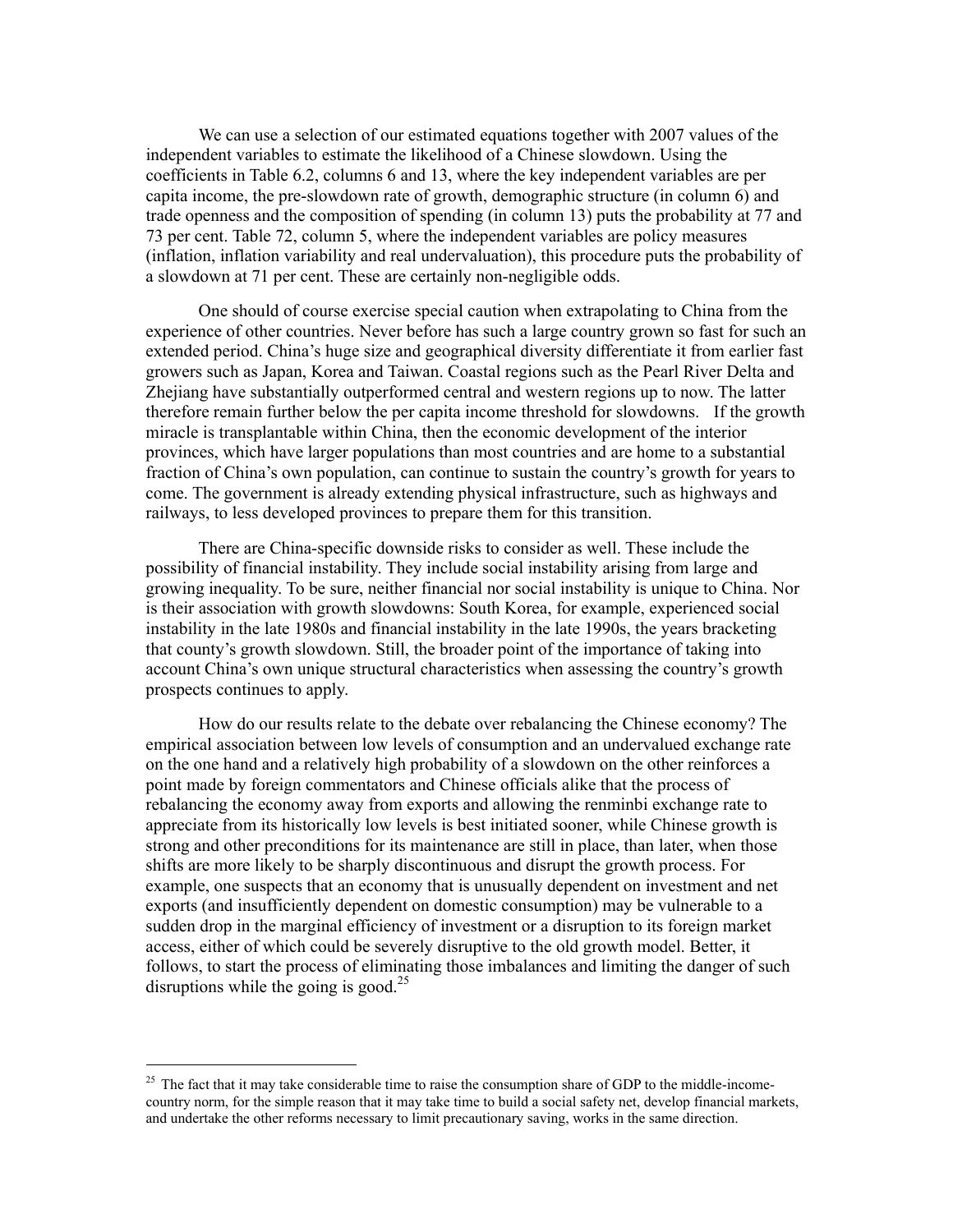We can use a selection of our estimated equations together with 2007 values of the independent variables to estimate the likelihood of a Chinese slowdown. Using the coefficients in Table 6.2, columns 6 and 13, where the key independent variables are per capita income, the pre-slowdown rate of growth, demographic structure (in column 6) and trade openness and the composition of spending (in column 13) puts the probability at 77 and 73 per cent. Table 72, column 5, where the independent variables are policy measures (inflation, inflation variability and real undervaluation), this procedure puts the probability of a slowdown at 71 per cent. These are certainly non-negligible odds.

One should of course exercise special caution when extrapolating to China from the experience of other countries. Never before has such a large country grown so fast for such an extended period. China's huge size and geographical diversity differentiate it from earlier fast growers such as Japan, Korea and Taiwan. Coastal regions such as the Pearl River Delta and Zhejiang have substantially outperformed central and western regions up to now. The latter therefore remain further below the per capita income threshold for slowdowns. If the growth miracle is transplantable within China, then the economic development of the interior provinces, which have larger populations than most countries and are home to a substantial fraction of China's own population, can continue to sustain the country's growth for years to come. The government is already extending physical infrastructure, such as highways and railways, to less developed provinces to prepare them for this transition.

There are China-specific downside risks to consider as well. These include the possibility of financial instability. They include social instability arising from large and growing inequality. To be sure, neither financial nor social instability is unique to China. Nor is their association with growth slowdowns: South Korea, for example, experienced social instability in the late 1980s and financial instability in the late 1990s, the years bracketing that county's growth slowdown. Still, the broader point of the importance of taking into account China's own unique structural characteristics when assessing the country's growth prospects continues to apply.

How do our results relate to the debate over rebalancing the Chinese economy? The empirical association between low levels of consumption and an undervalued exchange rate on the one hand and a relatively high probability of a slowdown on the other reinforces a point made by foreign commentators and Chinese officials alike that the process of rebalancing the economy away from exports and allowing the renminbi exchange rate to appreciate from its historically low levels is best initiated sooner, while Chinese growth is strong and other preconditions for its maintenance are still in place, than later, when those shifts are more likely to be sharply discontinuous and disrupt the growth process. For example, one suspects that an economy that is unusually dependent on investment and net exports (and insufficiently dependent on domestic consumption) may be vulnerable to a sudden drop in the marginal efficiency of investment or a disruption to its foreign market access, either of which could be severely disruptive to the old growth model. Better, it follows, to start the process of eliminating those imbalances and limiting the danger of such disruptions while the going is good.[25]

[25] The fact that it may take considerable time to raise the consumption share of GDP to the middle-income-country norm, for the simple reason that it may take time to build a social safety net, develop financial markets, and undertake the other reforms necessary to limit precautionary saving, works in the same direction.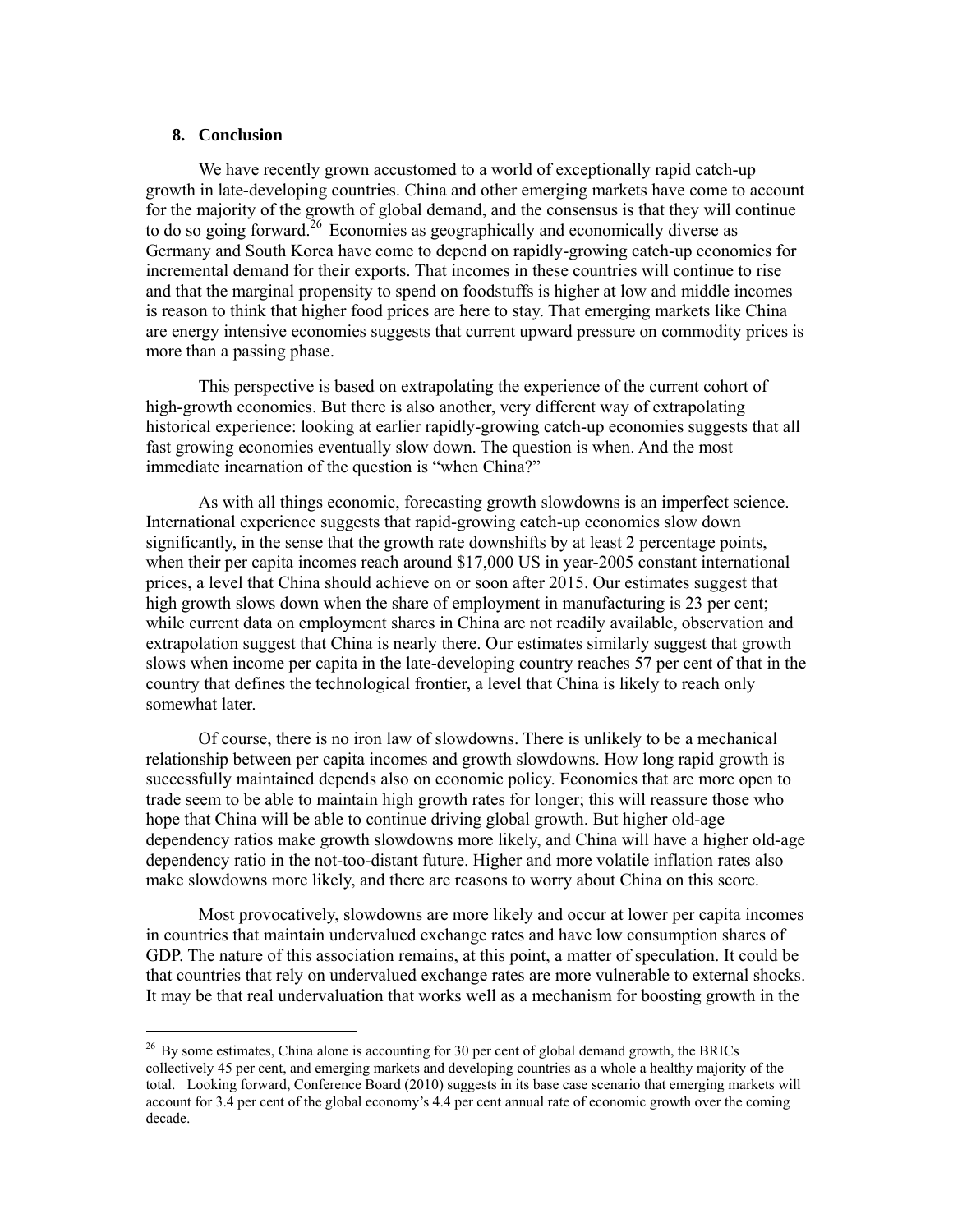## 8. Conclusion

We have recently grown accustomed to a world of exceptionally rapid catch-up growth in late-developing countries. China and other emerging markets have come to account for the majority of the growth of global demand, and the consensus is that they will continue to do so going forward.[26] Economies as geographically and economically diverse as Germany and South Korea have come to depend on rapidly-growing catch-up economies for incremental demand for their exports. That incomes in these countries will continue to rise and that the marginal propensity to spend on foodstuffs is higher at low and middle incomes is reason to think that higher food prices are here to stay. That emerging markets like China are energy intensive economies suggests that current upward pressure on commodity prices is more than a passing phase.

This perspective is based on extrapolating the experience of the current cohort of high-growth economies. But there is also another, very different way of extrapolating historical experience: looking at earlier rapidly-growing catch-up economies suggests that all fast growing economies eventually slow down. The question is when. And the most immediate incarnation of the question is "when China?"

As with all things economic, forecasting growth slowdowns is an imperfect science. International experience suggests that rapid-growing catch-up economies slow down significantly, in the sense that the growth rate downshifts by at least 2 percentage points, when their per capita incomes reach around $17,000 US in year-2005 constant international prices, a level that China should achieve on or soon after 2015. Our estimates suggest that high growth slows down when the share of employment in manufacturing is 23 per cent; while current data on employment shares in China are not readily available, observation and extrapolation suggest that China is nearly there. Our estimates similarly suggest that growth slows when income per capita in the late-developing country reaches 57 per cent of that in the country that defines the technological frontier, a level that China is likely to reach only somewhat later.

Of course, there is no iron law of slowdowns. There is unlikely to be a mechanical relationship between per capita incomes and growth slowdowns. How long rapid growth is successfully maintained depends also on economic policy. Economies that are more open to trade seem to be able to maintain high growth rates for longer; this will reassure those who hope that China will be able to continue driving global growth. But higher old-age dependency ratios make growth slowdowns more likely, and China will have a higher old-age dependency ratio in the not-too-distant future. Higher and more volatile inflation rates also make slowdowns more likely, and there are reasons to worry about China on this score.

Most provocatively, slowdowns are more likely and occur at lower per capita incomes in countries that maintain undervalued exchange rates and have low consumption shares of GDP. The nature of this association remains, at this point, a matter of speculation. It could be that countries that rely on undervalued exchange rates are more vulnerable to external shocks. It may be that real undervaluation that works well as a mechanism for boosting growth in the

[26] By some estimates, China alone is accounting for 30 per cent of global demand growth, the BRICs collectively 45 per cent, and emerging markets and developing countries as a whole a healthy majority of the total. Looking forward, Conference Board (2010) suggests in its base case scenario that emerging markets will account for 3.4 per cent of the global economy's 4.4 per cent annual rate of economic growth over the coming decade.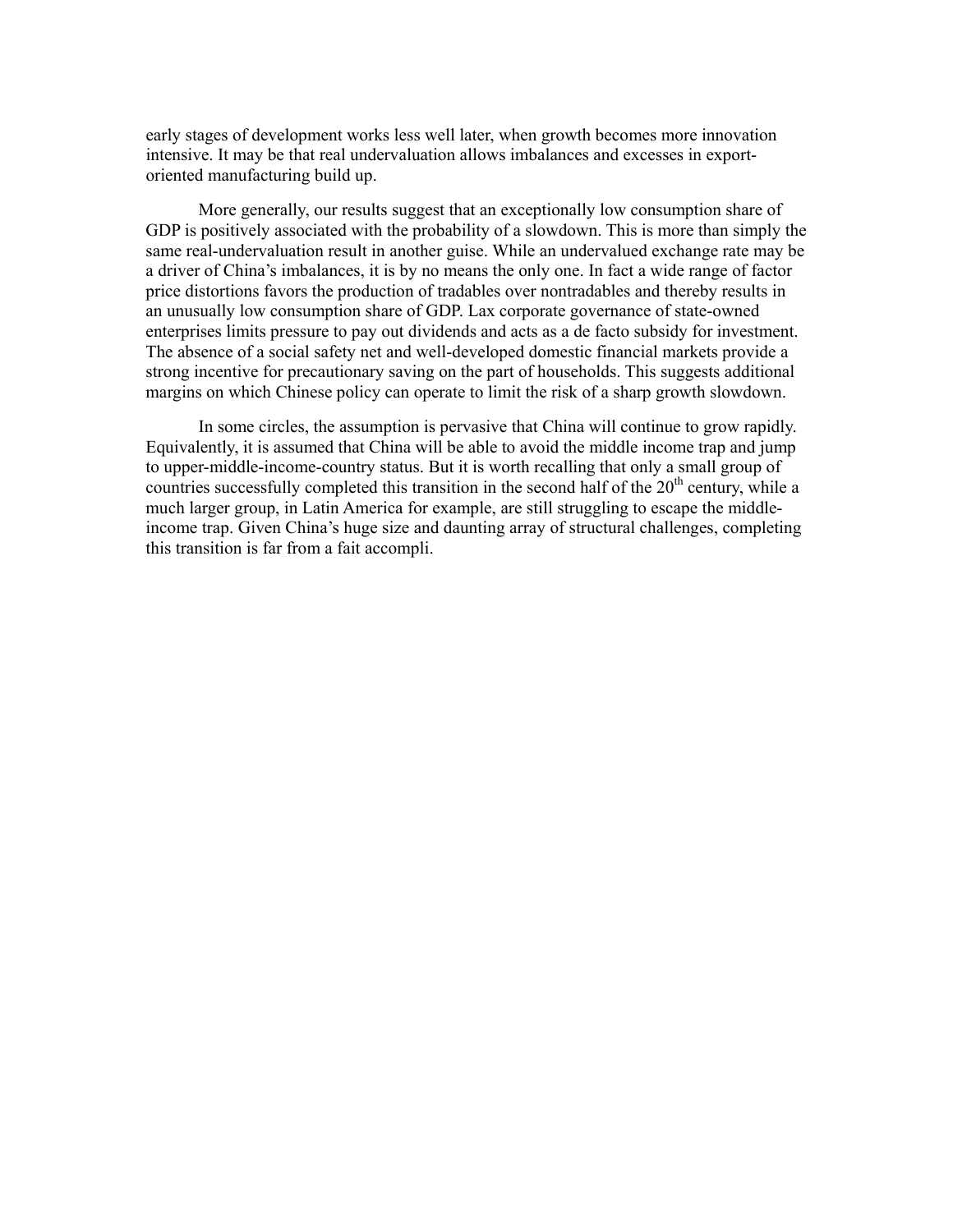early stages of development works less well later, when growth becomes more innovation intensive. It may be that real undervaluation allows imbalances and excesses in export-oriented manufacturing build up.

More generally, our results suggest that an exceptionally low consumption share of GDP is positively associated with the probability of a slowdown. This is more than simply the same real-undervaluation result in another guise. While an undervalued exchange rate may be a driver of China's imbalances, it is by no means the only one. In fact a wide range of factor price distortions favors the production of tradables over nontradables and thereby results in an unusually low consumption share of GDP. Lax corporate governance of state-owned enterprises limits pressure to pay out dividends and acts as a de facto subsidy for investment. The absence of a social safety net and well-developed domestic financial markets provide a strong incentive for precautionary saving on the part of households. This suggests additional margins on which Chinese policy can operate to limit the risk of a sharp growth slowdown.

In some circles, the assumption is pervasive that China will continue to grow rapidly. Equivalently, it is assumed that China will be able to avoid the middle income trap and jump to upper-middle-income-country status. But it is worth recalling that only a small group of countries successfully completed this transition in the second half of the 20th century, while a much larger group, in Latin America for example, are still struggling to escape the middle-income trap. Given China's huge size and daunting array of structural challenges, completing this transition is far from a fait accompli.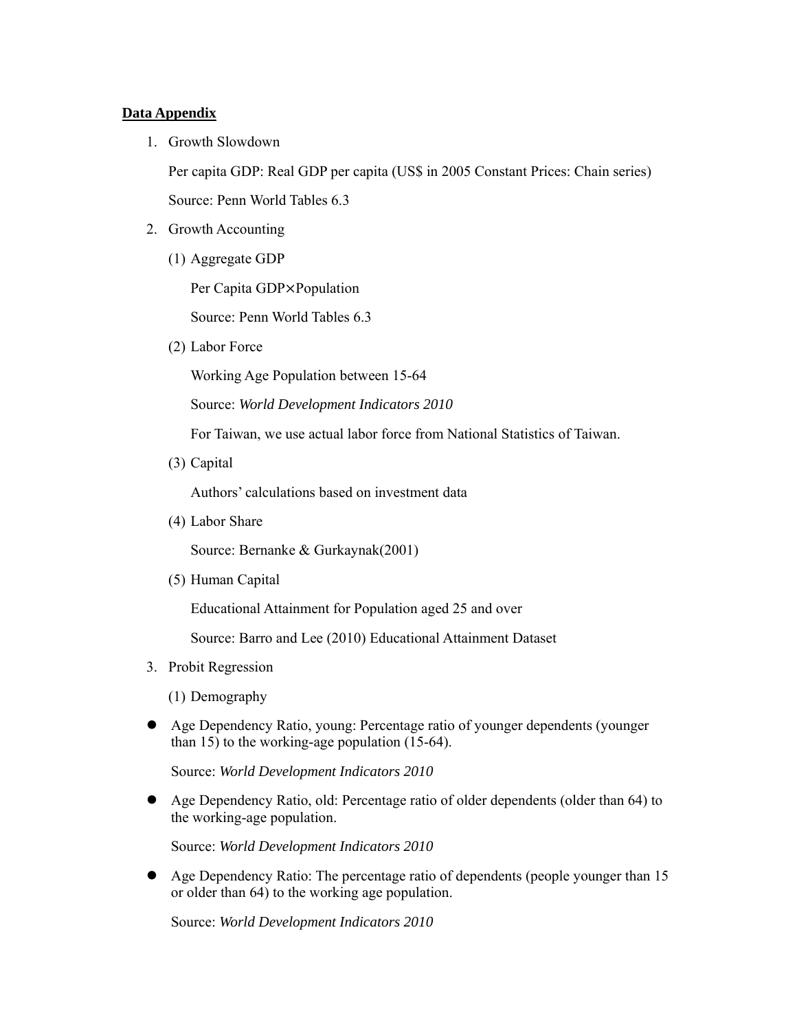**Data Appendix**

1. Growth Slowdown

   Per capita GDP: Real GDP per capita (US$ in 2005 Constant Prices: Chain series)

   Source: Penn World Tables 6.3

2. Growth Accounting

   (1) Aggregate GDP

   Per Capita GDP×Population

   Source: Penn World Tables 6.3

   (2) Labor Force

   Working Age Population between 15-64

   Source: *World Development Indicators 2010*

   For Taiwan, we use actual labor force from National Statistics of Taiwan.

   (3) Capital

   Authors' calculations based on investment data

   (4) Labor Share

   Source: Bernanke & Gurkaynak(2001)

   (5) Human Capital

   Educational Attainment for Population aged 25 and over

   Source: Barro and Lee (2010) Educational Attainment Dataset

3. Probit Regression

   (1) Demography

- Age Dependency Ratio, young: Percentage ratio of younger dependents (younger than 15) to the working-age population (15-64).

  Source: *World Development Indicators 2010*

- Age Dependency Ratio, old: Percentage ratio of older dependents (older than 64) to the working-age population.

  Source: *World Development Indicators 2010*

- Age Dependency Ratio: The percentage ratio of dependents (people younger than 15 or older than 64) to the working age population.

  Source: *World Development Indicators 2010*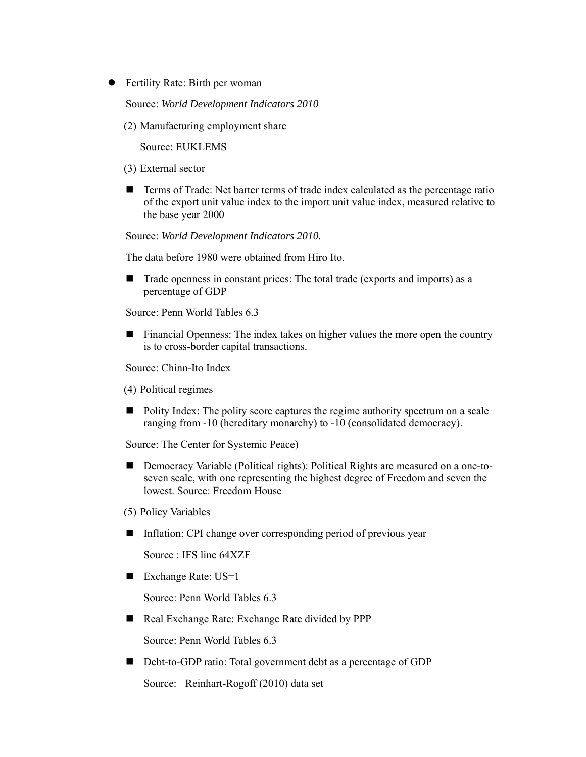- Fertility Rate: Birth per woman

  Source: *World Development Indicators 2010*

(2) Manufacturing employment share

   Source: EUKLEMS

(3) External sector

- Terms of Trade: Net barter terms of trade index calculated as the percentage ratio of the export unit value index to the import unit value index, measured relative to the base year 2000

Source: *World Development Indicators 2010.*

The data before 1980 were obtained from Hiro Ito.

- Trade openness in constant prices: The total trade (exports and imports) as a percentage of GDP

Source: Penn World Tables 6.3

- Financial Openness: The index takes on higher values the more open the country is to cross-border capital transactions.

Source: Chinn-Ito Index

(4) Political regimes

- Polity Index: The polity score captures the regime authority spectrum on a scale ranging from -10 (hereditary monarchy) to -10 (consolidated democracy).

Source: The Center for Systemic Peace)

- Democracy Variable (Political rights): Political Rights are measured on a one-to-seven scale, with one representing the highest degree of Freedom and seven the lowest. Source: Freedom House

(5) Policy Variables

- Inflation: CPI change over corresponding period of previous year

  Source : IFS line 64XZF

- Exchange Rate: US=1

  Source: Penn World Tables 6.3

- Real Exchange Rate: Exchange Rate divided by PPP

  Source: Penn World Tables 6.3

- Debt-to-GDP ratio: Total government debt as a percentage of GDP

  Source: Reinhart-Rogoff (2010) data set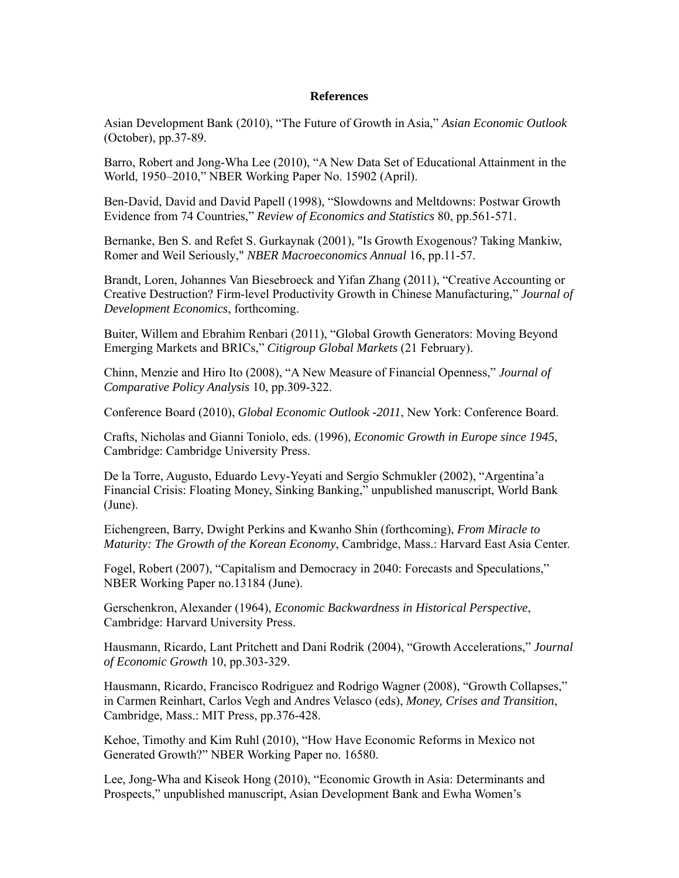**References**

Asian Development Bank (2010), "The Future of Growth in Asia," *Asian Economic Outlook* (October), pp.37-89.

Barro, Robert and Jong-Wha Lee (2010), "A New Data Set of Educational Attainment in the World, 1950–2010," NBER Working Paper No. 15902 (April).

Ben-David, David and David Papell (1998), "Slowdowns and Meltdowns: Postwar Growth Evidence from 74 Countries," *Review of Economics and Statistics* 80, pp.561-571.

Bernanke, Ben S. and Refet S. Gurkaynak (2001), "Is Growth Exogenous? Taking Mankiw, Romer and Weil Seriously," *NBER Macroeconomics Annual* 16, pp.11-57.

Brandt, Loren, Johannes Van Biesebroeck and Yifan Zhang (2011), "Creative Accounting or Creative Destruction? Firm-level Productivity Growth in Chinese Manufacturing," *Journal of Development Economics*, forthcoming.

Buiter, Willem and Ebrahim Renbari (2011), "Global Growth Generators: Moving Beyond Emerging Markets and BRICs," *Citigroup Global Markets* (21 February).

Chinn, Menzie and Hiro Ito (2008), "A New Measure of Financial Openness," *Journal of Comparative Policy Analysis* 10, pp.309-322.

Conference Board (2010), *Global Economic Outlook -2011*, New York: Conference Board.

Crafts, Nicholas and Gianni Toniolo, eds. (1996), *Economic Growth in Europe since 1945*, Cambridge: Cambridge University Press.

De la Torre, Augusto, Eduardo Levy-Yeyati and Sergio Schmukler (2002), "Argentina'a Financial Crisis: Floating Money, Sinking Banking," unpublished manuscript, World Bank (June).

Eichengreen, Barry, Dwight Perkins and Kwanho Shin (forthcoming), *From Miracle to Maturity: The Growth of the Korean Economy*, Cambridge, Mass.: Harvard East Asia Center.

Fogel, Robert (2007), "Capitalism and Democracy in 2040: Forecasts and Speculations," NBER Working Paper no.13184 (June).

Gerschenkron, Alexander (1964), *Economic Backwardness in Historical Perspective*, Cambridge: Harvard University Press.

Hausmann, Ricardo, Lant Pritchett and Dani Rodrik (2004), "Growth Accelerations," *Journal of Economic Growth* 10, pp.303-329.

Hausmann, Ricardo, Francisco Rodriguez and Rodrigo Wagner (2008), "Growth Collapses," in Carmen Reinhart, Carlos Vegh and Andres Velasco (eds), *Money, Crises and Transition*, Cambridge, Mass.: MIT Press, pp.376-428.

Kehoe, Timothy and Kim Ruhl (2010), "How Have Economic Reforms in Mexico not Generated Growth?" NBER Working Paper no. 16580.

Lee, Jong-Wha and Kiseok Hong (2010), "Economic Growth in Asia: Determinants and Prospects," unpublished manuscript, Asian Development Bank and Ewha Women's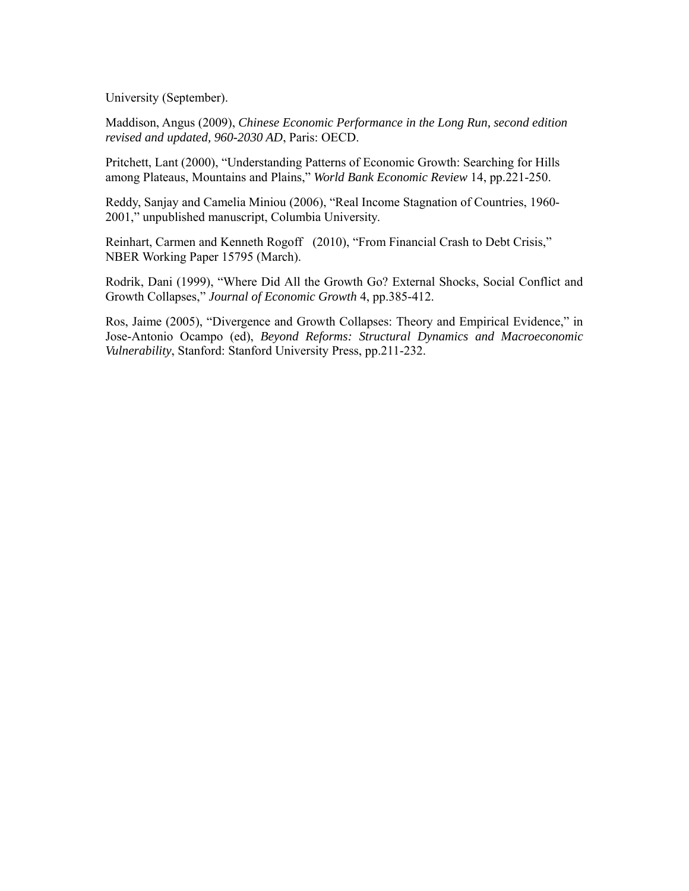University (September).

Maddison, Angus (2009), *Chinese Economic Performance in the Long Run, second edition revised and updated, 960-2030 AD*, Paris: OECD.

Pritchett, Lant (2000), "Understanding Patterns of Economic Growth: Searching for Hills among Plateaus, Mountains and Plains," *World Bank Economic Review* 14, pp.221-250.

Reddy, Sanjay and Camelia Miniou (2006), "Real Income Stagnation of Countries, 1960-2001," unpublished manuscript, Columbia University.

Reinhart, Carmen and Kenneth Rogoff (2010), "From Financial Crash to Debt Crisis," NBER Working Paper 15795 (March).

Rodrik, Dani (1999), "Where Did All the Growth Go? External Shocks, Social Conflict and Growth Collapses," *Journal of Economic Growth* 4, pp.385-412.

Ros, Jaime (2005), "Divergence and Growth Collapses: Theory and Empirical Evidence," in Jose-Antonio Ocampo (ed), *Beyond Reforms: Structural Dynamics and Macroeconomic Vulnerability*, Stanford: Stanford University Press, pp.211-232.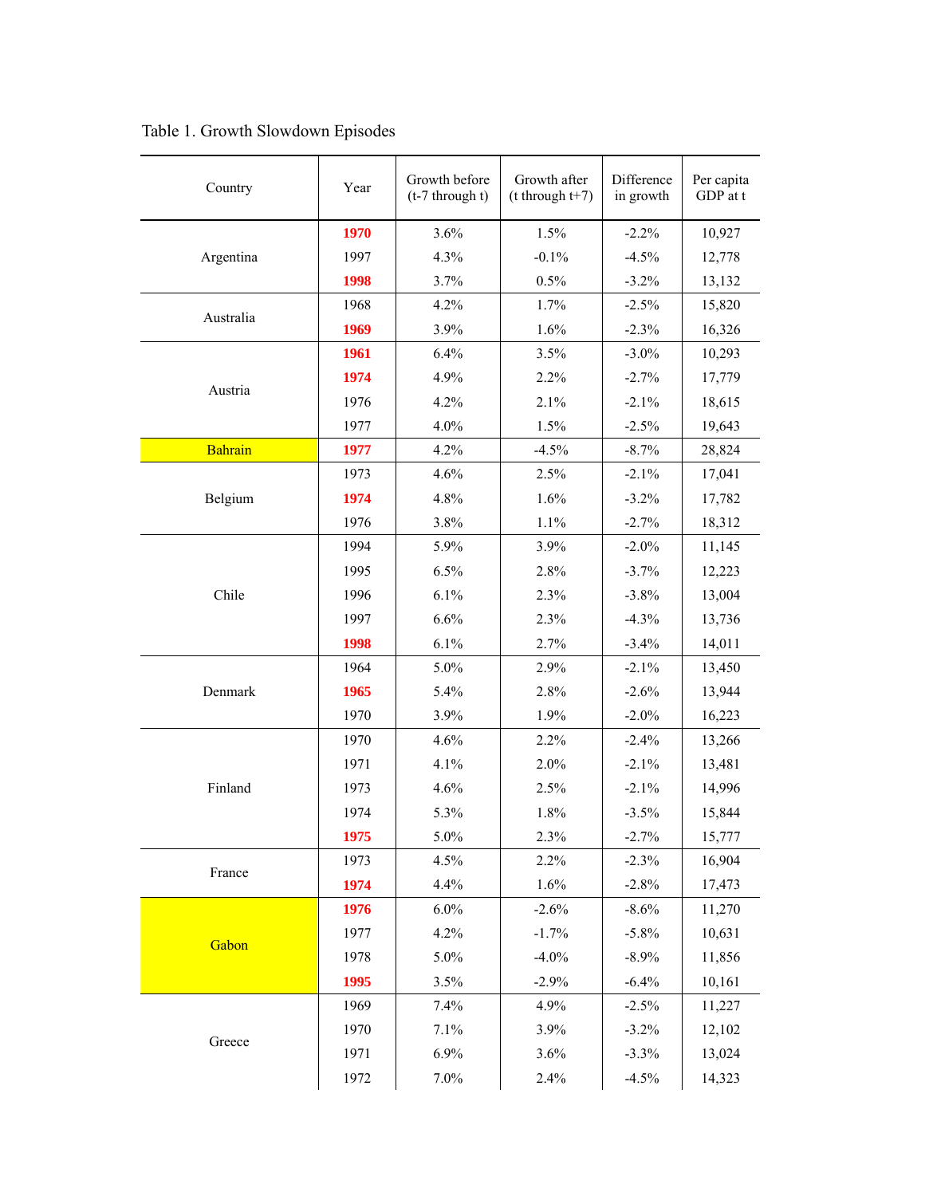Table 1. Growth Slowdown Episodes

| Country | Year | Growth before (t-7 through t) | Growth after (t through t+7) | Difference in growth | Per capita GDP at t |
|---|---|---|---|---|---|
| Argentina | 1970 | 3.6% | 1.5% | -2.2% | 10,927 |
| | 1997 | 4.3% | -0.1% | -4.5% | 12,778 |
| | 1998 | 3.7% | 0.5% | -3.2% | 13,132 |
| Australia | 1968 | 4.2% | 1.7% | -2.5% | 15,820 |
| | 1969 | 3.9% | 1.6% | -2.3% | 16,326 |
| Austria | 1961 | 6.4% | 3.5% | -3.0% | 10,293 |
| | 1974 | 4.9% | 2.2% | -2.7% | 17,779 |
| | 1976 | 4.2% | 2.1% | -2.1% | 18,615 |
| | 1977 | 4.0% | 1.5% | -2.5% | 19,643 |
| Bahrain | 1977 | 4.2% | -4.5% | -8.7% | 28,824 |
| Belgium | 1973 | 4.6% | 2.5% | -2.1% | 17,041 |
| | 1974 | 4.8% | 1.6% | -3.2% | 17,782 |
| | 1976 | 3.8% | 1.1% | -2.7% | 18,312 |
| Chile | 1994 | 5.9% | 3.9% | -2.0% | 11,145 |
| | 1995 | 6.5% | 2.8% | -3.7% | 12,223 |
| | 1996 | 6.1% | 2.3% | -3.8% | 13,004 |
| | 1997 | 6.6% | 2.3% | -4.3% | 13,736 |
| | 1998 | 6.1% | 2.7% | -3.4% | 14,011 |
| Denmark | 1964 | 5.0% | 2.9% | -2.1% | 13,450 |
| | 1965 | 5.4% | 2.8% | -2.6% | 13,944 |
| | 1970 | 3.9% | 1.9% | -2.0% | 16,223 |
| Finland | 1970 | 4.6% | 2.2% | -2.4% | 13,266 |
| | 1971 | 4.1% | 2.0% | -2.1% | 13,481 |
| | 1973 | 4.6% | 2.5% | -2.1% | 14,996 |
| | 1974 | 5.3% | 1.8% | -3.5% | 15,844 |
| | 1975 | 5.0% | 2.3% | -2.7% | 15,777 |
| France | 1973 | 4.5% | 2.2% | -2.3% | 16,904 |
| | 1974 | 4.4% | 1.6% | -2.8% | 17,473 |
| Gabon | 1976 | 6.0% | -2.6% | -8.6% | 11,270 |
| | 1977 | 4.2% | -1.7% | -5.8% | 10,631 |
| | 1978 | 5.0% | -4.0% | -8.9% | 11,856 |
| | 1995 | 3.5% | -2.9% | -6.4% | 10,161 |
| Greece | 1969 | 7.4% | 4.9% | -2.5% | 11,227 |
| | 1970 | 7.1% | 3.9% | -3.2% | 12,102 |
| | 1971 | 6.9% | 3.6% | -3.3% | 13,024 |
| | 1972 | 7.0% | 2.4% | -4.5% | 14,323 |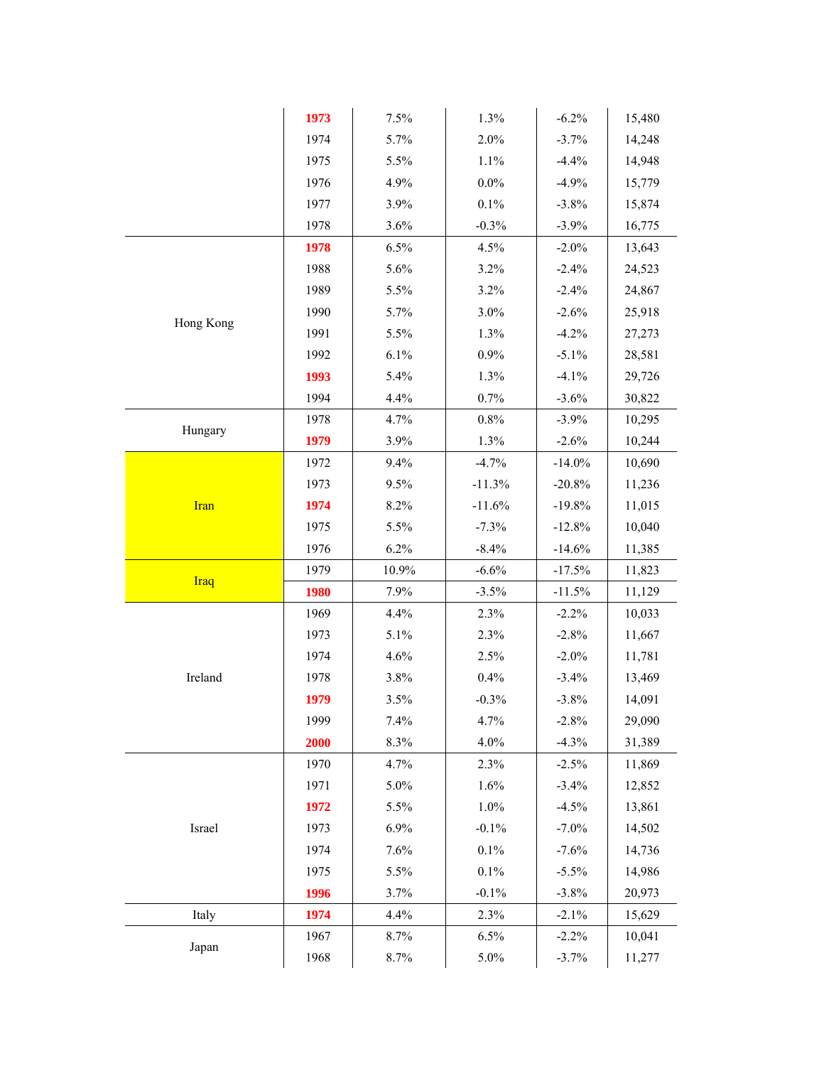| | | | | | |
|---|---|---|---|---|---|
| | **1973** | 7.5% | 1.3% | -6.2% | 15,480 |
| | 1974 | 5.7% | 2.0% | -3.7% | 14,248 |
| | 1975 | 5.5% | 1.1% | -4.4% | 14,948 |
| | 1976 | 4.9% | 0.0% | -4.9% | 15,779 |
| | 1977 | 3.9% | 0.1% | -3.8% | 15,874 |
| | 1978 | 3.6% | -0.3% | -3.9% | 16,775 |
| Hong Kong | **1978** | 6.5% | 4.5% | -2.0% | 13,643 |
| | 1988 | 5.6% | 3.2% | -2.4% | 24,523 |
| | 1989 | 5.5% | 3.2% | -2.4% | 24,867 |
| | 1990 | 5.7% | 3.0% | -2.6% | 25,918 |
| | 1991 | 5.5% | 1.3% | -4.2% | 27,273 |
| | 1992 | 6.1% | 0.9% | -5.1% | 28,581 |
| | **1993** | 5.4% | 1.3% | -4.1% | 29,726 |
| | 1994 | 4.4% | 0.7% | -3.6% | 30,822 |
| Hungary | 1978 | 4.7% | 0.8% | -3.9% | 10,295 |
| | **1979** | 3.9% | 1.3% | -2.6% | 10,244 |
| Iran | 1972 | 9.4% | -4.7% | -14.0% | 10,690 |
| | 1973 | 9.5% | -11.3% | -20.8% | 11,236 |
| | **1974** | 8.2% | -11.6% | -19.8% | 11,015 |
| | 1975 | 5.5% | -7.3% | -12.8% | 10,040 |
| | 1976 | 6.2% | -8.4% | -14.6% | 11,385 |
| Iraq | 1979 | 10.9% | -6.6% | -17.5% | 11,823 |
| | **1980** | 7.9% | -3.5% | -11.5% | 11,129 |
| Ireland | 1969 | 4.4% | 2.3% | -2.2% | 10,033 |
| | 1973 | 5.1% | 2.3% | -2.8% | 11,667 |
| | 1974 | 4.6% | 2.5% | -2.0% | 11,781 |
| | 1978 | 3.8% | 0.4% | -3.4% | 13,469 |
| | **1979** | 3.5% | -0.3% | -3.8% | 14,091 |
| | 1999 | 7.4% | 4.7% | -2.8% | 29,090 |
| | **2000** | 8.3% | 4.0% | -4.3% | 31,389 |
| Israel | 1970 | 4.7% | 2.3% | -2.5% | 11,869 |
| | 1971 | 5.0% | 1.6% | -3.4% | 12,852 |
| | **1972** | 5.5% | 1.0% | -4.5% | 13,861 |
| | 1973 | 6.9% | -0.1% | -7.0% | 14,502 |
| | 1974 | 7.6% | 0.1% | -7.6% | 14,736 |
| | 1975 | 5.5% | 0.1% | -5.5% | 14,986 |
| | **1996** | 3.7% | -0.1% | -3.8% | 20,973 |
| Italy | **1974** | 4.4% | 2.3% | -2.1% | 15,629 |
| Japan | 1967 | 8.7% | 6.5% | -2.2% | 10,041 |
| | 1968 | 8.7% | 5.0% | -3.7% | 11,277 |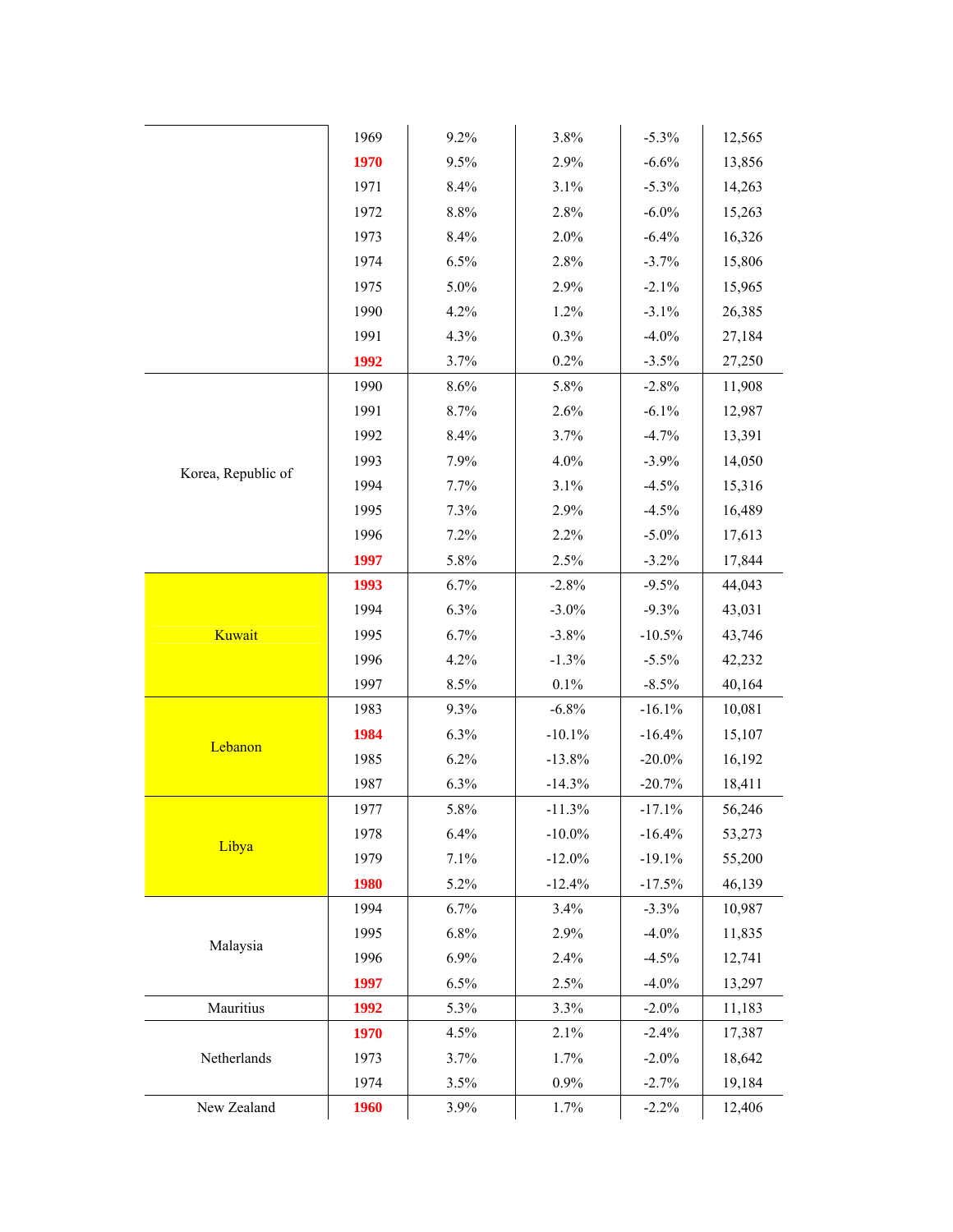| | | | | | |
|---|---|---|---|---|---|
| | 1969 | 9.2% | 3.8% | -5.3% | 12,565 |
| | **1970** | 9.5% | 2.9% | -6.6% | 13,856 |
| | 1971 | 8.4% | 3.1% | -5.3% | 14,263 |
| | 1972 | 8.8% | 2.8% | -6.0% | 15,263 |
| | 1973 | 8.4% | 2.0% | -6.4% | 16,326 |
| | 1974 | 6.5% | 2.8% | -3.7% | 15,806 |
| | 1975 | 5.0% | 2.9% | -2.1% | 15,965 |
| | 1990 | 4.2% | 1.2% | -3.1% | 26,385 |
| | 1991 | 4.3% | 0.3% | -4.0% | 27,184 |
| | **1992** | 3.7% | 0.2% | -3.5% | 27,250 |
| Korea, Republic of | 1990 | 8.6% | 5.8% | -2.8% | 11,908 |
| | 1991 | 8.7% | 2.6% | -6.1% | 12,987 |
| | 1992 | 8.4% | 3.7% | -4.7% | 13,391 |
| | 1993 | 7.9% | 4.0% | -3.9% | 14,050 |
| | 1994 | 7.7% | 3.1% | -4.5% | 15,316 |
| | 1995 | 7.3% | 2.9% | -4.5% | 16,489 |
| | 1996 | 7.2% | 2.2% | -5.0% | 17,613 |
| | **1997** | 5.8% | 2.5% | -3.2% | 17,844 |
| Kuwait | **1993** | 6.7% | -2.8% | -9.5% | 44,043 |
| | 1994 | 6.3% | -3.0% | -9.3% | 43,031 |
| | 1995 | 6.7% | -3.8% | -10.5% | 43,746 |
| | 1996 | 4.2% | -1.3% | -5.5% | 42,232 |
| | 1997 | 8.5% | 0.1% | -8.5% | 40,164 |
| Lebanon | 1983 | 9.3% | -6.8% | -16.1% | 10,081 |
| | **1984** | 6.3% | -10.1% | -16.4% | 15,107 |
| | 1985 | 6.2% | -13.8% | -20.0% | 16,192 |
| | 1987 | 6.3% | -14.3% | -20.7% | 18,411 |
| Libya | 1977 | 5.8% | -11.3% | -17.1% | 56,246 |
| | 1978 | 6.4% | -10.0% | -16.4% | 53,273 |
| | 1979 | 7.1% | -12.0% | -19.1% | 55,200 |
| | **1980** | 5.2% | -12.4% | -17.5% | 46,139 |
| Malaysia | 1994 | 6.7% | 3.4% | -3.3% | 10,987 |
| | 1995 | 6.8% | 2.9% | -4.0% | 11,835 |
| | 1996 | 6.9% | 2.4% | -4.5% | 12,741 |
| | **1997** | 6.5% | 2.5% | -4.0% | 13,297 |
| Mauritius | **1992** | 5.3% | 3.3% | -2.0% | 11,183 |
| Netherlands | **1970** | 4.5% | 2.1% | -2.4% | 17,387 |
| | 1973 | 3.7% | 1.7% | -2.0% | 18,642 |
| | 1974 | 3.5% | 0.9% | -2.7% | 19,184 |
| New Zealand | **1960** | 3.9% | 1.7% | -2.2% | 12,406 |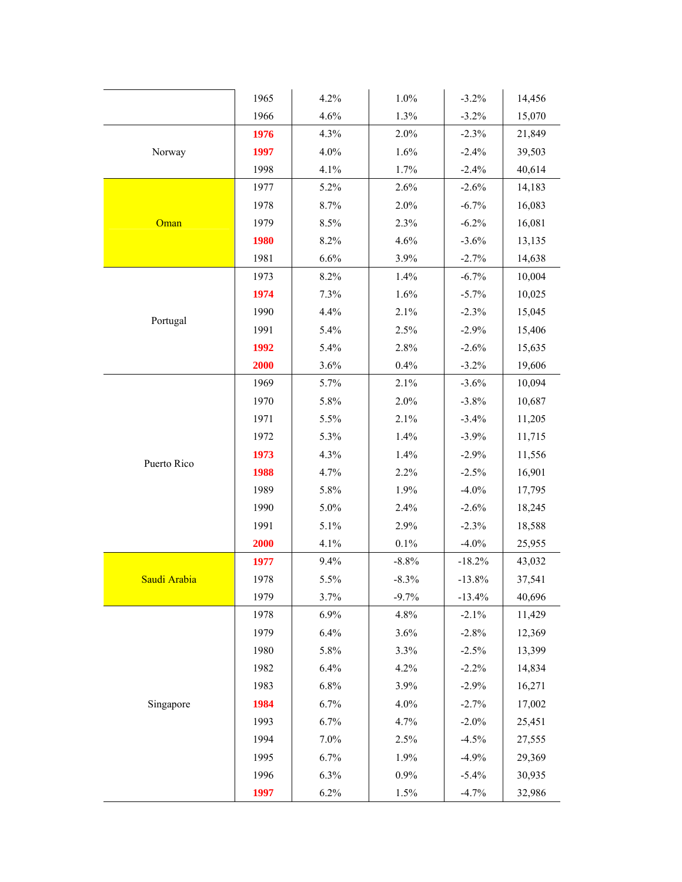| | | | | | |
|---|---|---|---|---|---|
| | 1965 | 4.2% | 1.0% | -3.2% | 14,456 |
| | 1966 | 4.6% | 1.3% | -3.2% | 15,070 |
| Norway | **1976** | 4.3% | 2.0% | -2.3% | 21,849 |
| | **1997** | 4.0% | 1.6% | -2.4% | 39,503 |
| | 1998 | 4.1% | 1.7% | -2.4% | 40,614 |
| Oman | 1977 | 5.2% | 2.6% | -2.6% | 14,183 |
| | 1978 | 8.7% | 2.0% | -6.7% | 16,083 |
| | 1979 | 8.5% | 2.3% | -6.2% | 16,081 |
| | **1980** | 8.2% | 4.6% | -3.6% | 13,135 |
| | 1981 | 6.6% | 3.9% | -2.7% | 14,638 |
| Portugal | 1973 | 8.2% | 1.4% | -6.7% | 10,004 |
| | **1974** | 7.3% | 1.6% | -5.7% | 10,025 |
| | 1990 | 4.4% | 2.1% | -2.3% | 15,045 |
| | 1991 | 5.4% | 2.5% | -2.9% | 15,406 |
| | **1992** | 5.4% | 2.8% | -2.6% | 15,635 |
| | **2000** | 3.6% | 0.4% | -3.2% | 19,606 |
| Puerto Rico | 1969 | 5.7% | 2.1% | -3.6% | 10,094 |
| | 1970 | 5.8% | 2.0% | -3.8% | 10,687 |
| | 1971 | 5.5% | 2.1% | -3.4% | 11,205 |
| | 1972 | 5.3% | 1.4% | -3.9% | 11,715 |
| | **1973** | 4.3% | 1.4% | -2.9% | 11,556 |
| | **1988** | 4.7% | 2.2% | -2.5% | 16,901 |
| | 1989 | 5.8% | 1.9% | -4.0% | 17,795 |
| | 1990 | 5.0% | 2.4% | -2.6% | 18,245 |
| | 1991 | 5.1% | 2.9% | -2.3% | 18,588 |
| | **2000** | 4.1% | 0.1% | -4.0% | 25,955 |
| Saudi Arabia | **1977** | 9.4% | -8.8% | -18.2% | 43,032 |
| | 1978 | 5.5% | -8.3% | -13.8% | 37,541 |
| | 1979 | 3.7% | -9.7% | -13.4% | 40,696 |
| Singapore | 1978 | 6.9% | 4.8% | -2.1% | 11,429 |
| | 1979 | 6.4% | 3.6% | -2.8% | 12,369 |
| | 1980 | 5.8% | 3.3% | -2.5% | 13,399 |
| | 1982 | 6.4% | 4.2% | -2.2% | 14,834 |
| | 1983 | 6.8% | 3.9% | -2.9% | 16,271 |
| | **1984** | 6.7% | 4.0% | -2.7% | 17,002 |
| | 1993 | 6.7% | 4.7% | -2.0% | 25,451 |
| | 1994 | 7.0% | 2.5% | -4.5% | 27,555 |
| | 1995 | 6.7% | 1.9% | -4.9% | 29,369 |
| | 1996 | 6.3% | 0.9% | -5.4% | 30,935 |
| | **1997** | 6.2% | 1.5% | -4.7% | 32,986 |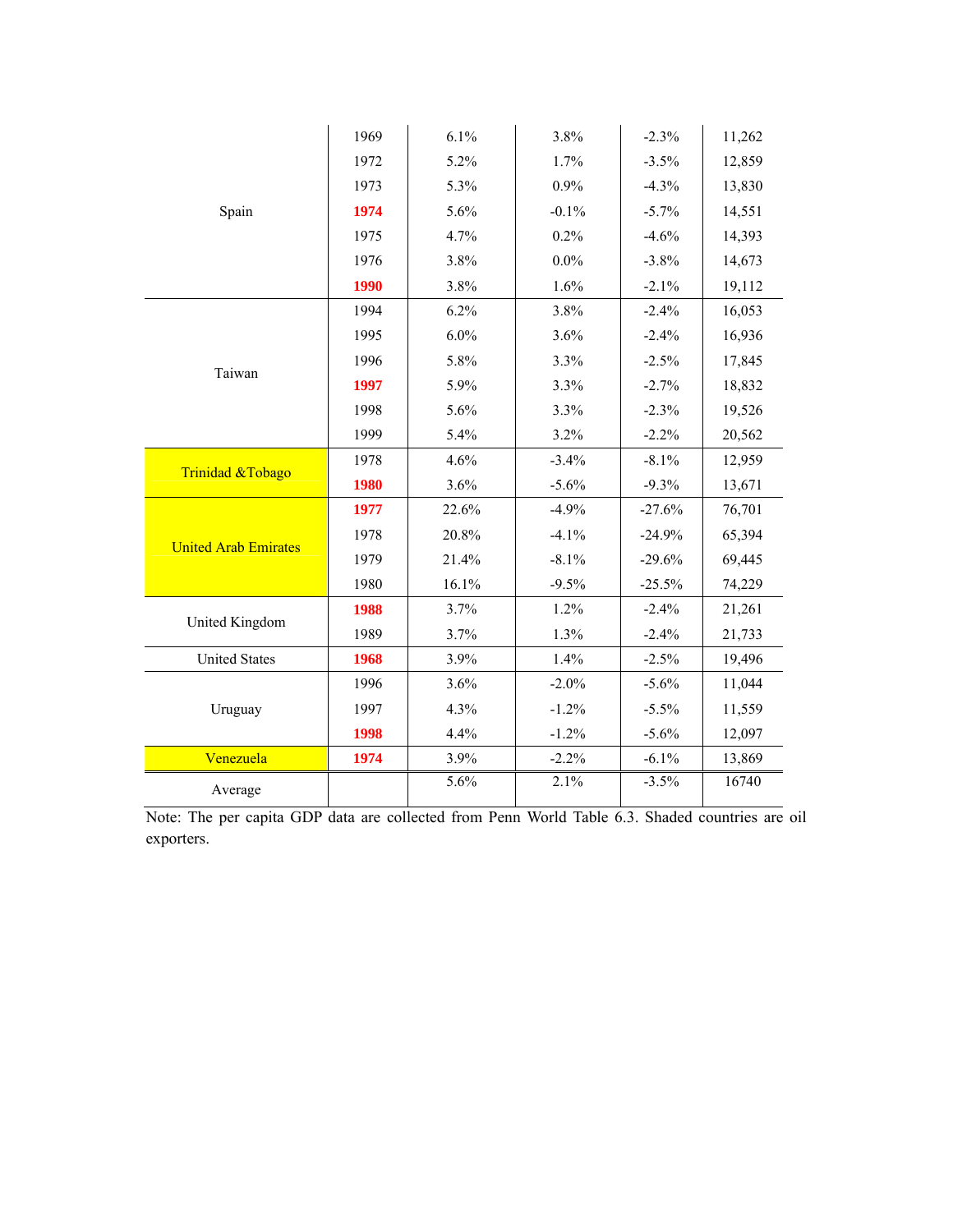| | | | | | |
|---|---|---|---|---|---|
| Spain | 1969 | 6.1% | 3.8% | -2.3% | 11,262 |
| | 1972 | 5.2% | 1.7% | -3.5% | 12,859 |
| | 1973 | 5.3% | 0.9% | -4.3% | 13,830 |
| | **1974** | 5.6% | -0.1% | -5.7% | 14,551 |
| | 1975 | 4.7% | 0.2% | -4.6% | 14,393 |
| | 1976 | 3.8% | 0.0% | -3.8% | 14,673 |
| | **1990** | 3.8% | 1.6% | -2.1% | 19,112 |
| Taiwan | 1994 | 6.2% | 3.8% | -2.4% | 16,053 |
| | 1995 | 6.0% | 3.6% | -2.4% | 16,936 |
| | 1996 | 5.8% | 3.3% | -2.5% | 17,845 |
| | **1997** | 5.9% | 3.3% | -2.7% | 18,832 |
| | 1998 | 5.6% | 3.3% | -2.3% | 19,526 |
| | 1999 | 5.4% | 3.2% | -2.2% | 20,562 |
| Trinidad &Tobago | 1978 | 4.6% | -3.4% | -8.1% | 12,959 |
| | **1980** | 3.6% | -5.6% | -9.3% | 13,671 |
| United Arab Emirates | **1977** | 22.6% | -4.9% | -27.6% | 76,701 |
| | 1978 | 20.8% | -4.1% | -24.9% | 65,394 |
| | 1979 | 21.4% | -8.1% | -29.6% | 69,445 |
| | 1980 | 16.1% | -9.5% | -25.5% | 74,229 |
| United Kingdom | **1988** | 3.7% | 1.2% | -2.4% | 21,261 |
| | 1989 | 3.7% | 1.3% | -2.4% | 21,733 |
| United States | **1968** | 3.9% | 1.4% | -2.5% | 19,496 |
| Uruguay | 1996 | 3.6% | -2.0% | -5.6% | 11,044 |
| | 1997 | 4.3% | -1.2% | -5.5% | 11,559 |
| | **1998** | 4.4% | -1.2% | -5.6% | 12,097 |
| Venezuela | **1974** | 3.9% | -2.2% | -6.1% | 13,869 |
| Average | | 5.6% | 2.1% | -3.5% | 16740 |

Note: The per capita GDP data are collected from Penn World Table 6.3. Shaded countries are oil exporters.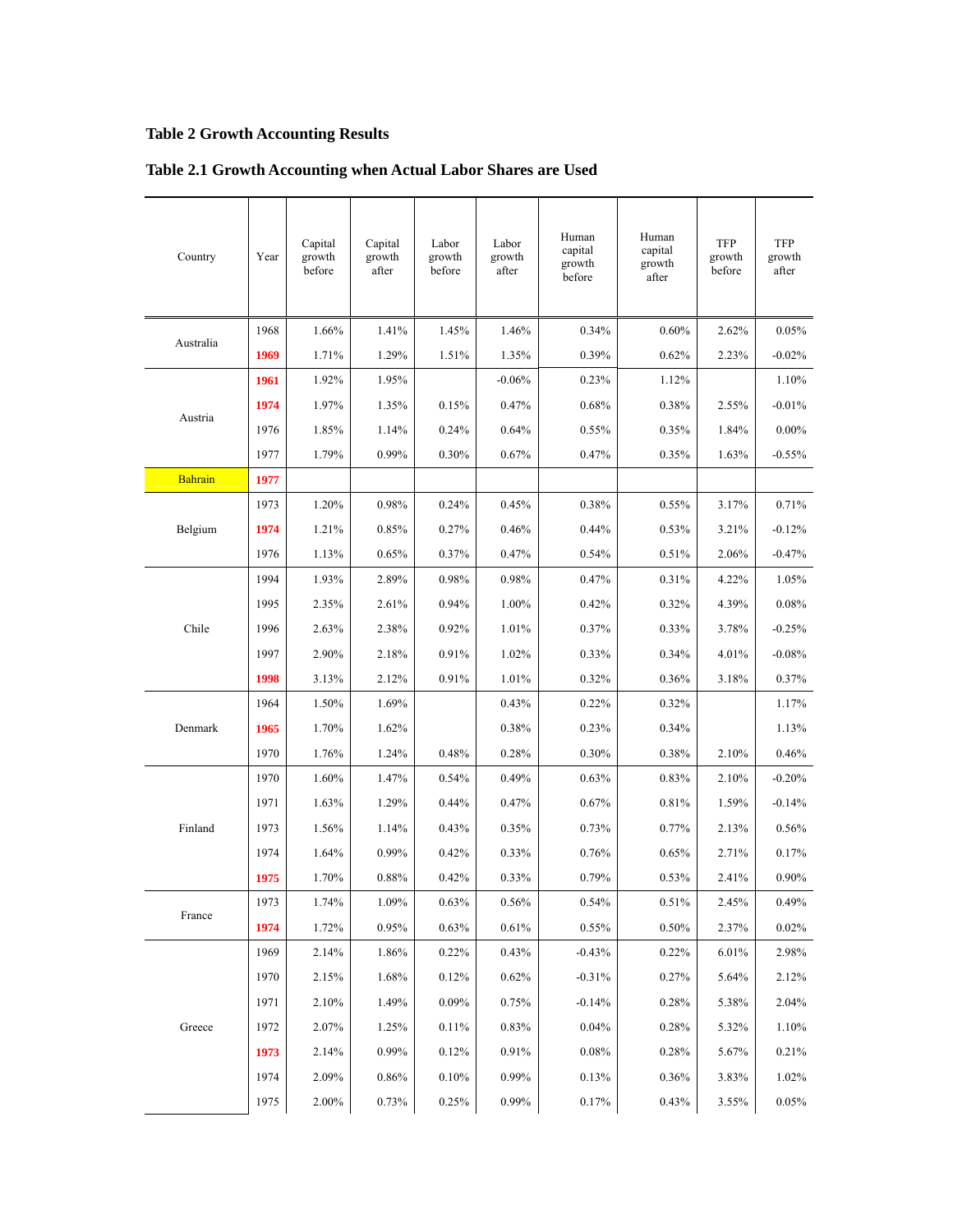# Table 2 Growth Accounting Results

## Table 2.1 Growth Accounting when Actual Labor Shares are Used

| Country | Year | Capital growth before | Capital growth after | Labor growth before | Labor growth after | Human capital growth before | Human capital growth after | TFP growth before | TFP growth after |
|---|---|---|---|---|---|---|---|---|---|
| Australia | 1968 | 1.66% | 1.41% | 1.45% | 1.46% | 0.34% | 0.60% | 2.62% | 0.05% |
| | 1969 | 1.71% | 1.29% | 1.51% | 1.35% | 0.39% | 0.62% | 2.23% | -0.02% |
| Austria | 1961 | 1.92% | 1.95% | | -0.06% | 0.23% | 1.12% | | 1.10% |
| | 1974 | 1.97% | 1.35% | 0.15% | 0.47% | 0.68% | 0.38% | 2.55% | -0.01% |
| | 1976 | 1.85% | 1.14% | 0.24% | 0.64% | 0.55% | 0.35% | 1.84% | 0.00% |
| | 1977 | 1.79% | 0.99% | 0.30% | 0.67% | 0.47% | 0.35% | 1.63% | -0.55% |
| Bahrain | 1977 | | | | | | | | |
| Belgium | 1973 | 1.20% | 0.98% | 0.24% | 0.45% | 0.38% | 0.55% | 3.17% | 0.71% |
| | 1974 | 1.21% | 0.85% | 0.27% | 0.46% | 0.44% | 0.53% | 3.21% | -0.12% |
| | 1976 | 1.13% | 0.65% | 0.37% | 0.47% | 0.54% | 0.51% | 2.06% | -0.47% |
| Chile | 1994 | 1.93% | 2.89% | 0.98% | 0.98% | 0.47% | 0.31% | 4.22% | 1.05% |
| | 1995 | 2.35% | 2.61% | 0.94% | 1.00% | 0.42% | 0.32% | 4.39% | 0.08% |
| | 1996 | 2.63% | 2.38% | 0.92% | 1.01% | 0.37% | 0.33% | 3.78% | -0.25% |
| | 1997 | 2.90% | 2.18% | 0.91% | 1.02% | 0.33% | 0.34% | 4.01% | -0.08% |
| | 1998 | 3.13% | 2.12% | 0.91% | 1.01% | 0.32% | 0.36% | 3.18% | 0.37% |
| Denmark | 1964 | 1.50% | 1.69% | | 0.43% | 0.22% | 0.32% | | 1.17% |
| | 1965 | 1.70% | 1.62% | | 0.38% | 0.23% | 0.34% | | 1.13% |
| | 1970 | 1.76% | 1.24% | 0.48% | 0.28% | 0.30% | 0.38% | 2.10% | 0.46% |
| Finland | 1970 | 1.60% | 1.47% | 0.54% | 0.49% | 0.63% | 0.83% | 2.10% | -0.20% |
| | 1971 | 1.63% | 1.29% | 0.44% | 0.47% | 0.67% | 0.81% | 1.59% | -0.14% |
| | 1973 | 1.56% | 1.14% | 0.43% | 0.35% | 0.73% | 0.77% | 2.13% | 0.56% |
| | 1974 | 1.64% | 0.99% | 0.42% | 0.33% | 0.76% | 0.65% | 2.71% | 0.17% |
| | 1975 | 1.70% | 0.88% | 0.42% | 0.33% | 0.79% | 0.53% | 2.41% | 0.90% |
| France | 1973 | 1.74% | 1.09% | 0.63% | 0.56% | 0.54% | 0.51% | 2.45% | 0.49% |
| | 1974 | 1.72% | 0.95% | 0.63% | 0.61% | 0.55% | 0.50% | 2.37% | 0.02% |
| Greece | 1969 | 2.14% | 1.86% | 0.22% | 0.43% | -0.43% | 0.22% | 6.01% | 2.98% |
| | 1970 | 2.15% | 1.68% | 0.12% | 0.62% | -0.31% | 0.27% | 5.64% | 2.12% |
| | 1971 | 2.10% | 1.49% | 0.09% | 0.75% | -0.14% | 0.28% | 5.38% | 2.04% |
| | 1972 | 2.07% | 1.25% | 0.11% | 0.83% | 0.04% | 0.28% | 5.32% | 1.10% |
| | 1973 | 2.14% | 0.99% | 0.12% | 0.91% | 0.08% | 0.28% | 5.67% | 0.21% |
| | 1974 | 2.09% | 0.86% | 0.10% | 0.99% | 0.13% | 0.36% | 3.83% | 1.02% |
| | 1975 | 2.00% | 0.73% | 0.25% | 0.99% | 0.17% | 0.43% | 3.55% | 0.05% |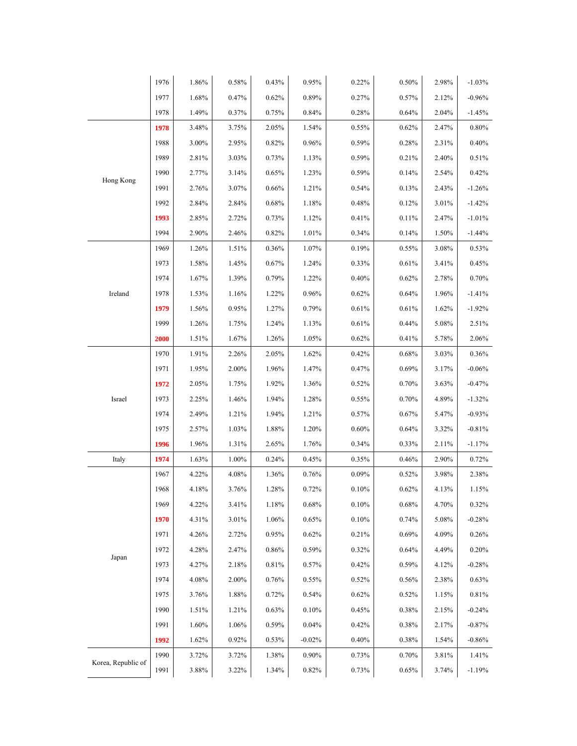| | | | | | | | | | |
|---|---|---|---|---|---|---|---|---|---|
| | 1976 | 1.86% | 0.58% | 0.43% | 0.95% | 0.22% | 0.50% | 2.98% | -1.03% |
| | 1977 | 1.68% | 0.47% | 0.62% | 0.89% | 0.27% | 0.57% | 2.12% | -0.96% |
| | 1978 | 1.49% | 0.37% | 0.75% | 0.84% | 0.28% | 0.64% | 2.04% | -1.45% |
| Hong Kong | **1978** | 3.48% | 3.75% | 2.05% | 1.54% | 0.55% | 0.62% | 2.47% | 0.80% |
| | 1988 | 3.00% | 2.95% | 0.82% | 0.96% | 0.59% | 0.28% | 2.31% | 0.40% |
| | 1989 | 2.81% | 3.03% | 0.73% | 1.13% | 0.59% | 0.21% | 2.40% | 0.51% |
| | 1990 | 2.77% | 3.14% | 0.65% | 1.23% | 0.59% | 0.14% | 2.54% | 0.42% |
| | 1991 | 2.76% | 3.07% | 0.66% | 1.21% | 0.54% | 0.13% | 2.43% | -1.26% |
| | 1992 | 2.84% | 2.84% | 0.68% | 1.18% | 0.48% | 0.12% | 3.01% | -1.42% |
| | **1993** | 2.85% | 2.72% | 0.73% | 1.12% | 0.41% | 0.11% | 2.47% | -1.01% |
| | 1994 | 2.90% | 2.46% | 0.82% | 1.01% | 0.34% | 0.14% | 1.50% | -1.44% |
| Ireland | 1969 | 1.26% | 1.51% | 0.36% | 1.07% | 0.19% | 0.55% | 3.08% | 0.53% |
| | 1973 | 1.58% | 1.45% | 0.67% | 1.24% | 0.33% | 0.61% | 3.41% | 0.45% |
| | 1974 | 1.67% | 1.39% | 0.79% | 1.22% | 0.40% | 0.62% | 2.78% | 0.70% |
| | 1978 | 1.53% | 1.16% | 1.22% | 0.96% | 0.62% | 0.64% | 1.96% | -1.41% |
| | **1979** | 1.56% | 0.95% | 1.27% | 0.79% | 0.61% | 0.61% | 1.62% | -1.92% |
| | 1999 | 1.26% | 1.75% | 1.24% | 1.13% | 0.61% | 0.44% | 5.08% | 2.51% |
| | **2000** | 1.51% | 1.67% | 1.26% | 1.05% | 0.62% | 0.41% | 5.78% | 2.06% |
| Israel | 1970 | 1.91% | 2.26% | 2.05% | 1.62% | 0.42% | 0.68% | 3.03% | 0.36% |
| | 1971 | 1.95% | 2.00% | 1.96% | 1.47% | 0.47% | 0.69% | 3.17% | -0.06% |
| | **1972** | 2.05% | 1.75% | 1.92% | 1.36% | 0.52% | 0.70% | 3.63% | -0.47% |
| | 1973 | 2.25% | 1.46% | 1.94% | 1.28% | 0.55% | 0.70% | 4.89% | -1.32% |
| | 1974 | 2.49% | 1.21% | 1.94% | 1.21% | 0.57% | 0.67% | 5.47% | -0.93% |
| | 1975 | 2.57% | 1.03% | 1.88% | 1.20% | 0.60% | 0.64% | 3.32% | -0.81% |
| | **1996** | 1.96% | 1.31% | 2.65% | 1.76% | 0.34% | 0.33% | 2.11% | -1.17% |
| Italy | **1974** | 1.63% | 1.00% | 0.24% | 0.45% | 0.35% | 0.46% | 2.90% | 0.72% |
| Japan | 1967 | 4.22% | 4.08% | 1.36% | 0.76% | 0.09% | 0.52% | 3.98% | 2.38% |
| | 1968 | 4.18% | 3.76% | 1.28% | 0.72% | 0.10% | 0.62% | 4.13% | 1.15% |
| | 1969 | 4.22% | 3.41% | 1.18% | 0.68% | 0.10% | 0.68% | 4.70% | 0.32% |
| | **1970** | 4.31% | 3.01% | 1.06% | 0.65% | 0.10% | 0.74% | 5.08% | -0.28% |
| | 1971 | 4.26% | 2.72% | 0.95% | 0.62% | 0.21% | 0.69% | 4.09% | 0.26% |
| | 1972 | 4.28% | 2.47% | 0.86% | 0.59% | 0.32% | 0.64% | 4.49% | 0.20% |
| | 1973 | 4.27% | 2.18% | 0.81% | 0.57% | 0.42% | 0.59% | 4.12% | -0.28% |
| | 1974 | 4.08% | 2.00% | 0.76% | 0.55% | 0.52% | 0.56% | 2.38% | 0.63% |
| | 1975 | 3.76% | 1.88% | 0.72% | 0.54% | 0.62% | 0.52% | 1.15% | 0.81% |
| | 1990 | 1.51% | 1.21% | 0.63% | 0.10% | 0.45% | 0.38% | 2.15% | -0.24% |
| | 1991 | 1.60% | 1.06% | 0.59% | 0.04% | 0.42% | 0.38% | 2.17% | -0.87% |
| | **1992** | 1.62% | 0.92% | 0.53% | -0.02% | 0.40% | 0.38% | 1.54% | -0.86% |
| Korea, Republic of | 1990 | 3.72% | 3.72% | 1.38% | 0.90% | 0.73% | 0.70% | 3.81% | 1.41% |
| | 1991 | 3.88% | 3.22% | 1.34% | 0.82% | 0.73% | 0.65% | 3.74% | -1.19% |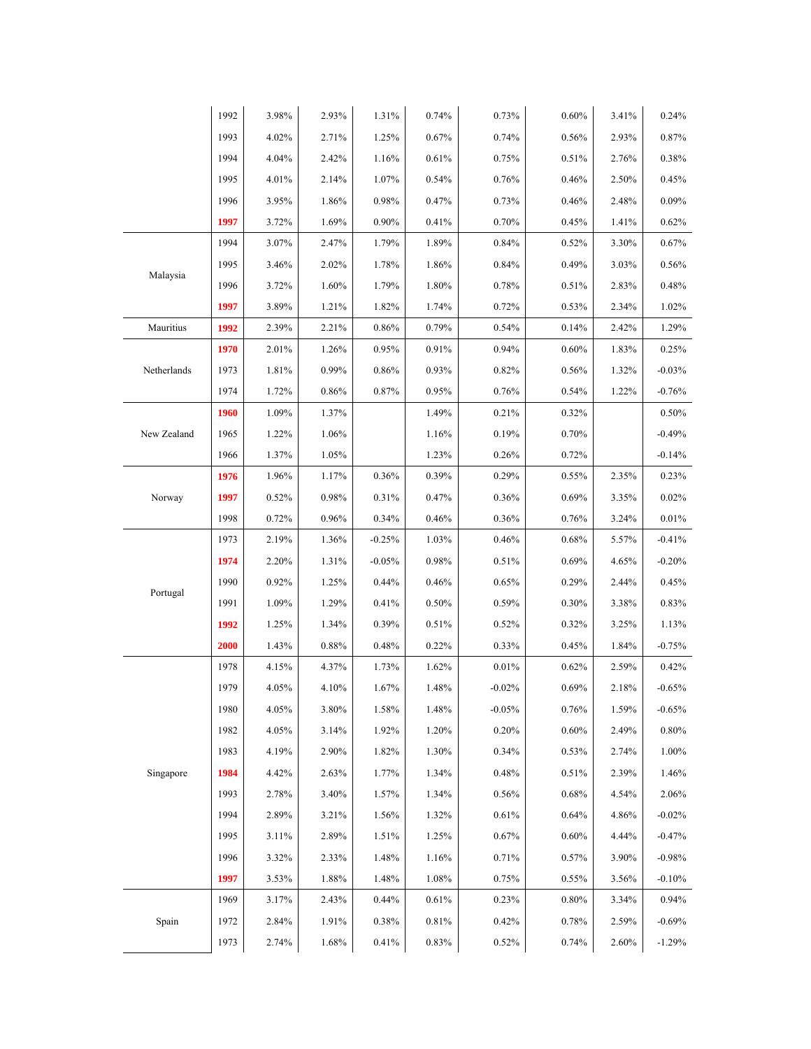| | | | | | | | | | |
|---|---|---|---|---|---|---|---|---|---|
| | 1992 | 3.98% | 2.93% | 1.31% | 0.74% | 0.73% | 0.60% | 3.41% | 0.24% |
| | 1993 | 4.02% | 2.71% | 1.25% | 0.67% | 0.74% | 0.56% | 2.93% | 0.87% |
| | 1994 | 4.04% | 2.42% | 1.16% | 0.61% | 0.75% | 0.51% | 2.76% | 0.38% |
| | 1995 | 4.01% | 2.14% | 1.07% | 0.54% | 0.76% | 0.46% | 2.50% | 0.45% |
| | 1996 | 3.95% | 1.86% | 0.98% | 0.47% | 0.73% | 0.46% | 2.48% | 0.09% |
| | **1997** | 3.72% | 1.69% | 0.90% | 0.41% | 0.70% | 0.45% | 1.41% | 0.62% |
| Malaysia | 1994 | 3.07% | 2.47% | 1.79% | 1.89% | 0.84% | 0.52% | 3.30% | 0.67% |
| | 1995 | 3.46% | 2.02% | 1.78% | 1.86% | 0.84% | 0.49% | 3.03% | 0.56% |
| | 1996 | 3.72% | 1.60% | 1.79% | 1.80% | 0.78% | 0.51% | 2.83% | 0.48% |
| | **1997** | 3.89% | 1.21% | 1.82% | 1.74% | 0.72% | 0.53% | 2.34% | 1.02% |
| Mauritius | **1992** | 2.39% | 2.21% | 0.86% | 0.79% | 0.54% | 0.14% | 2.42% | 1.29% |
| Netherlands | **1970** | 2.01% | 1.26% | 0.95% | 0.91% | 0.94% | 0.60% | 1.83% | 0.25% |
| | 1973 | 1.81% | 0.99% | 0.86% | 0.93% | 0.82% | 0.56% | 1.32% | -0.03% |
| | 1974 | 1.72% | 0.86% | 0.87% | 0.95% | 0.76% | 0.54% | 1.22% | -0.76% |
| New Zealand | **1960** | 1.09% | 1.37% | | 1.49% | 0.21% | 0.32% | | 0.50% |
| | 1965 | 1.22% | 1.06% | | 1.16% | 0.19% | 0.70% | | -0.49% |
| | 1966 | 1.37% | 1.05% | | 1.23% | 0.26% | 0.72% | | -0.14% |
| Norway | **1976** | 1.96% | 1.17% | 0.36% | 0.39% | 0.29% | 0.55% | 2.35% | 0.23% |
| | **1997** | 0.52% | 0.98% | 0.31% | 0.47% | 0.36% | 0.69% | 3.35% | 0.02% |
| | 1998 | 0.72% | 0.96% | 0.34% | 0.46% | 0.36% | 0.76% | 3.24% | 0.01% |
| Portugal | 1973 | 2.19% | 1.36% | -0.25% | 1.03% | 0.46% | 0.68% | 5.57% | -0.41% |
| | **1974** | 2.20% | 1.31% | -0.05% | 0.98% | 0.51% | 0.69% | 4.65% | -0.20% |
| | 1990 | 0.92% | 1.25% | 0.44% | 0.46% | 0.65% | 0.29% | 2.44% | 0.45% |
| | 1991 | 1.09% | 1.29% | 0.41% | 0.50% | 0.59% | 0.30% | 3.38% | 0.83% |
| | **1992** | 1.25% | 1.34% | 0.39% | 0.51% | 0.52% | 0.32% | 3.25% | 1.13% |
| | **2000** | 1.43% | 0.88% | 0.48% | 0.22% | 0.33% | 0.45% | 1.84% | -0.75% |
| Singapore | 1978 | 4.15% | 4.37% | 1.73% | 1.62% | 0.01% | 0.62% | 2.59% | 0.42% |
| | 1979 | 4.05% | 4.10% | 1.67% | 1.48% | -0.02% | 0.69% | 2.18% | -0.65% |
| | 1980 | 4.05% | 3.80% | 1.58% | 1.48% | -0.05% | 0.76% | 1.59% | -0.65% |
| | 1982 | 4.05% | 3.14% | 1.92% | 1.20% | 0.20% | 0.60% | 2.49% | 0.80% |
| | 1983 | 4.19% | 2.90% | 1.82% | 1.30% | 0.34% | 0.53% | 2.74% | 1.00% |
| | **1984** | 4.42% | 2.63% | 1.77% | 1.34% | 0.48% | 0.51% | 2.39% | 1.46% |
| | 1993 | 2.78% | 3.40% | 1.57% | 1.34% | 0.56% | 0.68% | 4.54% | 2.06% |
| | 1994 | 2.89% | 3.21% | 1.56% | 1.32% | 0.61% | 0.64% | 4.86% | -0.02% |
| | 1995 | 3.11% | 2.89% | 1.51% | 1.25% | 0.67% | 0.60% | 4.44% | -0.47% |
| | 1996 | 3.32% | 2.33% | 1.48% | 1.16% | 0.71% | 0.57% | 3.90% | -0.98% |
| | **1997** | 3.53% | 1.88% | 1.48% | 1.08% | 0.75% | 0.55% | 3.56% | -0.10% |
| Spain | 1969 | 3.17% | 2.43% | 0.44% | 0.61% | 0.23% | 0.80% | 3.34% | 0.94% |
| | 1972 | 2.84% | 1.91% | 0.38% | 0.81% | 0.42% | 0.78% | 2.59% | -0.69% |
| | 1973 | 2.74% | 1.68% | 0.41% | 0.83% | 0.52% | 0.74% | 2.60% | -1.29% |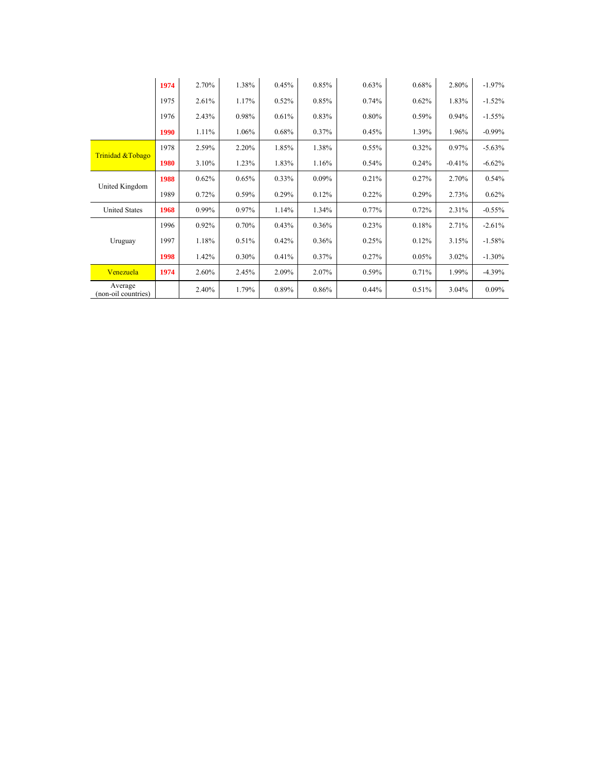| | | | | | | | | | |
|---|---|---|---|---|---|---|---|---|---|
| | **1974** | 2.70% | 1.38% | 0.45% | 0.85% | 0.63% | 0.68% | 2.80% | -1.97% |
| | 1975 | 2.61% | 1.17% | 0.52% | 0.85% | 0.74% | 0.62% | 1.83% | -1.52% |
| | 1976 | 2.43% | 0.98% | 0.61% | 0.83% | 0.80% | 0.59% | 0.94% | -1.55% |
| | **1990** | 1.11% | 1.06% | 0.68% | 0.37% | 0.45% | 1.39% | 1.96% | -0.99% |
| Trinidad &Tobago | 1978 | 2.59% | 2.20% | 1.85% | 1.38% | 0.55% | 0.32% | 0.97% | -5.63% |
| | **1980** | 3.10% | 1.23% | 1.83% | 1.16% | 0.54% | 0.24% | -0.41% | -6.62% |
| United Kingdom | **1988** | 0.62% | 0.65% | 0.33% | 0.09% | 0.21% | 0.27% | 2.70% | 0.54% |
| | 1989 | 0.72% | 0.59% | 0.29% | 0.12% | 0.22% | 0.29% | 2.73% | 0.62% |
| United States | **1968** | 0.99% | 0.97% | 1.14% | 1.34% | 0.77% | 0.72% | 2.31% | -0.55% |
| Uruguay | 1996 | 0.92% | 0.70% | 0.43% | 0.36% | 0.23% | 0.18% | 2.71% | -2.61% |
| | 1997 | 1.18% | 0.51% | 0.42% | 0.36% | 0.25% | 0.12% | 3.15% | -1.58% |
| | **1998** | 1.42% | 0.30% | 0.41% | 0.37% | 0.27% | 0.05% | 3.02% | -1.30% |
| Venezuela | **1974** | 2.60% | 2.45% | 2.09% | 2.07% | 0.59% | 0.71% | 1.99% | -4.39% |
| Average (non-oil countries) | | 2.40% | 1.79% | 0.89% | 0.86% | 0.44% | 0.51% | 3.04% | 0.09% |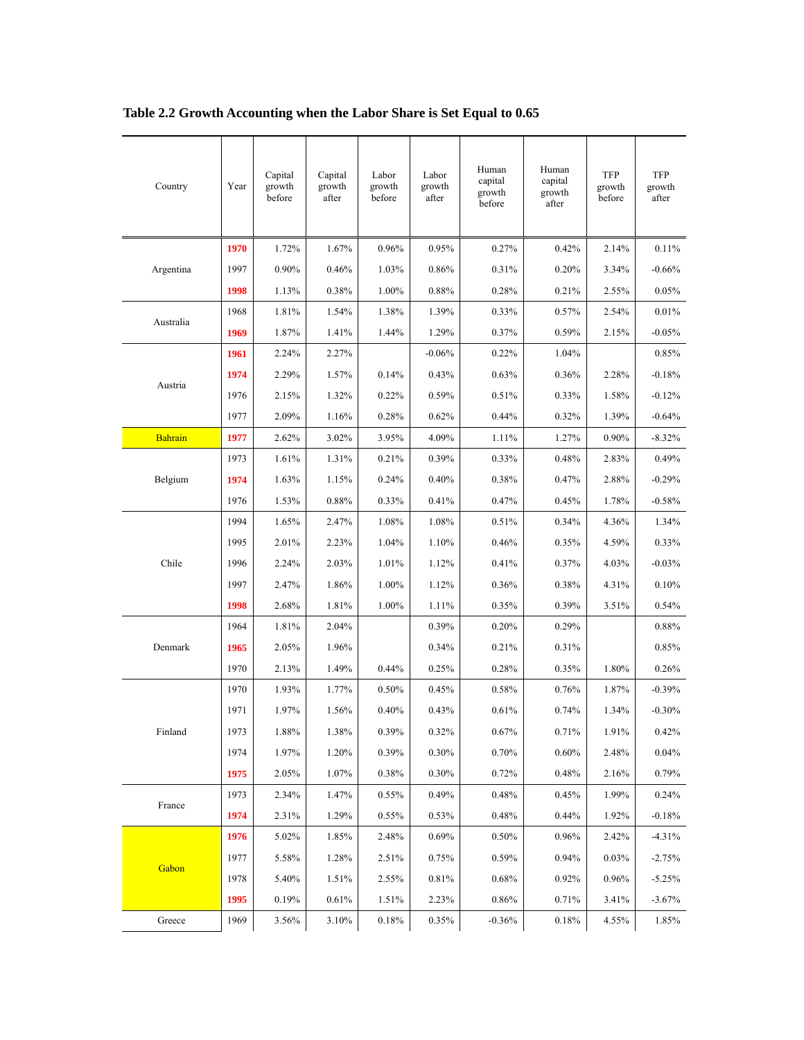**Table 2.2 Growth Accounting when the Labor Share is Set Equal to 0.65**

| Country | Year | Capital growth before | Capital growth after | Labor growth before | Labor growth after | Human capital growth before | Human capital growth after | TFP growth before | TFP growth after |
|---|---|---|---|---|---|---|---|---|---|
| Argentina | 1970 | 1.72% | 1.67% | 0.96% | 0.95% | 0.27% | 0.42% | 2.14% | 0.11% |
| | 1997 | 0.90% | 0.46% | 1.03% | 0.86% | 0.31% | 0.20% | 3.34% | -0.66% |
| | 1998 | 1.13% | 0.38% | 1.00% | 0.88% | 0.28% | 0.21% | 2.55% | 0.05% |
| Australia | 1968 | 1.81% | 1.54% | 1.38% | 1.39% | 0.33% | 0.57% | 2.54% | 0.01% |
| | 1969 | 1.87% | 1.41% | 1.44% | 1.29% | 0.37% | 0.59% | 2.15% | -0.05% |
| Austria | 1961 | 2.24% | 2.27% | | -0.06% | 0.22% | 1.04% | | 0.85% |
| | 1974 | 2.29% | 1.57% | 0.14% | 0.43% | 0.63% | 0.36% | 2.28% | -0.18% |
| | 1976 | 2.15% | 1.32% | 0.22% | 0.59% | 0.51% | 0.33% | 1.58% | -0.12% |
| | 1977 | 2.09% | 1.16% | 0.28% | 0.62% | 0.44% | 0.32% | 1.39% | -0.64% |
| Bahrain | 1977 | 2.62% | 3.02% | 3.95% | 4.09% | 1.11% | 1.27% | 0.90% | -8.32% |
| Belgium | 1973 | 1.61% | 1.31% | 0.21% | 0.39% | 0.33% | 0.48% | 2.83% | 0.49% |
| | 1974 | 1.63% | 1.15% | 0.24% | 0.40% | 0.38% | 0.47% | 2.88% | -0.29% |
| | 1976 | 1.53% | 0.88% | 0.33% | 0.41% | 0.47% | 0.45% | 1.78% | -0.58% |
| Chile | 1994 | 1.65% | 2.47% | 1.08% | 1.08% | 0.51% | 0.34% | 4.36% | 1.34% |
| | 1995 | 2.01% | 2.23% | 1.04% | 1.10% | 0.46% | 0.35% | 4.59% | 0.33% |
| | 1996 | 2.24% | 2.03% | 1.01% | 1.12% | 0.41% | 0.37% | 4.03% | -0.03% |
| | 1997 | 2.47% | 1.86% | 1.00% | 1.12% | 0.36% | 0.38% | 4.31% | 0.10% |
| | 1998 | 2.68% | 1.81% | 1.00% | 1.11% | 0.35% | 0.39% | 3.51% | 0.54% |
| Denmark | 1964 | 1.81% | 2.04% | | 0.39% | 0.20% | 0.29% | | 0.88% |
| | 1965 | 2.05% | 1.96% | | 0.34% | 0.21% | 0.31% | | 0.85% |
| | 1970 | 2.13% | 1.49% | 0.44% | 0.25% | 0.28% | 0.35% | 1.80% | 0.26% |
| Finland | 1970 | 1.93% | 1.77% | 0.50% | 0.45% | 0.58% | 0.76% | 1.87% | -0.39% |
| | 1971 | 1.97% | 1.56% | 0.40% | 0.43% | 0.61% | 0.74% | 1.34% | -0.30% |
| | 1973 | 1.88% | 1.38% | 0.39% | 0.32% | 0.67% | 0.71% | 1.91% | 0.42% |
| | 1974 | 1.97% | 1.20% | 0.39% | 0.30% | 0.70% | 0.60% | 2.48% | 0.04% |
| | 1975 | 2.05% | 1.07% | 0.38% | 0.30% | 0.72% | 0.48% | 2.16% | 0.79% |
| France | 1973 | 2.34% | 1.47% | 0.55% | 0.49% | 0.48% | 0.45% | 1.99% | 0.24% |
| | 1974 | 2.31% | 1.29% | 0.55% | 0.53% | 0.48% | 0.44% | 1.92% | -0.18% |
| Gabon | 1976 | 5.02% | 1.85% | 2.48% | 0.69% | 0.50% | 0.96% | 2.42% | -4.31% |
| | 1977 | 5.58% | 1.28% | 2.51% | 0.75% | 0.59% | 0.94% | 0.03% | -2.75% |
| | 1978 | 5.40% | 1.51% | 2.55% | 0.81% | 0.68% | 0.92% | 0.96% | -5.25% |
| | 1995 | 0.19% | 0.61% | 1.51% | 2.23% | 0.86% | 0.71% | 3.41% | -3.67% |
| Greece | 1969 | 3.56% | 3.10% | 0.18% | 0.35% | -0.36% | 0.18% | 4.55% | 1.85% |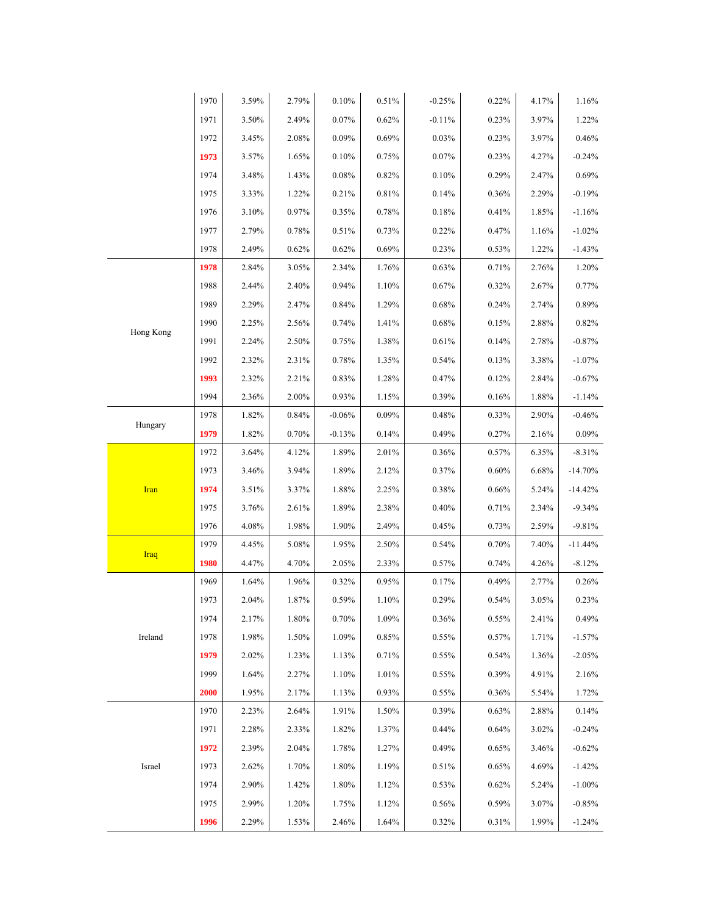|  |  |  |  |  |  |  |  |  |  |
|---|---|---|---|---|---|---|---|---|---|
|  | 1970 | 3.59% | 2.79% | 0.10% | 0.51% | -0.25% | 0.22% | 4.17% | 1.16% |
|  | 1971 | 3.50% | 2.49% | 0.07% | 0.62% | -0.11% | 0.23% | 3.97% | 1.22% |
|  | 1972 | 3.45% | 2.08% | 0.09% | 0.69% | 0.03% | 0.23% | 3.97% | 0.46% |
|  | **1973** | 3.57% | 1.65% | 0.10% | 0.75% | 0.07% | 0.23% | 4.27% | -0.24% |
|  | 1974 | 3.48% | 1.43% | 0.08% | 0.82% | 0.10% | 0.29% | 2.47% | 0.69% |
|  | 1975 | 3.33% | 1.22% | 0.21% | 0.81% | 0.14% | 0.36% | 2.29% | -0.19% |
|  | 1976 | 3.10% | 0.97% | 0.35% | 0.78% | 0.18% | 0.41% | 1.85% | -1.16% |
|  | 1977 | 2.79% | 0.78% | 0.51% | 0.73% | 0.22% | 0.47% | 1.16% | -1.02% |
|  | 1978 | 2.49% | 0.62% | 0.62% | 0.69% | 0.23% | 0.53% | 1.22% | -1.43% |
| Hong Kong | **1978** | 2.84% | 3.05% | 2.34% | 1.76% | 0.63% | 0.71% | 2.76% | 1.20% |
|  | 1988 | 2.44% | 2.40% | 0.94% | 1.10% | 0.67% | 0.32% | 2.67% | 0.77% |
|  | 1989 | 2.29% | 2.47% | 0.84% | 1.29% | 0.68% | 0.24% | 2.74% | 0.89% |
|  | 1990 | 2.25% | 2.56% | 0.74% | 1.41% | 0.68% | 0.15% | 2.88% | 0.82% |
|  | 1991 | 2.24% | 2.50% | 0.75% | 1.38% | 0.61% | 0.14% | 2.78% | -0.87% |
|  | 1992 | 2.32% | 2.31% | 0.78% | 1.35% | 0.54% | 0.13% | 3.38% | -1.07% |
|  | **1993** | 2.32% | 2.21% | 0.83% | 1.28% | 0.47% | 0.12% | 2.84% | -0.67% |
|  | 1994 | 2.36% | 2.00% | 0.93% | 1.15% | 0.39% | 0.16% | 1.88% | -1.14% |
| Hungary | 1978 | 1.82% | 0.84% | -0.06% | 0.09% | 0.48% | 0.33% | 2.90% | -0.46% |
|  | **1979** | 1.82% | 0.70% | -0.13% | 0.14% | 0.49% | 0.27% | 2.16% | 0.09% |
| Iran | 1972 | 3.64% | 4.12% | 1.89% | 2.01% | 0.36% | 0.57% | 6.35% | -8.31% |
|  | 1973 | 3.46% | 3.94% | 1.89% | 2.12% | 0.37% | 0.60% | 6.68% | -14.70% |
|  | **1974** | 3.51% | 3.37% | 1.88% | 2.25% | 0.38% | 0.66% | 5.24% | -14.42% |
|  | 1975 | 3.76% | 2.61% | 1.89% | 2.38% | 0.40% | 0.71% | 2.34% | -9.34% |
|  | 1976 | 4.08% | 1.98% | 1.90% | 2.49% | 0.45% | 0.73% | 2.59% | -9.81% |
| Iraq | 1979 | 4.45% | 5.08% | 1.95% | 2.50% | 0.54% | 0.70% | 7.40% | -11.44% |
|  | **1980** | 4.47% | 4.70% | 2.05% | 2.33% | 0.57% | 0.74% | 4.26% | -8.12% |
| Ireland | 1969 | 1.64% | 1.96% | 0.32% | 0.95% | 0.17% | 0.49% | 2.77% | 0.26% |
|  | 1973 | 2.04% | 1.87% | 0.59% | 1.10% | 0.29% | 0.54% | 3.05% | 0.23% |
|  | 1974 | 2.17% | 1.80% | 0.70% | 1.09% | 0.36% | 0.55% | 2.41% | 0.49% |
|  | 1978 | 1.98% | 1.50% | 1.09% | 0.85% | 0.55% | 0.57% | 1.71% | -1.57% |
|  | **1979** | 2.02% | 1.23% | 1.13% | 0.71% | 0.55% | 0.54% | 1.36% | -2.05% |
|  | 1999 | 1.64% | 2.27% | 1.10% | 1.01% | 0.55% | 0.39% | 4.91% | 2.16% |
|  | **2000** | 1.95% | 2.17% | 1.13% | 0.93% | 0.55% | 0.36% | 5.54% | 1.72% |
| Israel | 1970 | 2.23% | 2.64% | 1.91% | 1.50% | 0.39% | 0.63% | 2.88% | 0.14% |
|  | 1971 | 2.28% | 2.33% | 1.82% | 1.37% | 0.44% | 0.64% | 3.02% | -0.24% |
|  | **1972** | 2.39% | 2.04% | 1.78% | 1.27% | 0.49% | 0.65% | 3.46% | -0.62% |
|  | 1973 | 2.62% | 1.70% | 1.80% | 1.19% | 0.51% | 0.65% | 4.69% | -1.42% |
|  | 1974 | 2.90% | 1.42% | 1.80% | 1.12% | 0.53% | 0.62% | 5.24% | -1.00% |
|  | 1975 | 2.99% | 1.20% | 1.75% | 1.12% | 0.56% | 0.59% | 3.07% | -0.85% |
|  | **1996** | 2.29% | 1.53% | 2.46% | 1.64% | 0.32% | 0.31% | 1.99% | -1.24% |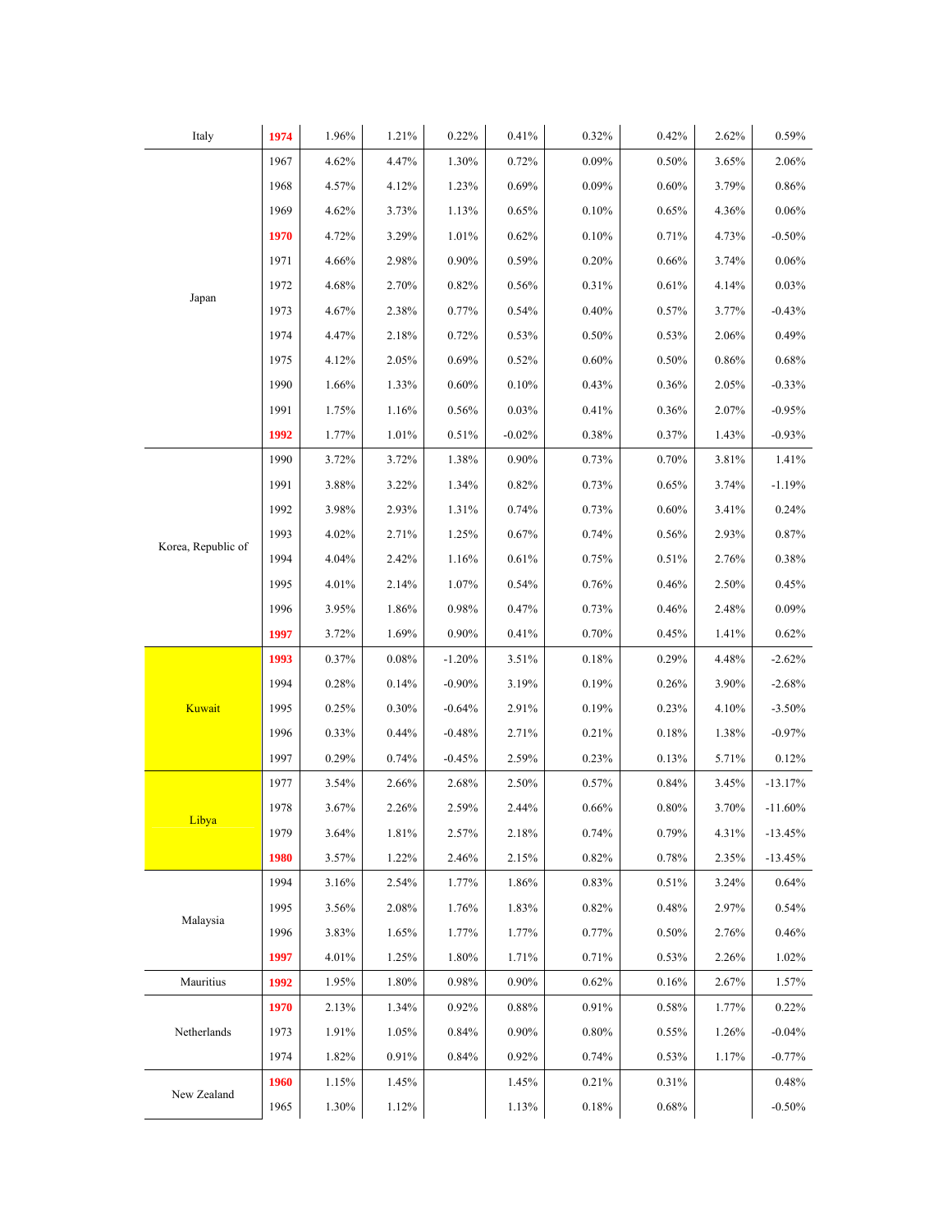| | | | | | | | | | |
|---|---|---|---|---|---|---|---|---|---|
| Italy | **1974** | 1.96% | 1.21% | 0.22% | 0.41% | 0.32% | 0.42% | 2.62% | 0.59% |
| Japan | 1967 | 4.62% | 4.47% | 1.30% | 0.72% | 0.09% | 0.50% | 3.65% | 2.06% |
| | 1968 | 4.57% | 4.12% | 1.23% | 0.69% | 0.09% | 0.60% | 3.79% | 0.86% |
| | 1969 | 4.62% | 3.73% | 1.13% | 0.65% | 0.10% | 0.65% | 4.36% | 0.06% |
| | **1970** | 4.72% | 3.29% | 1.01% | 0.62% | 0.10% | 0.71% | 4.73% | -0.50% |
| | 1971 | 4.66% | 2.98% | 0.90% | 0.59% | 0.20% | 0.66% | 3.74% | 0.06% |
| | 1972 | 4.68% | 2.70% | 0.82% | 0.56% | 0.31% | 0.61% | 4.14% | 0.03% |
| | 1973 | 4.67% | 2.38% | 0.77% | 0.54% | 0.40% | 0.57% | 3.77% | -0.43% |
| | 1974 | 4.47% | 2.18% | 0.72% | 0.53% | 0.50% | 0.53% | 2.06% | 0.49% |
| | 1975 | 4.12% | 2.05% | 0.69% | 0.52% | 0.60% | 0.50% | 0.86% | 0.68% |
| | 1990 | 1.66% | 1.33% | 0.60% | 0.10% | 0.43% | 0.36% | 2.05% | -0.33% |
| | 1991 | 1.75% | 1.16% | 0.56% | 0.03% | 0.41% | 0.36% | 2.07% | -0.95% |
| | **1992** | 1.77% | 1.01% | 0.51% | -0.02% | 0.38% | 0.37% | 1.43% | -0.93% |
| Korea, Republic of | 1990 | 3.72% | 3.72% | 1.38% | 0.90% | 0.73% | 0.70% | 3.81% | 1.41% |
| | 1991 | 3.88% | 3.22% | 1.34% | 0.82% | 0.73% | 0.65% | 3.74% | -1.19% |
| | 1992 | 3.98% | 2.93% | 1.31% | 0.74% | 0.73% | 0.60% | 3.41% | 0.24% |
| | 1993 | 4.02% | 2.71% | 1.25% | 0.67% | 0.74% | 0.56% | 2.93% | 0.87% |
| | 1994 | 4.04% | 2.42% | 1.16% | 0.61% | 0.75% | 0.51% | 2.76% | 0.38% |
| | 1995 | 4.01% | 2.14% | 1.07% | 0.54% | 0.76% | 0.46% | 2.50% | 0.45% |
| | 1996 | 3.95% | 1.86% | 0.98% | 0.47% | 0.73% | 0.46% | 2.48% | 0.09% |
| | **1997** | 3.72% | 1.69% | 0.90% | 0.41% | 0.70% | 0.45% | 1.41% | 0.62% |
| Kuwait | **1993** | 0.37% | 0.08% | -1.20% | 3.51% | 0.18% | 0.29% | 4.48% | -2.62% |
| | 1994 | 0.28% | 0.14% | -0.90% | 3.19% | 0.19% | 0.26% | 3.90% | -2.68% |
| | 1995 | 0.25% | 0.30% | -0.64% | 2.91% | 0.19% | 0.23% | 4.10% | -3.50% |
| | 1996 | 0.33% | 0.44% | -0.48% | 2.71% | 0.21% | 0.18% | 1.38% | -0.97% |
| | 1997 | 0.29% | 0.74% | -0.45% | 2.59% | 0.23% | 0.13% | 5.71% | 0.12% |
| Libya | 1977 | 3.54% | 2.66% | 2.68% | 2.50% | 0.57% | 0.84% | 3.45% | -13.17% |
| | 1978 | 3.67% | 2.26% | 2.59% | 2.44% | 0.66% | 0.80% | 3.70% | -11.60% |
| | 1979 | 3.64% | 1.81% | 2.57% | 2.18% | 0.74% | 0.79% | 4.31% | -13.45% |
| | **1980** | 3.57% | 1.22% | 2.46% | 2.15% | 0.82% | 0.78% | 2.35% | -13.45% |
| Malaysia | 1994 | 3.16% | 2.54% | 1.77% | 1.86% | 0.83% | 0.51% | 3.24% | 0.64% |
| | 1995 | 3.56% | 2.08% | 1.76% | 1.83% | 0.82% | 0.48% | 2.97% | 0.54% |
| | 1996 | 3.83% | 1.65% | 1.77% | 1.77% | 0.77% | 0.50% | 2.76% | 0.46% |
| | **1997** | 4.01% | 1.25% | 1.80% | 1.71% | 0.71% | 0.53% | 2.26% | 1.02% |
| Mauritius | **1992** | 1.95% | 1.80% | 0.98% | 0.90% | 0.62% | 0.16% | 2.67% | 1.57% |
| Netherlands | **1970** | 2.13% | 1.34% | 0.92% | 0.88% | 0.91% | 0.58% | 1.77% | 0.22% |
| | 1973 | 1.91% | 1.05% | 0.84% | 0.90% | 0.80% | 0.55% | 1.26% | -0.04% |
| | 1974 | 1.82% | 0.91% | 0.84% | 0.92% | 0.74% | 0.53% | 1.17% | -0.77% |
| New Zealand | **1960** | 1.15% | 1.45% | | 1.45% | 0.21% | 0.31% | | 0.48% |
| | 1965 | 1.30% | 1.12% | | 1.13% | 0.18% | 0.68% | | -0.50% |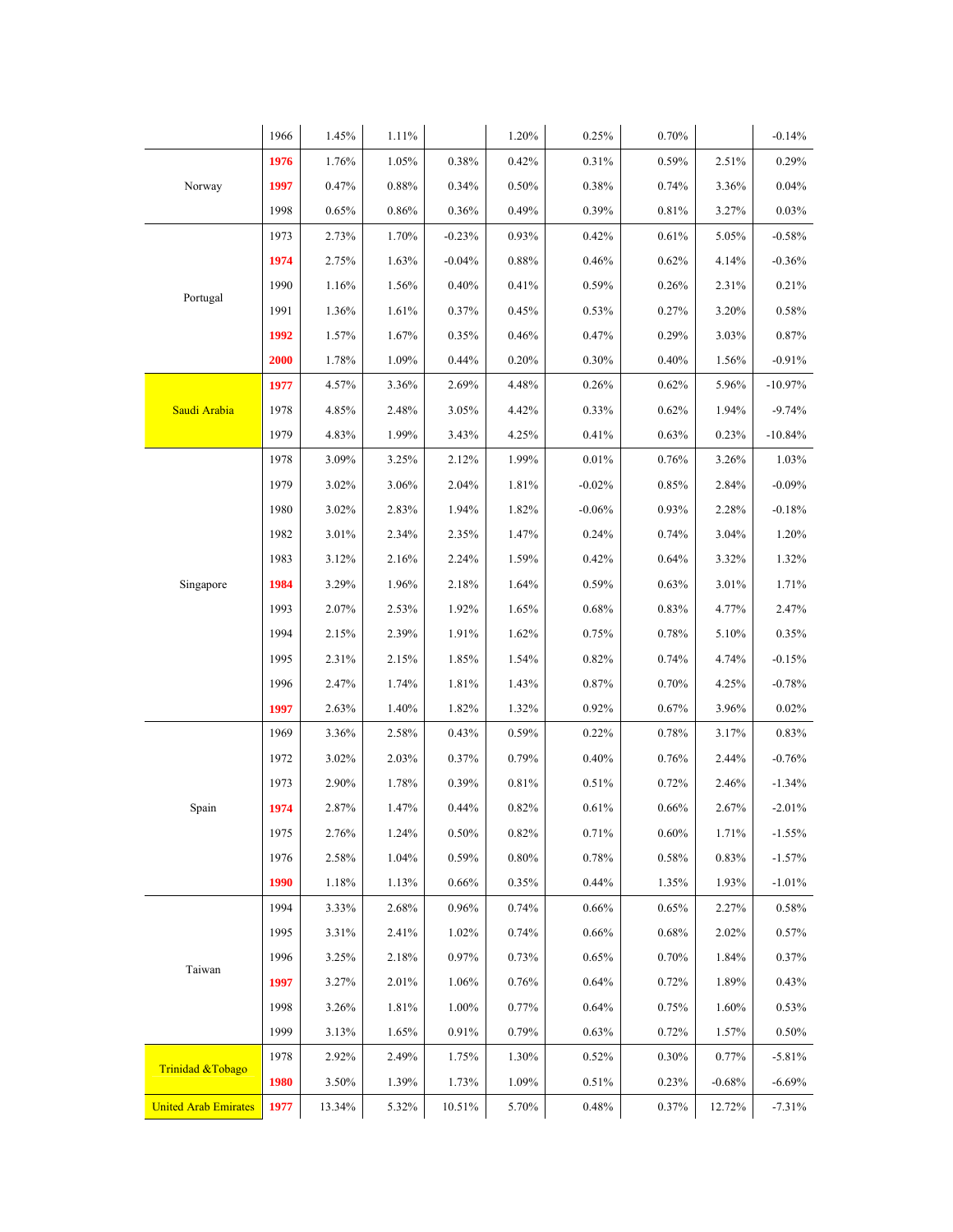|  | 1966 | 1.45% | 1.11% |  | 1.20% | 0.25% | 0.70% |  | -0.14% |
|---|---|---|---|---|---|---|---|---|---|
| Norway | **1976** | 1.76% | 1.05% | 0.38% | 0.42% | 0.31% | 0.59% | 2.51% | 0.29% |
|  | **1997** | 0.47% | 0.88% | 0.34% | 0.50% | 0.38% | 0.74% | 3.36% | 0.04% |
|  | 1998 | 0.65% | 0.86% | 0.36% | 0.49% | 0.39% | 0.81% | 3.27% | 0.03% |
| Portugal | 1973 | 2.73% | 1.70% | -0.23% | 0.93% | 0.42% | 0.61% | 5.05% | -0.58% |
|  | **1974** | 2.75% | 1.63% | -0.04% | 0.88% | 0.46% | 0.62% | 4.14% | -0.36% |
|  | 1990 | 1.16% | 1.56% | 0.40% | 0.41% | 0.59% | 0.26% | 2.31% | 0.21% |
|  | 1991 | 1.36% | 1.61% | 0.37% | 0.45% | 0.53% | 0.27% | 3.20% | 0.58% |
|  | **1992** | 1.57% | 1.67% | 0.35% | 0.46% | 0.47% | 0.29% | 3.03% | 0.87% |
|  | **2000** | 1.78% | 1.09% | 0.44% | 0.20% | 0.30% | 0.40% | 1.56% | -0.91% |
| Saudi Arabia | **1977** | 4.57% | 3.36% | 2.69% | 4.48% | 0.26% | 0.62% | 5.96% | -10.97% |
|  | 1978 | 4.85% | 2.48% | 3.05% | 4.42% | 0.33% | 0.62% | 1.94% | -9.74% |
|  | 1979 | 4.83% | 1.99% | 3.43% | 4.25% | 0.41% | 0.63% | 0.23% | -10.84% |
| Singapore | 1978 | 3.09% | 3.25% | 2.12% | 1.99% | 0.01% | 0.76% | 3.26% | 1.03% |
|  | 1979 | 3.02% | 3.06% | 2.04% | 1.81% | -0.02% | 0.85% | 2.84% | -0.09% |
|  | 1980 | 3.02% | 2.83% | 1.94% | 1.82% | -0.06% | 0.93% | 2.28% | -0.18% |
|  | 1982 | 3.01% | 2.34% | 2.35% | 1.47% | 0.24% | 0.74% | 3.04% | 1.20% |
|  | 1983 | 3.12% | 2.16% | 2.24% | 1.59% | 0.42% | 0.64% | 3.32% | 1.32% |
|  | **1984** | 3.29% | 1.96% | 2.18% | 1.64% | 0.59% | 0.63% | 3.01% | 1.71% |
|  | 1993 | 2.07% | 2.53% | 1.92% | 1.65% | 0.68% | 0.83% | 4.77% | 2.47% |
|  | 1994 | 2.15% | 2.39% | 1.91% | 1.62% | 0.75% | 0.78% | 5.10% | 0.35% |
|  | 1995 | 2.31% | 2.15% | 1.85% | 1.54% | 0.82% | 0.74% | 4.74% | -0.15% |
|  | 1996 | 2.47% | 1.74% | 1.81% | 1.43% | 0.87% | 0.70% | 4.25% | -0.78% |
|  | **1997** | 2.63% | 1.40% | 1.82% | 1.32% | 0.92% | 0.67% | 3.96% | 0.02% |
| Spain | 1969 | 3.36% | 2.58% | 0.43% | 0.59% | 0.22% | 0.78% | 3.17% | 0.83% |
|  | 1972 | 3.02% | 2.03% | 0.37% | 0.79% | 0.40% | 0.76% | 2.44% | -0.76% |
|  | 1973 | 2.90% | 1.78% | 0.39% | 0.81% | 0.51% | 0.72% | 2.46% | -1.34% |
|  | **1974** | 2.87% | 1.47% | 0.44% | 0.82% | 0.61% | 0.66% | 2.67% | -2.01% |
|  | 1975 | 2.76% | 1.24% | 0.50% | 0.82% | 0.71% | 0.60% | 1.71% | -1.55% |
|  | 1976 | 2.58% | 1.04% | 0.59% | 0.80% | 0.78% | 0.58% | 0.83% | -1.57% |
|  | **1990** | 1.18% | 1.13% | 0.66% | 0.35% | 0.44% | 1.35% | 1.93% | -1.01% |
| Taiwan | 1994 | 3.33% | 2.68% | 0.96% | 0.74% | 0.66% | 0.65% | 2.27% | 0.58% |
|  | 1995 | 3.31% | 2.41% | 1.02% | 0.74% | 0.66% | 0.68% | 2.02% | 0.57% |
|  | 1996 | 3.25% | 2.18% | 0.97% | 0.73% | 0.65% | 0.70% | 1.84% | 0.37% |
|  | **1997** | 3.27% | 2.01% | 1.06% | 0.76% | 0.64% | 0.72% | 1.89% | 0.43% |
|  | 1998 | 3.26% | 1.81% | 1.00% | 0.77% | 0.64% | 0.75% | 1.60% | 0.53% |
|  | 1999 | 3.13% | 1.65% | 0.91% | 0.79% | 0.63% | 0.72% | 1.57% | 0.50% |
| Trinidad &Tobago | 1978 | 2.92% | 2.49% | 1.75% | 1.30% | 0.52% | 0.30% | 0.77% | -5.81% |
|  | **1980** | 3.50% | 1.39% | 1.73% | 1.09% | 0.51% | 0.23% | -0.68% | -6.69% |
| United Arab Emirates | **1977** | 13.34% | 5.32% | 10.51% | 5.70% | 0.48% | 0.37% | 12.72% | -7.31% |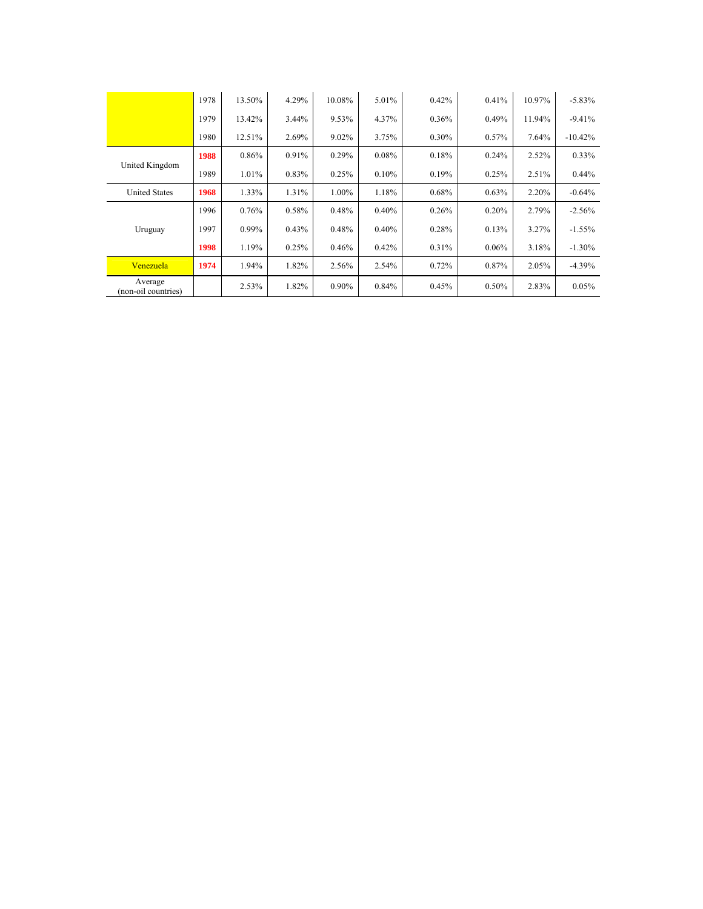| | | | | | | | | | |
|---|---|---|---|---|---|---|---|---|---|
| | 1978 | 13.50% | 4.29% | 10.08% | 5.01% | 0.42% | 0.41% | 10.97% | -5.83% |
| | 1979 | 13.42% | 3.44% | 9.53% | 4.37% | 0.36% | 0.49% | 11.94% | -9.41% |
| | 1980 | 12.51% | 2.69% | 9.02% | 3.75% | 0.30% | 0.57% | 7.64% | -10.42% |
| United Kingdom | **1988** | 0.86% | 0.91% | 0.29% | 0.08% | 0.18% | 0.24% | 2.52% | 0.33% |
| | 1989 | 1.01% | 0.83% | 0.25% | 0.10% | 0.19% | 0.25% | 2.51% | 0.44% |
| United States | **1968** | 1.33% | 1.31% | 1.00% | 1.18% | 0.68% | 0.63% | 2.20% | -0.64% |
| Uruguay | 1996 | 0.76% | 0.58% | 0.48% | 0.40% | 0.26% | 0.20% | 2.79% | -2.56% |
| | 1997 | 0.99% | 0.43% | 0.48% | 0.40% | 0.28% | 0.13% | 3.27% | -1.55% |
| | **1998** | 1.19% | 0.25% | 0.46% | 0.42% | 0.31% | 0.06% | 3.18% | -1.30% |
| Venezuela | **1974** | 1.94% | 1.82% | 2.56% | 2.54% | 0.72% | 0.87% | 2.05% | -4.39% |
| Average (non-oil countries) | | 2.53% | 1.82% | 0.90% | 0.84% | 0.45% | 0.50% | 2.83% | 0.05% |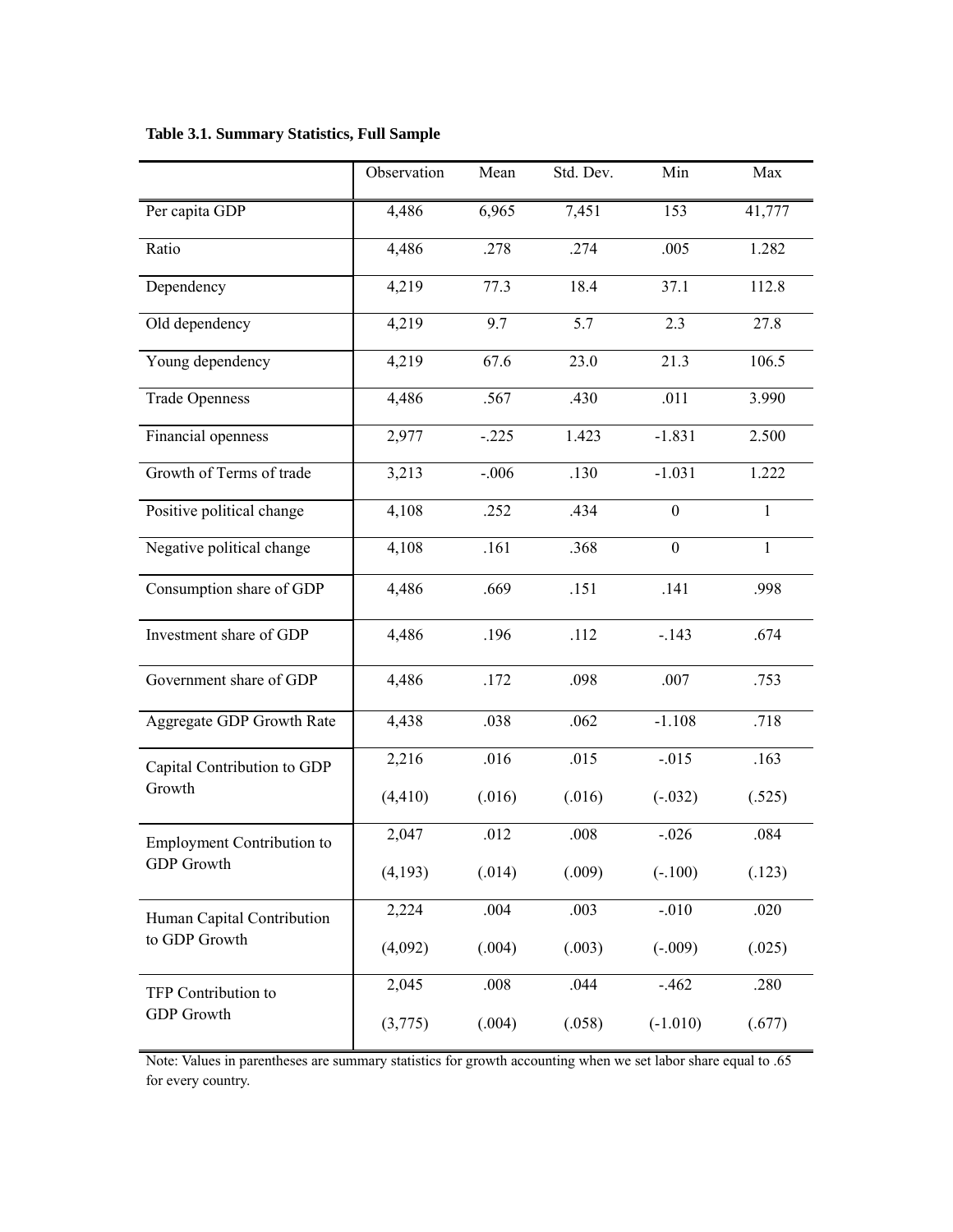**Table 3.1. Summary Statistics, Full Sample**

| | Observation | Mean | Std. Dev. | Min | Max |
|---|---|---|---|---|---|
| Per capita GDP | 4,486 | 6,965 | 7,451 | 153 | 41,777 |
| Ratio | 4,486 | .278 | .274 | .005 | 1.282 |
| Dependency | 4,219 | 77.3 | 18.4 | 37.1 | 112.8 |
| Old dependency | 4,219 | 9.7 | 5.7 | 2.3 | 27.8 |
| Young dependency | 4,219 | 67.6 | 23.0 | 21.3 | 106.5 |
| Trade Openness | 4,486 | .567 | .430 | .011 | 3.990 |
| Financial openness | 2,977 | -.225 | 1.423 | -1.831 | 2.500 |
| Growth of Terms of trade | 3,213 | -.006 | .130 | -1.031 | 1.222 |
| Positive political change | 4,108 | .252 | .434 | 0 | 1 |
| Negative political change | 4,108 | .161 | .368 | 0 | 1 |
| Consumption share of GDP | 4,486 | .669 | .151 | .141 | .998 |
| Investment share of GDP | 4,486 | .196 | .112 | -.143 | .674 |
| Government share of GDP | 4,486 | .172 | .098 | .007 | .753 |
| Aggregate GDP Growth Rate | 4,438 | .038 | .062 | -1.108 | .718 |
| Capital Contribution to GDP Growth | 2,216<br>(4,410) | .016<br>(.016) | .015<br>(.016) | -.015<br>(-.032) | .163<br>(.525) |
| Employment Contribution to GDP Growth | 2,047<br>(4,193) | .012<br>(.014) | .008<br>(.009) | -.026<br>(-.100) | .084<br>(.123) |
| Human Capital Contribution to GDP Growth | 2,224<br>(4,092) | .004<br>(.004) | .003<br>(.003) | -.010<br>(-.009) | .020<br>(.025) |
| TFP Contribution to GDP Growth | 2,045<br>(3,775) | .008<br>(.004) | .044<br>(.058) | -.462<br>(-1.010) | .280<br>(.677) |

Note: Values in parentheses are summary statistics for growth accounting when we set labor share equal to .65 for every country.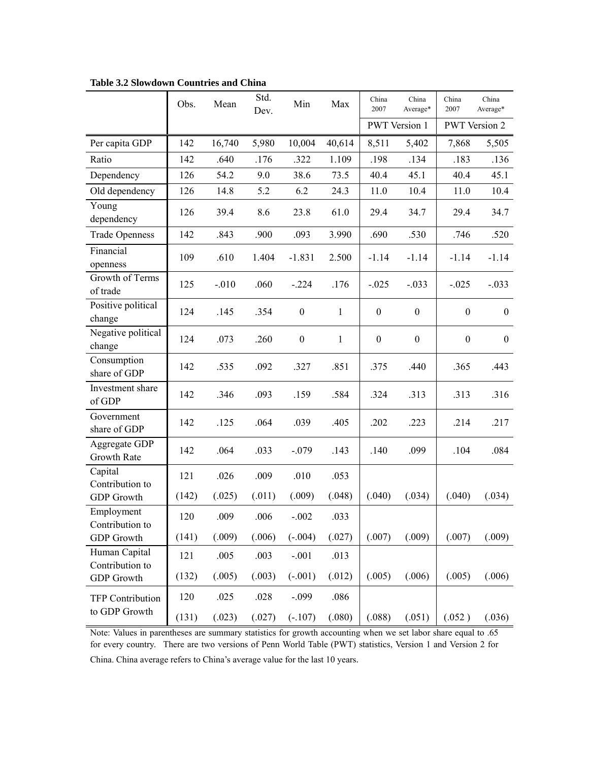**Table 3.2 Slowdown Countries and China**

| | Obs. | Mean | Std. Dev. | Min | Max | China 2007 | China Average* | China 2007 | China Average* |
|---|---|---|---|---|---|---|---|---|---|
| | | | | | | PWT Version 1 | | PWT Version 2 | |
| Per capita GDP | 142 | 16,740 | 5,980 | 10,004 | 40,614 | 8,511 | 5,402 | 7,868 | 5,505 |
| Ratio | 142 | .640 | .176 | .322 | 1.109 | .198 | .134 | .183 | .136 |
| Dependency | 126 | 54.2 | 9.0 | 38.6 | 73.5 | 40.4 | 45.1 | 40.4 | 45.1 |
| Old dependency | 126 | 14.8 | 5.2 | 6.2 | 24.3 | 11.0 | 10.4 | 11.0 | 10.4 |
| Young dependency | 126 | 39.4 | 8.6 | 23.8 | 61.0 | 29.4 | 34.7 | 29.4 | 34.7 |
| Trade Openness | 142 | .843 | .900 | .093 | 3.990 | .690 | .530 | .746 | .520 |
| Financial openness | 109 | .610 | 1.404 | -1.831 | 2.500 | -1.14 | -1.14 | -1.14 | -1.14 |
| Growth of Terms of trade | 125 | -.010 | .060 | -.224 | .176 | -.025 | -.033 | -.025 | -.033 |
| Positive political change | 124 | .145 | .354 | 0 | 1 | 0 | 0 | 0 | 0 |
| Negative political change | 124 | .073 | .260 | 0 | 1 | 0 | 0 | 0 | 0 |
| Consumption share of GDP | 142 | .535 | .092 | .327 | .851 | .375 | .440 | .365 | .443 |
| Investment share of GDP | 142 | .346 | .093 | .159 | .584 | .324 | .313 | .313 | .316 |
| Government share of GDP | 142 | .125 | .064 | .039 | .405 | .202 | .223 | .214 | .217 |
| Aggregate GDP Growth Rate | 142 | .064 | .033 | -.079 | .143 | .140 | .099 | .104 | .084 |
| Capital Contribution to GDP Growth | 121 | .026 | .009 | .010 | .053 | | | | |
| | (142) | (.025) | (.011) | (.009) | (.048) | (.040) | (.034) | (.040) | (.034) |
| Employment Contribution to GDP Growth | 120 | .009 | .006 | -.002 | .033 | | | | |
| | (141) | (.009) | (.006) | (-.004) | (.027) | (.007) | (.009) | (.007) | (.009) |
| Human Capital Contribution to GDP Growth | 121 | .005 | .003 | -.001 | .013 | | | | |
| | (132) | (.005) | (.003) | (-.001) | (.012) | (.005) | (.006) | (.005) | (.006) |
| TFP Contribution to GDP Growth | 120 | .025 | .028 | -.099 | .086 | | | | |
| | (131) | (.023) | (.027) | (-.107) | (.080) | (.088) | (.051) | (.052 ) | (.036) |

Note: Values in parentheses are summary statistics for growth accounting when we set labor share equal to .65 for every country. There are two versions of Penn World Table (PWT) statistics, Version 1 and Version 2 for China. China average refers to China's average value for the last 10 years.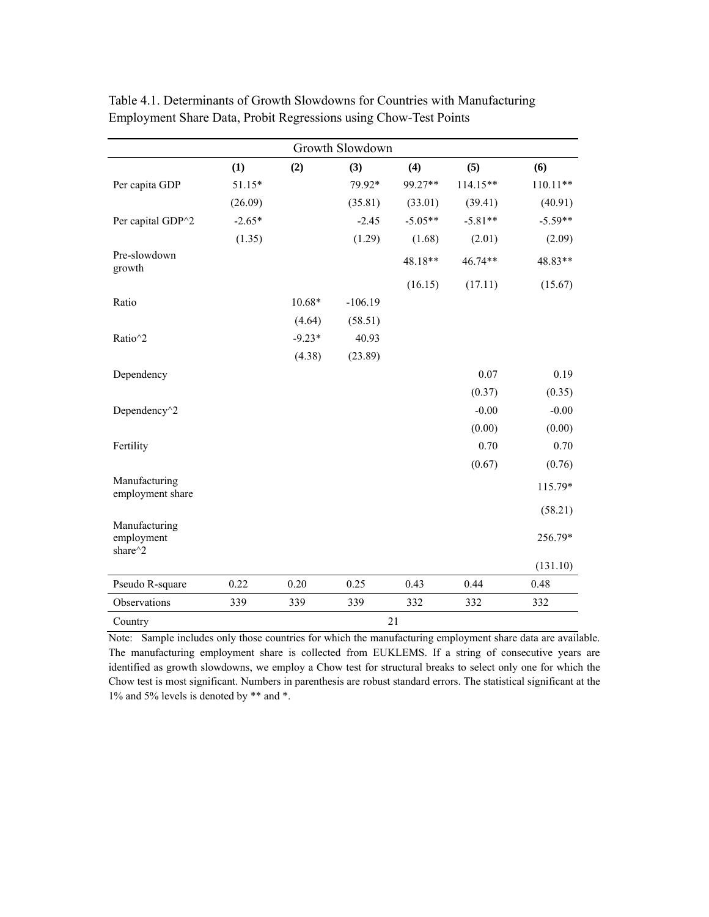Table 4.1. Determinants of Growth Slowdowns for Countries with Manufacturing Employment Share Data, Probit Regressions using Chow-Test Points

| | Growth Slowdown | | | | | |
|---|---|---|---|---|---|---|
| | **(1)** | **(2)** | **(3)** | **(4)** | **(5)** | **(6)** |
| Per capita GDP | 51.15* | | 79.92* | 99.27** | 114.15** | 110.11** |
| | (26.09) | | (35.81) | (33.01) | (39.41) | (40.91) |
| Per capital GDP^2 | -2.65* | | -2.45 | -5.05** | -5.81** | -5.59** |
| | (1.35) | | (1.29) | (1.68) | (2.01) | (2.09) |
| Pre-slowdown growth | | | | 48.18** | 46.74** | 48.83** |
| | | | | (16.15) | (17.11) | (15.67) |
| Ratio | | 10.68* | -106.19 | | | |
| | | (4.64) | (58.51) | | | |
| Ratio^2 | | -9.23* | 40.93 | | | |
| | | (4.38) | (23.89) | | | |
| Dependency | | | | | 0.07 | 0.19 |
| | | | | | (0.37) | (0.35) |
| Dependency^2 | | | | | -0.00 | -0.00 |
| | | | | | (0.00) | (0.00) |
| Fertility | | | | | 0.70 | 0.70 |
| | | | | | (0.67) | (0.76) |
| Manufacturing employment share | | | | | | 115.79* |
| | | | | | | (58.21) |
| Manufacturing employment share^2 | | | | | | 256.79* |
| | | | | | | (131.10) |
| Pseudo R-square | 0.22 | 0.20 | 0.25 | 0.43 | 0.44 | 0.48 |
| Observations | 339 | 339 | 339 | 332 | 332 | 332 |
| Country | | | | 21 | | |

Note: Sample includes only those countries for which the manufacturing employment share data are available. The manufacturing employment share is collected from EUKLEMS. If a string of consecutive years are identified as growth slowdowns, we employ a Chow test for structural breaks to select only one for which the Chow test is most significant. Numbers in parenthesis are robust standard errors. The statistical significant at the 1% and 5% levels is denoted by ** and *.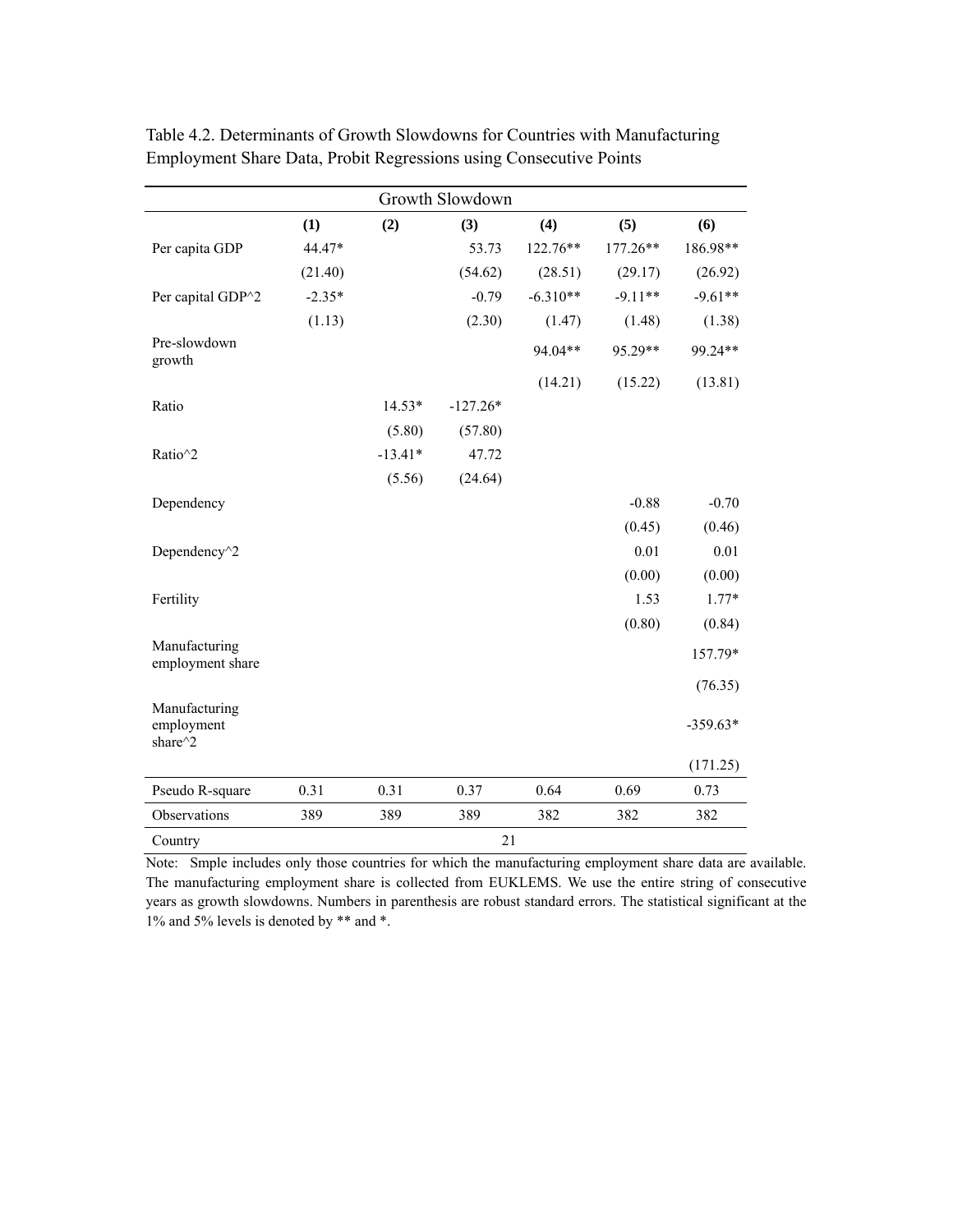Table 4.2. Determinants of Growth Slowdowns for Countries with Manufacturing Employment Share Data, Probit Regressions using Consecutive Points

| | Growth Slowdown | | | | | |
|---|---|---|---|---|---|---|
| | **(1)** | **(2)** | **(3)** | **(4)** | **(5)** | **(6)** |
| Per capita GDP | 44.47* | | 53.73 | 122.76** | 177.26** | 186.98** |
| | (21.40) | | (54.62) | (28.51) | (29.17) | (26.92) |
| Per capital GDP^2 | -2.35* | | -0.79 | -6.310** | -9.11** | -9.61** |
| | (1.13) | | (2.30) | (1.47) | (1.48) | (1.38) |
| Pre-slowdown growth | | | | 94.04** | 95.29** | 99.24** |
| | | | | (14.21) | (15.22) | (13.81) |
| Ratio | | 14.53* | -127.26* | | | |
| | | (5.80) | (57.80) | | | |
| Ratio^2 | | -13.41* | 47.72 | | | |
| | | (5.56) | (24.64) | | | |
| Dependency | | | | | -0.88 | -0.70 |
| | | | | | (0.45) | (0.46) |
| Dependency^2 | | | | | 0.01 | 0.01 |
| | | | | | (0.00) | (0.00) |
| Fertility | | | | | 1.53 | 1.77* |
| | | | | | (0.80) | (0.84) |
| Manufacturing employment share | | | | | | 157.79* |
| | | | | | | (76.35) |
| Manufacturing employment share^2 | | | | | | -359.63* |
| | | | | | | (171.25) |
| Pseudo R-square | 0.31 | 0.31 | 0.37 | 0.64 | 0.69 | 0.73 |
| Observations | 389 | 389 | 389 | 382 | 382 | 382 |
| Country | | | 21 | | | |

Note: Smple includes only those countries for which the manufacturing employment share data are available. The manufacturing employment share is collected from EUKLEMS. We use the entire string of consecutive years as growth slowdowns. Numbers in parenthesis are robust standard errors. The statistical significant at the 1% and 5% levels is denoted by ** and *.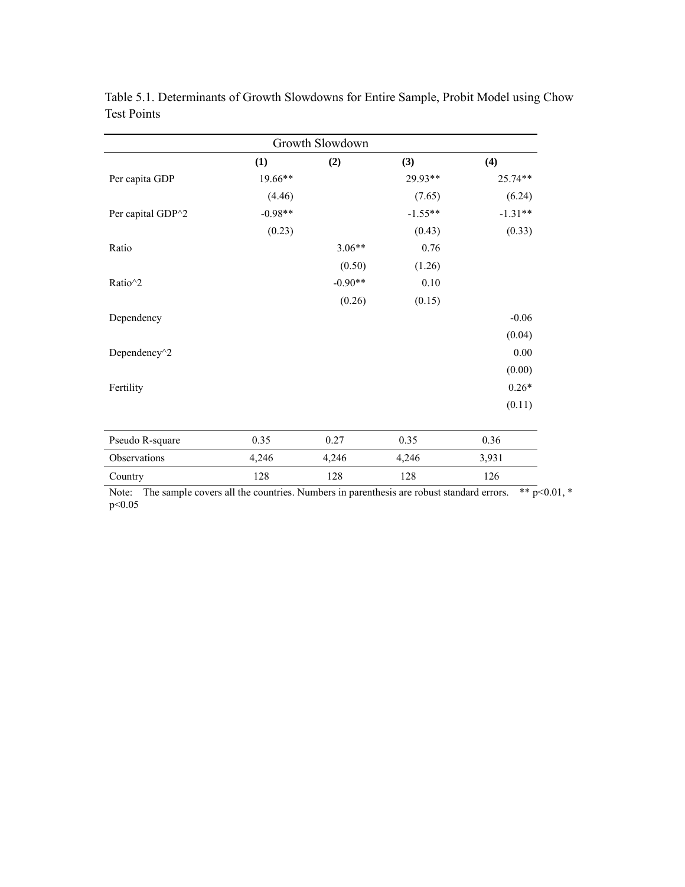Table 5.1. Determinants of Growth Slowdowns for Entire Sample, Probit Model using Chow Test Points

| | Growth Slowdown | | | |
|---|---|---|---|---|
| | **(1)** | **(2)** | **(3)** | **(4)** |
| Per capita GDP | 19.66** | | 29.93** | 25.74** |
| | (4.46) | | (7.65) | (6.24) |
| Per capital GDP^2 | -0.98** | | -1.55** | -1.31** |
| | (0.23) | | (0.43) | (0.33) |
| Ratio | | 3.06** | 0.76 | |
| | | (0.50) | (1.26) | |
| Ratio^2 | | -0.90** | 0.10 | |
| | | (0.26) | (0.15) | |
| Dependency | | | | -0.06 |
| | | | | (0.04) |
| Dependency^2 | | | | 0.00 |
| | | | | (0.00) |
| Fertility | | | | 0.26* |
| | | | | (0.11) |
| Pseudo R-square | 0.35 | 0.27 | 0.35 | 0.36 |
| Observations | 4,246 | 4,246 | 4,246 | 3,931 |
| Country | 128 | 128 | 128 | 126 |

Note: The sample covers all the countries. Numbers in parenthesis are robust standard errors. ** $p<0.01$, * $p<0.05$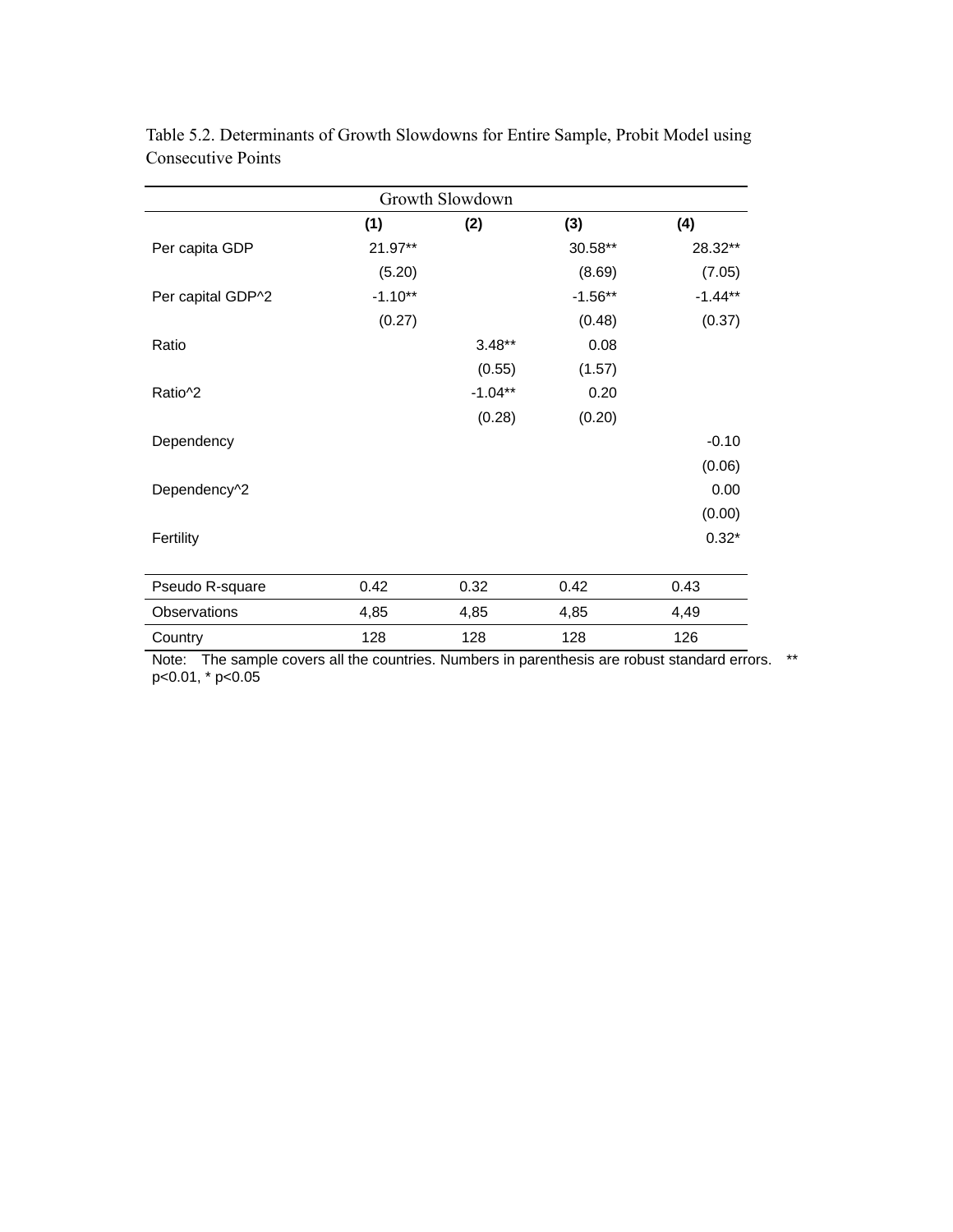Table 5.2. Determinants of Growth Slowdowns for Entire Sample, Probit Model using Consecutive Points

| | Growth Slowdown | | | |
|---|---|---|---|---|
| | (1) | (2) | (3) | (4) |
| Per capita GDP | 21.97** | | 30.58** | 28.32** |
| | (5.20) | | (8.69) | (7.05) |
| Per capital GDP^2 | -1.10** | | -1.56** | -1.44** |
| | (0.27) | | (0.48) | (0.37) |
| Ratio | | 3.48** | 0.08 | |
| | | (0.55) | (1.57) | |
| Ratio^2 | | -1.04** | 0.20 | |
| | | (0.28) | (0.20) | |
| Dependency | | | | -0.10 |
| | | | | (0.06) |
| Dependency^2 | | | | 0.00 |
| | | | | (0.00) |
| Fertility | | | | 0.32* |
| Pseudo R-square | 0.42 | 0.32 | 0.42 | 0.43 |
| Observations | 4,85 | 4,85 | 4,85 | 4,49 |
| Country | 128 | 128 | 128 | 126 |

Note: The sample covers all the countries. Numbers in parenthesis are robust standard errors. ** p<0.01, * p<0.05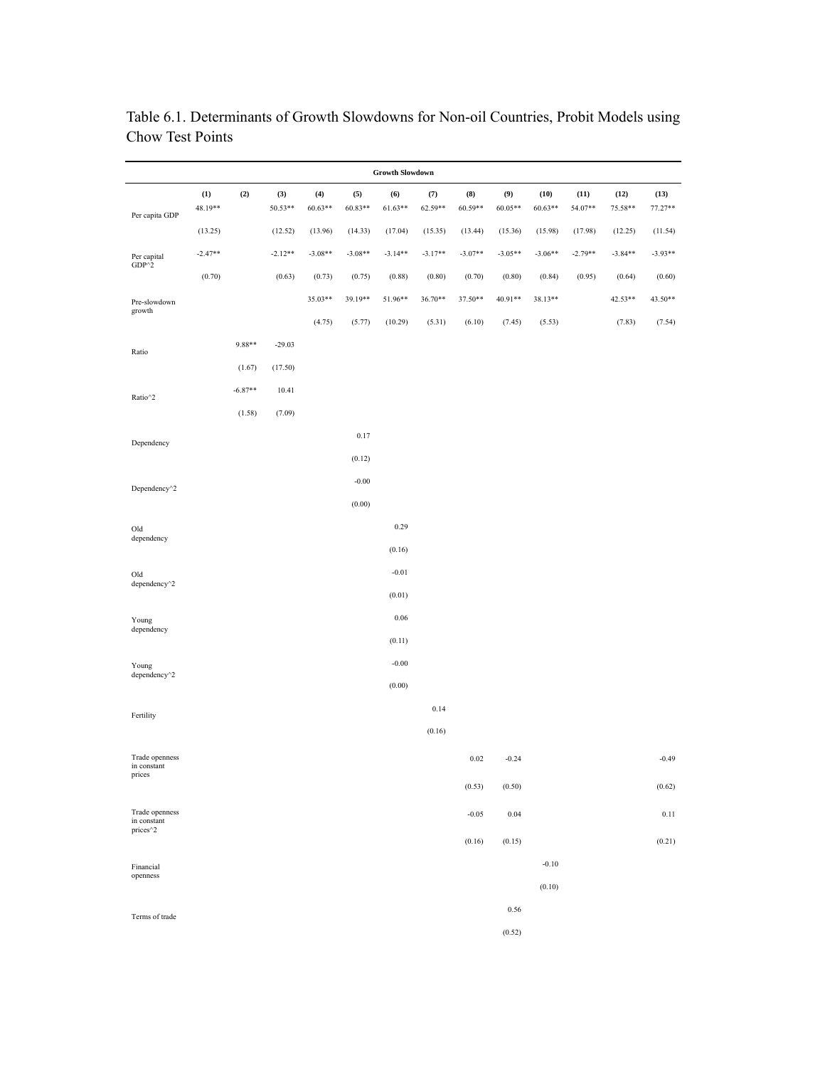Table 6.1. Determinants of Growth Slowdowns for Non-oil Countries, Probit Models using Chow Test Points

| | Growth Slowdown | | | | | | | | | | | | |
|---|---|---|---|---|---|---|---|---|---|---|---|---|---|
| | (1) | (2) | (3) | (4) | (5) | (6) | (7) | (8) | (9) | (10) | (11) | (12) | (13) |
| Per capita GDP | 48.19** | | 50.53** | 60.63** | 60.83** | 61.63** | 62.59** | 60.59** | 60.05** | 60.63** | 54.07** | 75.58** | 77.27** |
| | (13.25) | | (12.52) | (13.96) | (14.33) | (17.04) | (15.35) | (13.44) | (15.36) | (15.98) | (17.98) | (12.25) | (11.54) |
| Per capital GDP^2 | -2.47** | | -2.12** | -3.08** | -3.08** | -3.14** | -3.17** | -3.07** | -3.05** | -3.06** | -2.79** | -3.84** | -3.93** |
| | (0.70) | | (0.63) | (0.73) | (0.75) | (0.88) | (0.80) | (0.70) | (0.80) | (0.84) | (0.95) | (0.64) | (0.60) |
| Pre-slowdown growth | | | | 35.03** | 39.19** | 51.96** | 36.70** | 37.50** | 40.91** | 38.13** | | 42.53** | 43.50** |
| | | | | (4.75) | (5.77) | (10.29) | (5.31) | (6.10) | (7.45) | (5.53) | | (7.83) | (7.54) |
| Ratio | | 9.88** | -29.03 | | | | | | | | | | |
| | | (1.67) | (17.50) | | | | | | | | | | |
| Ratio^2 | | -6.87** | 10.41 | | | | | | | | | | |
| | | (1.58) | (7.09) | | | | | | | | | | |
| Dependency | | | | | 0.17 | | | | | | | | |
| | | | | | (0.12) | | | | | | | | |
| Dependency^2 | | | | | -0.00 | | | | | | | | |
| | | | | | (0.00) | | | | | | | | |
| Old dependency | | | | | | 0.29 | | | | | | | |
| | | | | | | (0.16) | | | | | | | |
| Old dependency^2 | | | | | | -0.01 | | | | | | | |
| | | | | | | (0.01) | | | | | | | |
| Young dependency | | | | | | 0.06 | | | | | | | |
| | | | | | | (0.11) | | | | | | | |
| Young dependency^2 | | | | | | -0.00 | | | | | | | |
| | | | | | | (0.00) | | | | | | | |
| Fertility | | | | | | | 0.14 | | | | | | |
| | | | | | | | (0.16) | | | | | | |
| Trade openness in constant prices | | | | | | | | 0.02 | -0.24 | | | | -0.49 |
| | | | | | | | | (0.53) | (0.50) | | | | (0.62) |
| Trade openness in constant prices^2 | | | | | | | | -0.05 | 0.04 | | | | 0.11 |
| | | | | | | | | (0.16) | (0.15) | | | | (0.21) |
| Financial openness | | | | | | | | | | -0.10 | | | |
| | | | | | | | | | | (0.10) | | | |
| Terms of trade | | | | | | | | | 0.56 | | | | |
| | | | | | | | | | (0.52) | | | | |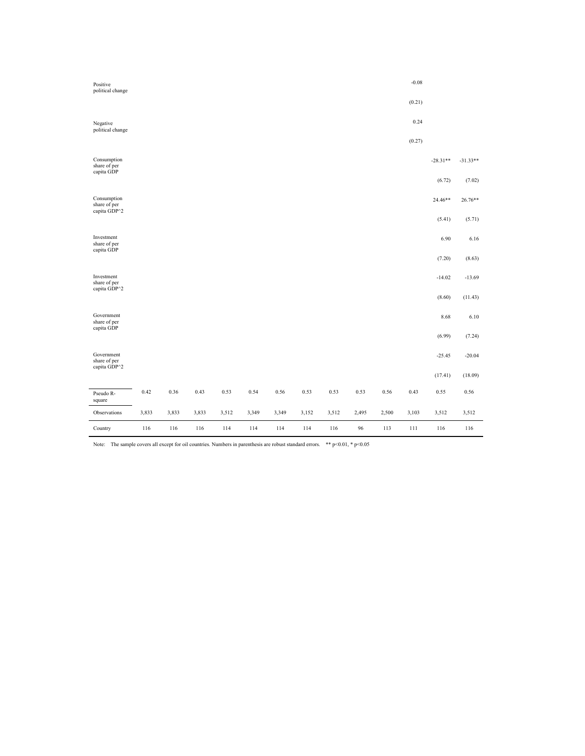| | | | | | | | | | | | | | |
|---|---|---|---|---|---|---|---|---|---|---|---|---|---|
| Positive political change | | | | | | | | | | | -0.08 | | |
| | | | | | | | | | | | (0.21) | | |
| Negative political change | | | | | | | | | | | 0.24 | | |
| | | | | | | | | | | | (0.27) | | |
| Consumption share of per capita GDP | | | | | | | | | | | | -28.31** | -31.33** |
| | | | | | | | | | | | | (6.72) | (7.02) |
| Consumption share of per capita GDP^2 | | | | | | | | | | | | 24.46** | 26.76** |
| | | | | | | | | | | | | (5.41) | (5.71) |
| Investment share of per capita GDP | | | | | | | | | | | | 6.90 | 6.16 |
| | | | | | | | | | | | | (7.20) | (8.63) |
| Investment share of per capita GDP^2 | | | | | | | | | | | | -14.02 | -13.69 |
| | | | | | | | | | | | | (8.60) | (11.43) |
| Government share of per capita GDP | | | | | | | | | | | | 8.68 | 6.10 |
| | | | | | | | | | | | | (6.99) | (7.24) |
| Government share of per capita GDP^2 | | | | | | | | | | | | -25.45 | -20.04 |
| | | | | | | | | | | | | (17.41) | (18.09) |
| Pseudo R-square | 0.42 | 0.36 | 0.43 | 0.53 | 0.54 | 0.56 | 0.53 | 0.53 | 0.53 | 0.56 | 0.43 | 0.55 | 0.56 |
| Observations | 3,833 | 3,833 | 3,833 | 3,512 | 3,349 | 3,349 | 3,152 | 3,512 | 2,495 | 2,500 | 3,103 | 3,512 | 3,512 |
| Country | 116 | 116 | 116 | 114 | 114 | 114 | 114 | 116 | 96 | 113 | 111 | 116 | 116 |

Note: The sample covers all except for oil countries. Numbers in parenthesis are robust standard errors. ** p<0.01, * p<0.05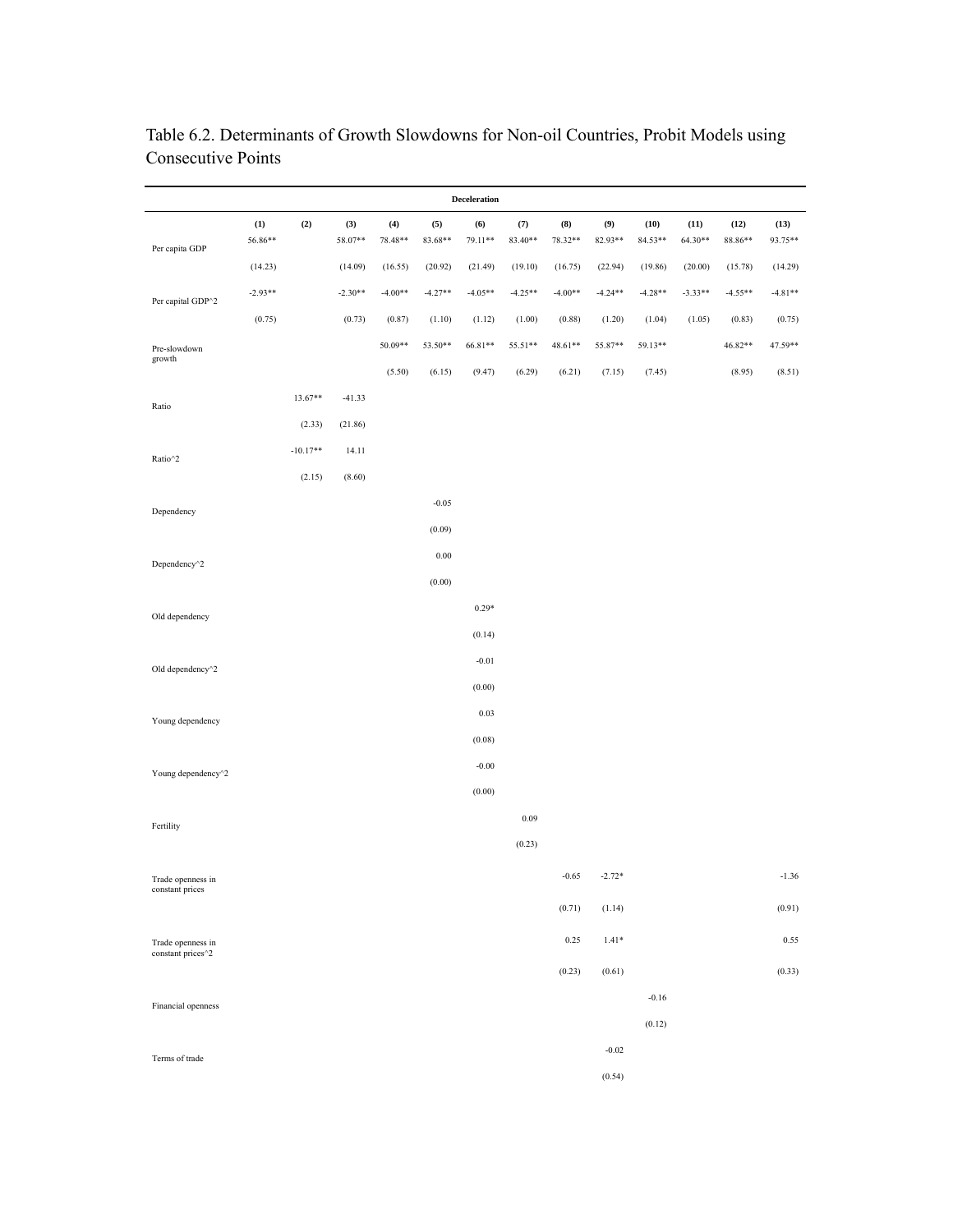Table 6.2. Determinants of Growth Slowdowns for Non-oil Countries, Probit Models using Consecutive Points

| | Deceleration | | | | | | | | | | | | |
|---|---|---|---|---|---|---|---|---|---|---|---|---|---|
| | **(1)** | **(2)** | **(3)** | **(4)** | **(5)** | **(6)** | **(7)** | **(8)** | **(9)** | **(10)** | **(11)** | **(12)** | **(13)** |
| Per capita GDP | 56.86** | | 58.07** | 78.48** | 83.68** | 79.11** | 83.40** | 78.32** | 82.93** | 84.53** | 64.30** | 88.86** | 93.75** |
| | (14.23) | | (14.09) | (16.55) | (20.92) | (21.49) | (19.10) | (16.75) | (22.94) | (19.86) | (20.00) | (15.78) | (14.29) |
| Per capital GDP^2 | -2.93** | | -2.30** | -4.00** | -4.27** | -4.05** | -4.25** | -4.00** | -4.24** | -4.28** | -3.33** | -4.55** | -4.81** |
| | (0.75) | | (0.73) | (0.87) | (1.10) | (1.12) | (1.00) | (0.88) | (1.20) | (1.04) | (1.05) | (0.83) | (0.75) |
| Pre-slowdown growth | | | | 50.09** | 53.50** | 66.81** | 55.51** | 48.61** | 55.87** | 59.13** | | 46.82** | 47.59** |
| | | | | (5.50) | (6.15) | (9.47) | (6.29) | (6.21) | (7.15) | (7.45) | | (8.95) | (8.51) |
| Ratio | | 13.67** | -41.33 | | | | | | | | | | |
| | | (2.33) | (21.86) | | | | | | | | | | |
| Ratio^2 | | -10.17** | 14.11 | | | | | | | | | | |
| | | (2.15) | (8.60) | | | | | | | | | | |
| Dependency | | | | | -0.05 | | | | | | | | |
| | | | | | (0.09) | | | | | | | | |
| Dependency^2 | | | | | 0.00 | | | | | | | | |
| | | | | | (0.00) | | | | | | | | |
| Old dependency | | | | | | 0.29* | | | | | | | |
| | | | | | | (0.14) | | | | | | | |
| Old dependency^2 | | | | | | -0.01 | | | | | | | |
| | | | | | | (0.00) | | | | | | | |
| Young dependency | | | | | | 0.03 | | | | | | | |
| | | | | | | (0.08) | | | | | | | |
| Young dependency^2 | | | | | | -0.00 | | | | | | | |
| | | | | | | (0.00) | | | | | | | |
| Fertility | | | | | | | 0.09 | | | | | | |
| | | | | | | | (0.23) | | | | | | |
| Trade openness in constant prices | | | | | | | | -0.65 | -2.72* | | | | -1.36 |
| | | | | | | | | (0.71) | (1.14) | | | | (0.91) |
| Trade openness in constant prices^2 | | | | | | | | 0.25 | 1.41* | | | | 0.55 |
| | | | | | | | | (0.23) | (0.61) | | | | (0.33) |
| Financial openness | | | | | | | | | | -0.16 | | | |
| | | | | | | | | | | (0.12) | | | |
| Terms of trade | | | | | | | | | -0.02 | | | | |
| | | | | | | | | | (0.54) | | | | |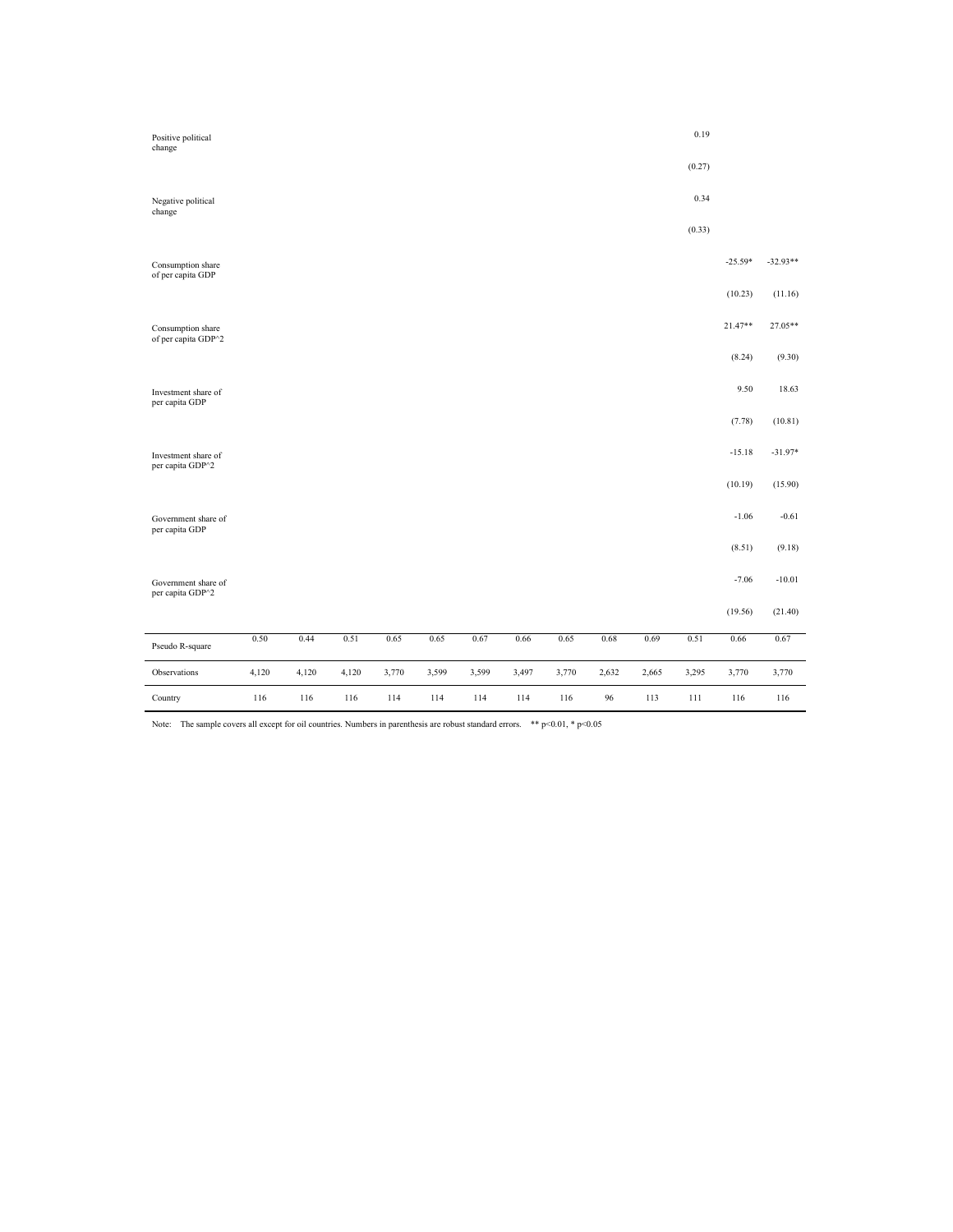| | (1) | (2) | (3) | (4) | (5) | (6) | (7) | (8) | (9) | (10) | (11) | (12) | (13) |
|---|---|---|---|---|---|---|---|---|---|---|---|---|---|
| Positive political change | | | | | | | | | | | 0.19 | | |
| | | | | | | | | | | | (0.27) | | |
| Negative political change | | | | | | | | | | | 0.34 | | |
| | | | | | | | | | | | (0.33) | | |
| Consumption share of per capita GDP | | | | | | | | | | | | -25.59* | -32.93** |
| | | | | | | | | | | | | (10.23) | (11.16) |
| Consumption share of per capita GDP^2 | | | | | | | | | | | | 21.47** | 27.05** |
| | | | | | | | | | | | | (8.24) | (9.30) |
| Investment share of per capita GDP | | | | | | | | | | | | 9.50 | 18.63 |
| | | | | | | | | | | | | (7.78) | (10.81) |
| Investment share of per capita GDP^2 | | | | | | | | | | | | -15.18 | -31.97* |
| | | | | | | | | | | | | (10.19) | (15.90) |
| Government share of per capita GDP | | | | | | | | | | | | -1.06 | -0.61 |
| | | | | | | | | | | | | (8.51) | (9.18) |
| Government share of per capita GDP^2 | | | | | | | | | | | | -7.06 | -10.01 |
| | | | | | | | | | | | | (19.56) | (21.40) |
| Pseudo R-square | 0.50 | 0.44 | 0.51 | 0.65 | 0.65 | 0.67 | 0.66 | 0.65 | 0.68 | 0.69 | 0.51 | 0.66 | 0.67 |
| Observations | 4,120 | 4,120 | 4,120 | 3,770 | 3,599 | 3,599 | 3,497 | 3,770 | 2,632 | 2,665 | 3,295 | 3,770 | 3,770 |
| Country | 116 | 116 | 116 | 114 | 114 | 114 | 114 | 116 | 96 | 113 | 111 | 116 | 116 |

Note: The sample covers all except for oil countries. Numbers in parenthesis are robust standard errors. ** p<0.01, * p<0.05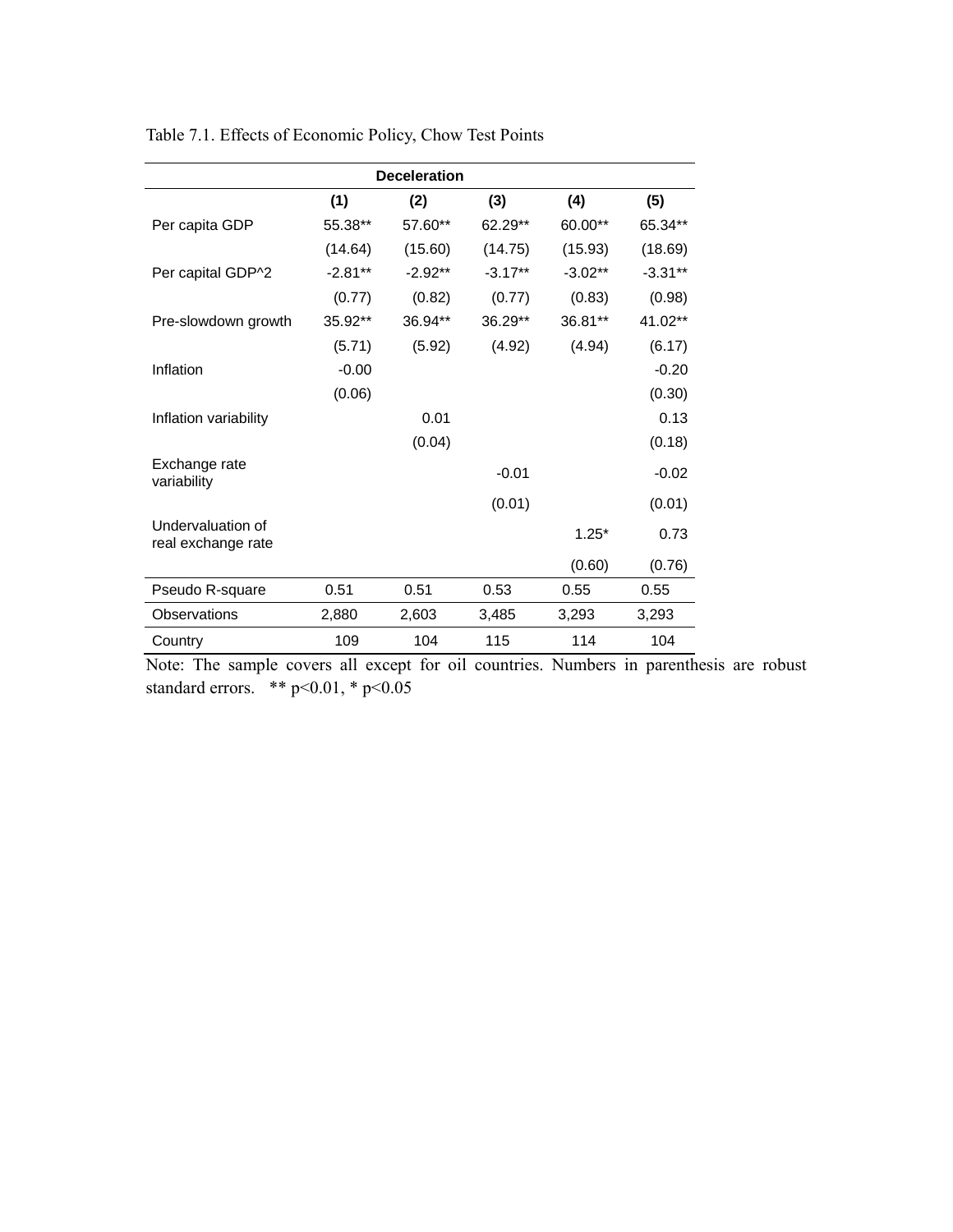Table 7.1. Effects of Economic Policy, Chow Test Points

| Deceleration | | | | | |
|---|---|---|---|---|---|
| | (1) | (2) | (3) | (4) | (5) |
| Per capita GDP | 55.38** | 57.60** | 62.29** | 60.00** | 65.34** |
| | (14.64) | (15.60) | (14.75) | (15.93) | (18.69) |
| Per capital GDP^2 | -2.81** | -2.92** | -3.17** | -3.02** | -3.31** |
| | (0.77) | (0.82) | (0.77) | (0.83) | (0.98) |
| Pre-slowdown growth | 35.92** | 36.94** | 36.29** | 36.81** | 41.02** |
| | (5.71) | (5.92) | (4.92) | (4.94) | (6.17) |
| Inflation | -0.00 | | | | -0.20 |
| | (0.06) | | | | (0.30) |
| Inflation variability | | 0.01 | | | 0.13 |
| | | (0.04) | | | (0.18) |
| Exchange rate variability | | | -0.01 | | -0.02 |
| | | | (0.01) | | (0.01) |
| Undervaluation of real exchange rate | | | | 1.25* | 0.73 |
| | | | | (0.60) | (0.76) |
| Pseudo R-square | 0.51 | 0.51 | 0.53 | 0.55 | 0.55 |
| Observations | 2,880 | 2,603 | 3,485 | 3,293 | 3,293 |
| Country | 109 | 104 | 115 | 114 | 104 |

Note: The sample covers all except for oil countries. Numbers in parenthesis are robust standard errors. ** p<0.01, * p<0.05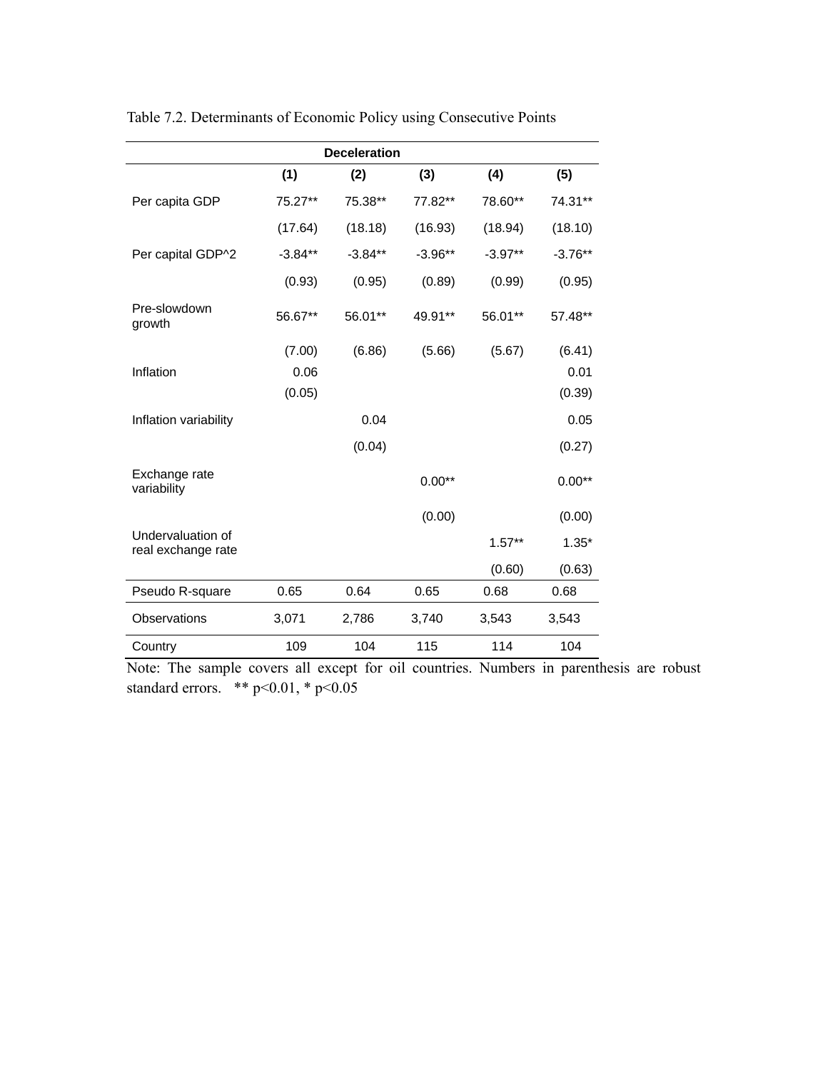Table 7.2. Determinants of Economic Policy using Consecutive Points

| Deceleration | | | | | |
|---|---|---|---|---|---|
| | (1) | (2) | (3) | (4) | (5) |
| Per capita GDP | 75.27** | 75.38** | 77.82** | 78.60** | 74.31** |
| | (17.64) | (18.18) | (16.93) | (18.94) | (18.10) |
| Per capital GDP^2 | -3.84** | -3.84** | -3.96** | -3.97** | -3.76** |
| | (0.93) | (0.95) | (0.89) | (0.99) | (0.95) |
| Pre-slowdown growth | 56.67** | 56.01** | 49.91** | 56.01** | 57.48** |
| | (7.00) | (6.86) | (5.66) | (5.67) | (6.41) |
| Inflation | 0.06 | | | | 0.01 |
| | (0.05) | | | | (0.39) |
| Inflation variability | | 0.04 | | | 0.05 |
| | | (0.04) | | | (0.27) |
| Exchange rate variability | | | 0.00** | | 0.00** |
| | | | (0.00) | | (0.00) |
| Undervaluation of real exchange rate | | | | 1.57** | 1.35* |
| | | | | (0.60) | (0.63) |
| Pseudo R-square | 0.65 | 0.64 | 0.65 | 0.68 | 0.68 |
| Observations | 3,071 | 2,786 | 3,740 | 3,543 | 3,543 |
| Country | 109 | 104 | 115 | 114 | 104 |

Note: The sample covers all except for oil countries. Numbers in parenthesis are robust standard errors. ** p<0.01, * p<0.05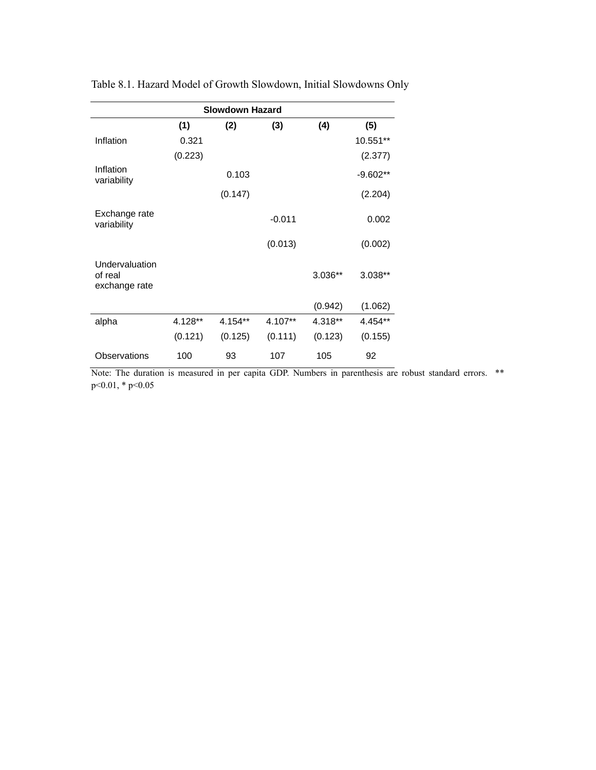Table 8.1. Hazard Model of Growth Slowdown, Initial Slowdowns Only

| | Slowdown Hazard | | | | |
|---|---|---|---|---|---|
| | (1) | (2) | (3) | (4) | (5) |
| Inflation | 0.321 | | | | 10.551** |
| | (0.223) | | | | (2.377) |
| Inflation variability | | 0.103 | | | -9.602** |
| | | (0.147) | | | (2.204) |
| Exchange rate variability | | | -0.011 | | 0.002 |
| | | | (0.013) | | (0.002) |
| Undervaluation of real exchange rate | | | | 3.036** | 3.038** |
| | | | | (0.942) | (1.062) |
| alpha | 4.128** | 4.154** | 4.107** | 4.318** | 4.454** |
| | (0.121) | (0.125) | (0.111) | (0.123) | (0.155) |
| Observations | 100 | 93 | 107 | 105 | 92 |

Note: The duration is measured in per capita GDP. Numbers in parenthesis are robust standard errors. ** $p<0.01$, * $p<0.05$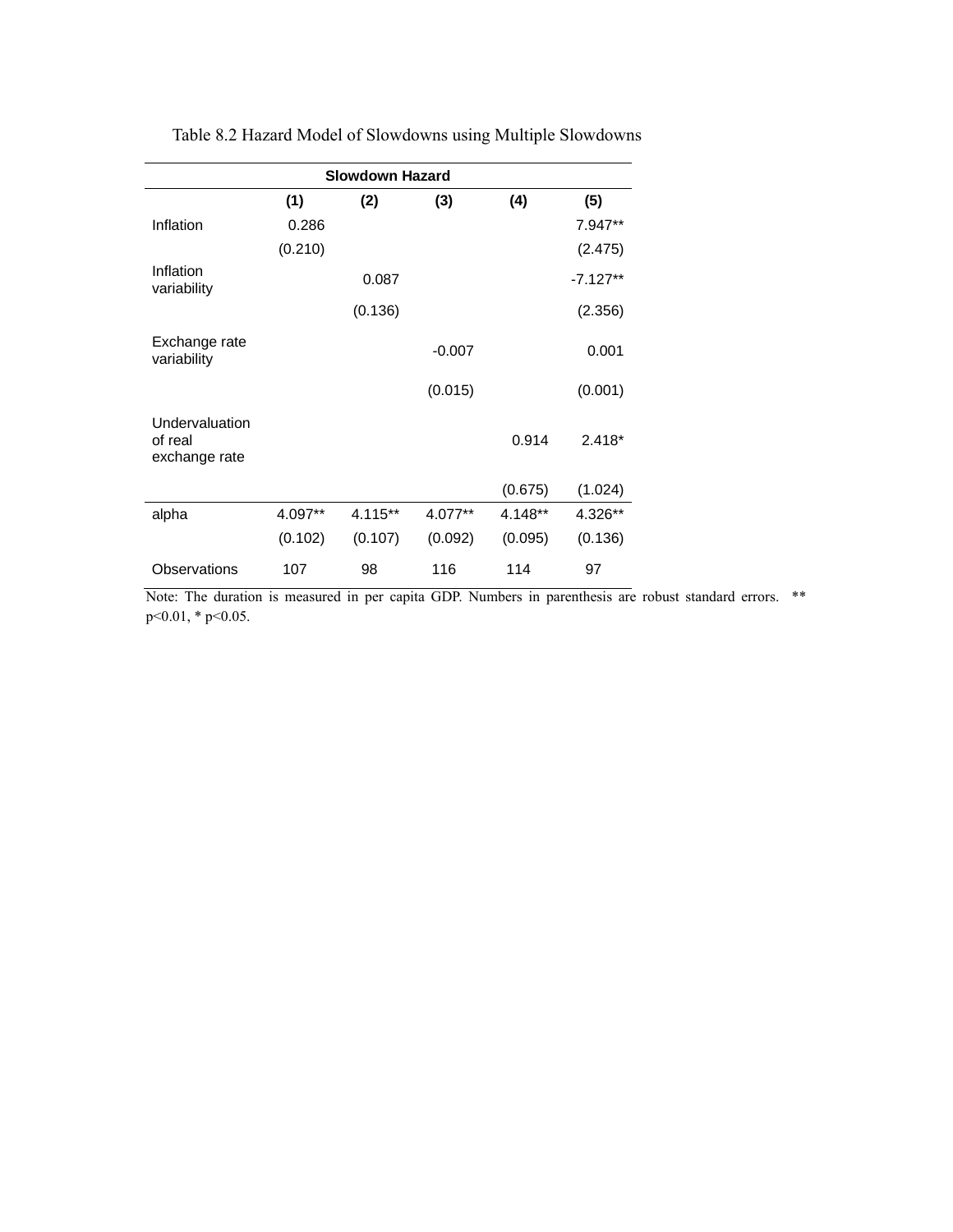Table 8.2 Hazard Model of Slowdowns using Multiple Slowdowns

| | Slowdown Hazard | | | | |
|---|---|---|---|---|---|
| | (1) | (2) | (3) | (4) | (5) |
| Inflation | 0.286 | | | | 7.947** |
| | (0.210) | | | | (2.475) |
| Inflation variability | | 0.087 | | | -7.127** |
| | | (0.136) | | | (2.356) |
| Exchange rate variability | | | -0.007 | | 0.001 |
| | | | (0.015) | | (0.001) |
| Undervaluation of real exchange rate | | | | 0.914 | 2.418* |
| | | | | (0.675) | (1.024) |
| alpha | 4.097** | 4.115** | 4.077** | 4.148** | 4.326** |
| | (0.102) | (0.107) | (0.092) | (0.095) | (0.136) |
| Observations | 107 | 98 | 116 | 114 | 97 |

Note: The duration is measured in per capita GDP. Numbers in parenthesis are robust standard errors. ** $p<0.01$, * $p<0.05$.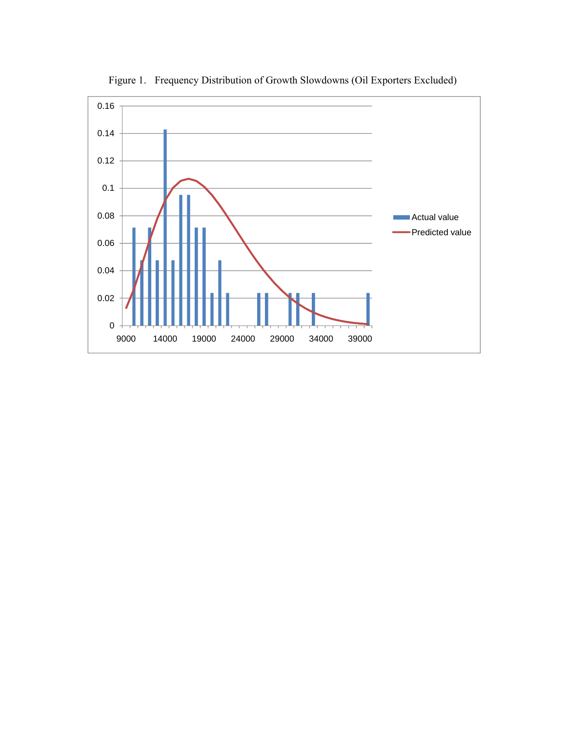Figure 1. Frequency Distribution of Growth Slowdowns (Oil Exporters Excluded)

0.16
0.14
0.12
0.1
0.08
0.06
0.04
0.02
0

9000
14000
19000
24000
29000
34000
39000

Actual value
Predicted value